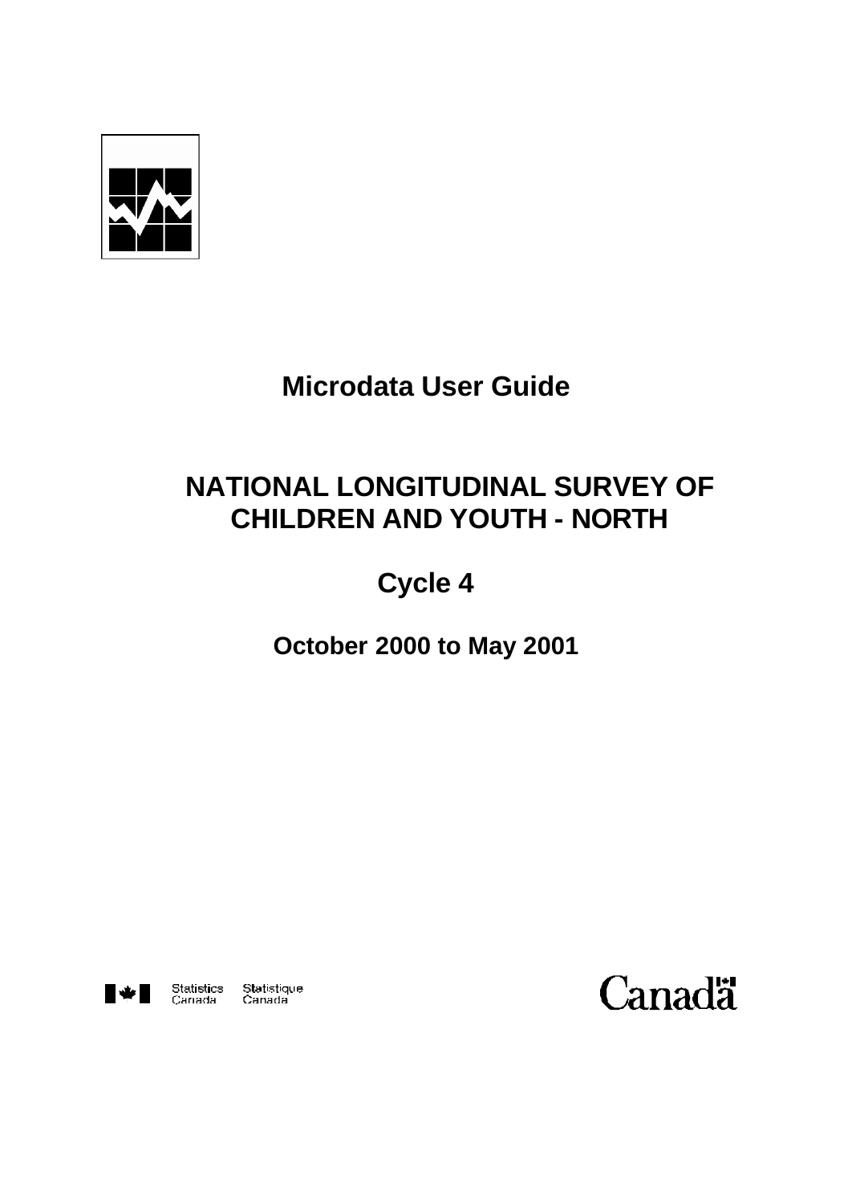# Microdata User Guide

# NATIONAL LONGITUDINAL SURVEY OF CHILDREN AND YOUTH - NORTH

## Cycle 4

### October 2000 to May 2001

Statistics Canada Statistique Canada

Canada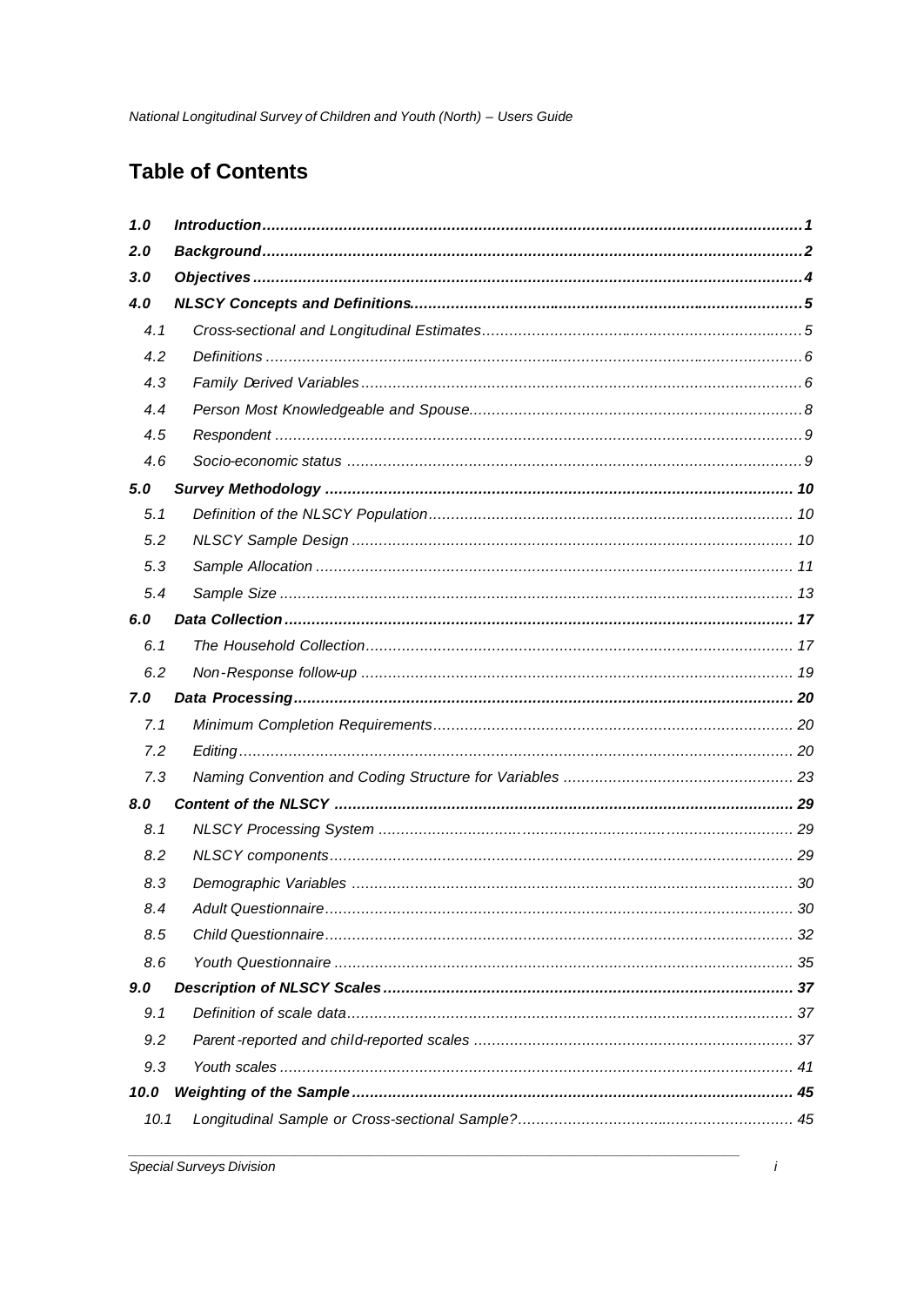## Table of Contents

| | | |
|---|---|---|
| ***1.0*** | ***Introduction*** | ***1*** |
| ***2.0*** | ***Background*** | ***2*** |
| ***3.0*** | ***Objectives*** | ***4*** |
| ***4.0*** | ***NLSCY Concepts and Definitions*** | ***5*** |
| *4.1* | *Cross-sectional and Longitudinal Estimates* | *5* |
| *4.2* | *Definitions* | *6* |
| *4.3* | *Family Derived Variables* | *6* |
| *4.4* | *Person Most Knowledgeable and Spouse* | *8* |
| *4.5* | *Respondent* | *9* |
| *4.6* | *Socio-economic status* | *9* |
| ***5.0*** | ***Survey Methodology*** | ***10*** |
| *5.1* | *Definition of the NLSCY Population* | *10* |
| *5.2* | *NLSCY Sample Design* | *10* |
| *5.3* | *Sample Allocation* | *11* |
| *5.4* | *Sample Size* | *13* |
| ***6.0*** | ***Data Collection*** | ***17*** |
| *6.1* | *The Household Collection* | *17* |
| *6.2* | *Non-Response follow-up* | *19* |
| ***7.0*** | ***Data Processing*** | ***20*** |
| *7.1* | *Minimum Completion Requirements* | *20* |
| *7.2* | *Editing* | *20* |
| *7.3* | *Naming Convention and Coding Structure for Variables* | *23* |
| ***8.0*** | ***Content of the NLSCY*** | ***29*** |
| *8.1* | *NLSCY Processing System* | *29* |
| *8.2* | *NLSCY components* | *29* |
| *8.3* | *Demographic Variables* | *30* |
| *8.4* | *Adult Questionnaire* | *30* |
| *8.5* | *Child Questionnaire* | *32* |
| *8.6* | *Youth Questionnaire* | *35* |
| ***9.0*** | ***Description of NLSCY Scales*** | ***37*** |
| *9.1* | *Definition of scale data* | *37* |
| *9.2* | *Parent-reported and child-reported scales* | *37* |
| *9.3* | *Youth scales* | *41* |
| ***10.0*** | ***Weighting of the Sample*** | ***45*** |
| *10.1* | *Longitudinal Sample or Cross-sectional Sample?* | *45* |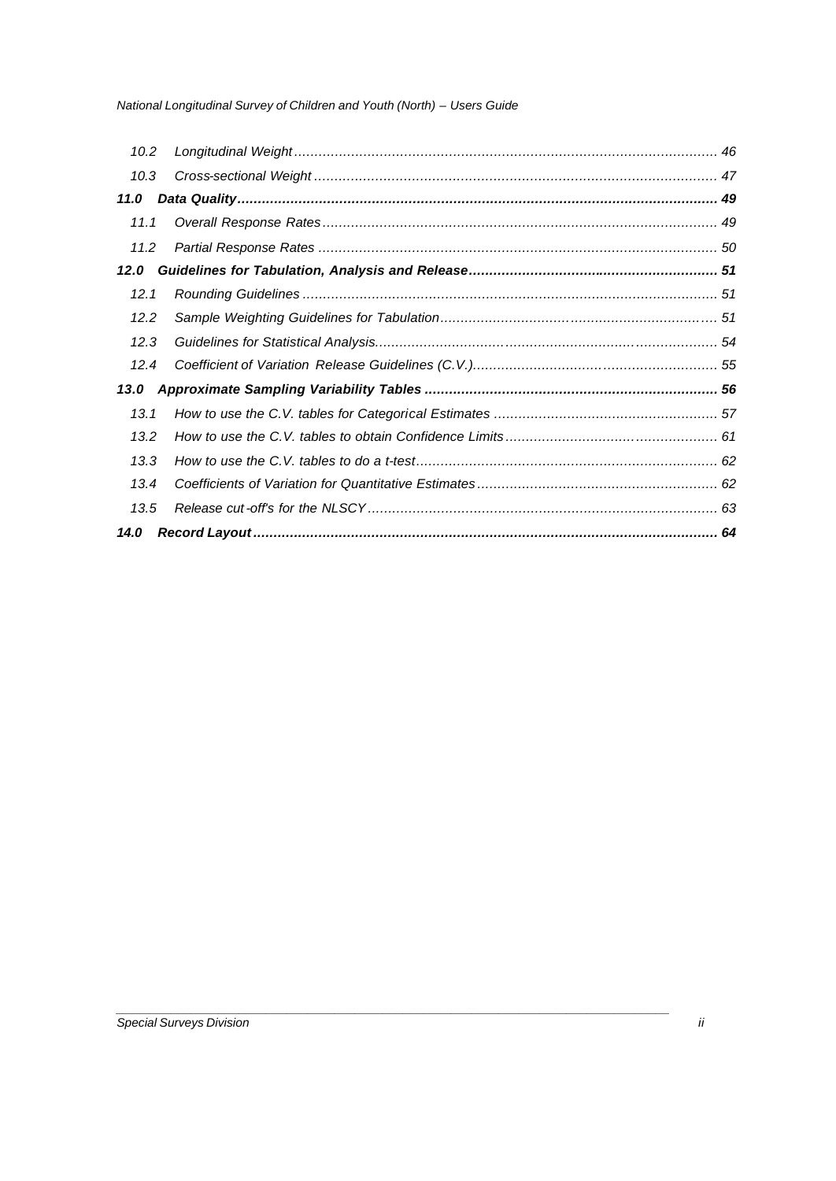| | | |
|---|---|---|
| 10.2 | *Longitudinal Weight* | 46 |
| 10.3 | *Cross-sectional Weight* | 47 |
| **11.0** | ***Data Quality*** | **49** |
| 11.1 | *Overall Response Rates* | 49 |
| 11.2 | *Partial Response Rates* | 50 |
| **12.0** | ***Guidelines for Tabulation, Analysis and Release*** | **51** |
| 12.1 | *Rounding Guidelines* | 51 |
| 12.2 | *Sample Weighting Guidelines for Tabulation* | 51 |
| 12.3 | *Guidelines for Statistical Analysis* | 54 |
| 12.4 | *Coefficient of Variation Release Guidelines (C.V.)* | 55 |
| **13.0** | ***Approximate Sampling Variability Tables*** | **56** |
| 13.1 | *How to use the C.V. tables for Categorical Estimates* | 57 |
| 13.2 | *How to use the C.V. tables to obtain Confidence Limits* | 61 |
| 13.3 | *How to use the C.V. tables to do a t-test* | 62 |
| 13.4 | *Coefficients of Variation for Quantitative Estimates* | 62 |
| 13.5 | *Release cut-off's for the NLSCY* | 63 |
| **14.0** | ***Record Layout*** | **64** |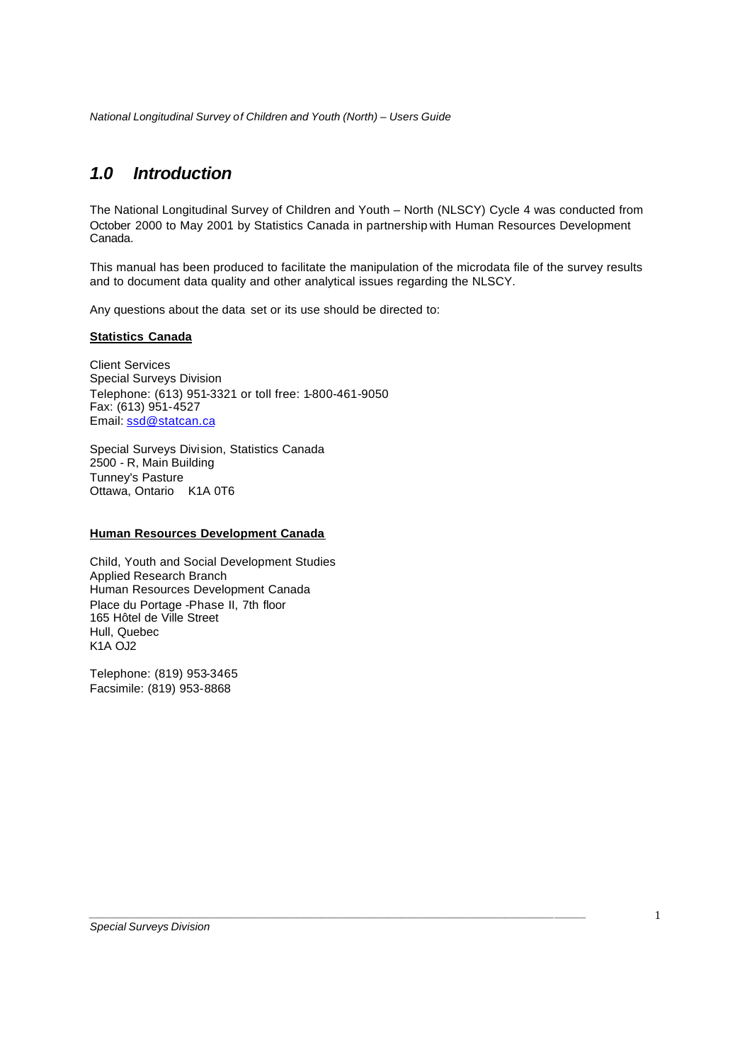# *1.0 Introduction*

The National Longitudinal Survey of Children and Youth – North (NLSCY) Cycle 4 was conducted from October 2000 to May 2001 by Statistics Canada in partnership with Human Resources Development Canada.

This manual has been produced to facilitate the manipulation of the microdata file of the survey results and to document data quality and other analytical issues regarding the NLSCY.

Any questions about the data set or its use should be directed to:

**Statistics Canada**

Client Services
Special Surveys Division
Telephone: (613) 951-3321 or toll free: 1-800-461-9050
Fax: (613) 951-4527
Email: ssd@statcan.ca

Special Surveys Division, Statistics Canada
2500 - R, Main Building
Tunney's Pasture
Ottawa, Ontario K1A 0T6

**Human Resources Development Canada**

Child, Youth and Social Development Studies
Applied Research Branch
Human Resources Development Canada
Place du Portage -Phase II, 7th floor
165 Hôtel de Ville Street
Hull, Quebec
K1A OJ2

Telephone: (819) 953-3465
Facsimile: (819) 953-8868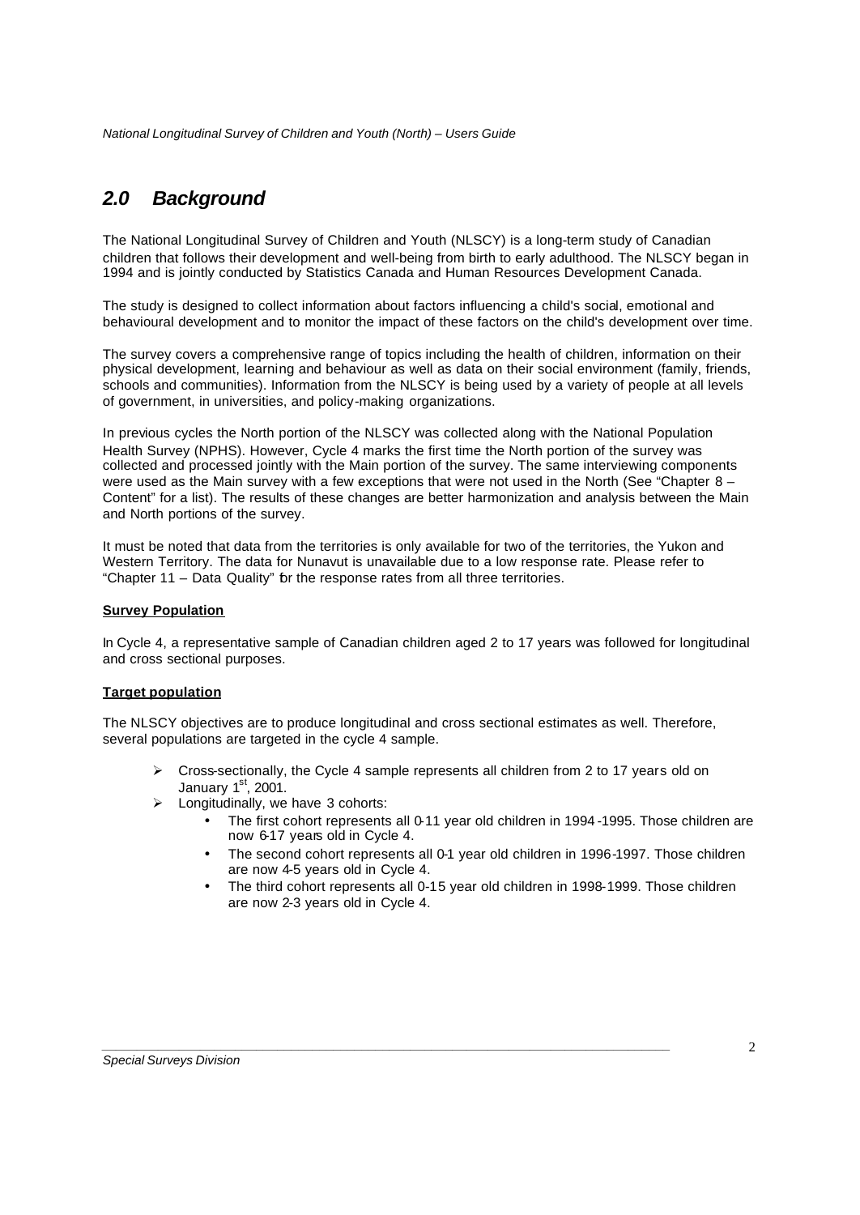## *2.0 Background*

The National Longitudinal Survey of Children and Youth (NLSCY) is a long-term study of Canadian children that follows their development and well-being from birth to early adulthood. The NLSCY began in 1994 and is jointly conducted by Statistics Canada and Human Resources Development Canada.

The study is designed to collect information about factors influencing a child's social, emotional and behavioural development and to monitor the impact of these factors on the child's development over time.

The survey covers a comprehensive range of topics including the health of children, information on their physical development, learning and behaviour as well as data on their social environment (family, friends, schools and communities). Information from the NLSCY is being used by a variety of people at all levels of government, in universities, and policy-making organizations.

In previous cycles the North portion of the NLSCY was collected along with the National Population Health Survey (NPHS). However, Cycle 4 marks the first time the North portion of the survey was collected and processed jointly with the Main portion of the survey. The same interviewing components were used as the Main survey with a few exceptions that were not used in the North (See "Chapter 8 – Content" for a list). The results of these changes are better harmonization and analysis between the Main and North portions of the survey.

It must be noted that data from the territories is only available for two of the territories, the Yukon and Western Territory. The data for Nunavut is unavailable due to a low response rate. Please refer to "Chapter 11 – Data Quality" for the response rates from all three territories.

**Survey Population**

In Cycle 4, a representative sample of Canadian children aged 2 to 17 years was followed for longitudinal and cross sectional purposes.

**Target population**

The NLSCY objectives are to produce longitudinal and cross sectional estimates as well. Therefore, several populations are targeted in the cycle 4 sample.

- Cross-sectionally, the Cycle 4 sample represents all children from 2 to 17 years old on January 1st, 2001.
- Longitudinally, we have 3 cohorts:
  - The first cohort represents all 0-11 year old children in 1994-1995. Those children are now 6-17 years old in Cycle 4.
  - The second cohort represents all 0-1 year old children in 1996-1997. Those children are now 4-5 years old in Cycle 4.
  - The third cohort represents all 0-15 year old children in 1998-1999. Those children are now 2-3 years old in Cycle 4.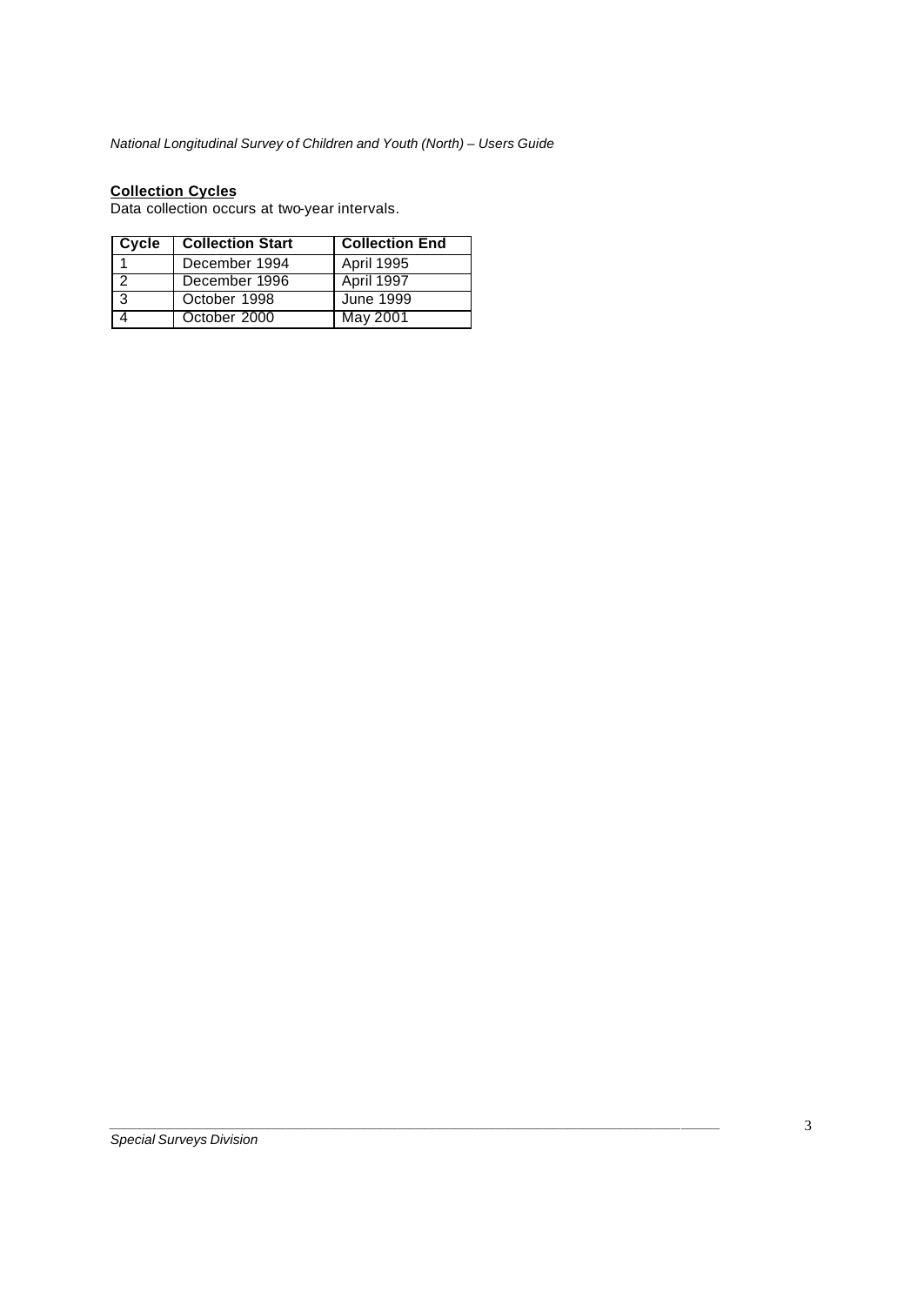**Collection Cycles**

Data collection occurs at two-year intervals.

| Cycle | Collection Start | Collection End |
|---|---|---|
| 1 | December 1994 | April 1995 |
| 2 | December 1996 | April 1997 |
| 3 | October 1998 | June 1999 |
| 4 | October 2000 | May 2001 |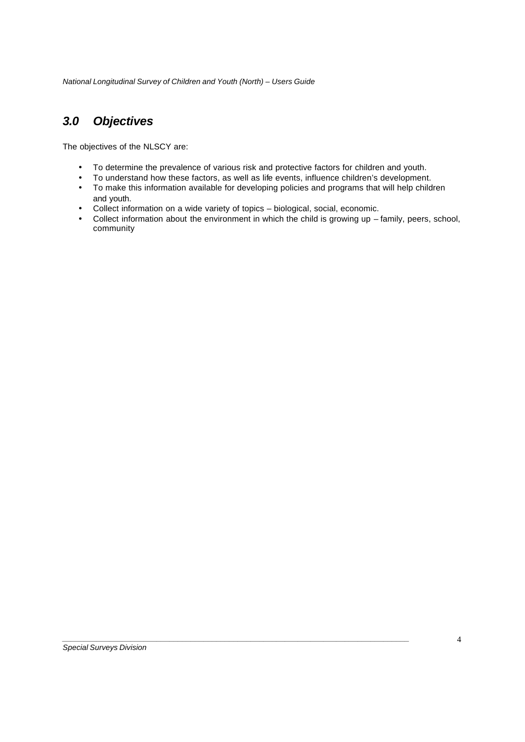## *3.0 Objectives*

The objectives of the NLSCY are:

- To determine the prevalence of various risk and protective factors for children and youth.
- To understand how these factors, as well as life events, influence children's development.
- To make this information available for developing policies and programs that will help children and youth.
- Collect information on a wide variety of topics – biological, social, economic.
- Collect information about the environment in which the child is growing up – family, peers, school, community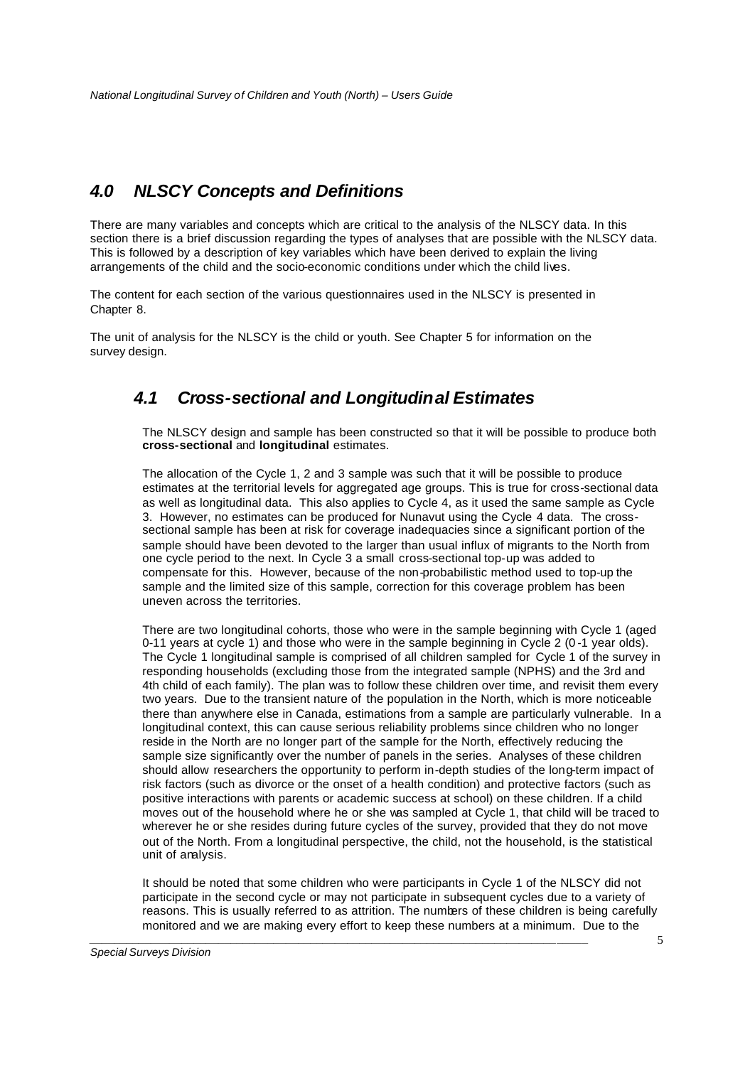## *4.0 NLSCY Concepts and Definitions*

There are many variables and concepts which are critical to the analysis of the NLSCY data. In this section there is a brief discussion regarding the types of analyses that are possible with the NLSCY data. This is followed by a description of key variables which have been derived to explain the living arrangements of the child and the socio-economic conditions under which the child lives.

The content for each section of the various questionnaires used in the NLSCY is presented in Chapter 8.

The unit of analysis for the NLSCY is the child or youth. See Chapter 5 for information on the survey design.

### *4.1 Cross-sectional and Longitudinal Estimates*

The NLSCY design and sample has been constructed so that it will be possible to produce both **cross-sectional** and **longitudinal** estimates.

The allocation of the Cycle 1, 2 and 3 sample was such that it will be possible to produce estimates at the territorial levels for aggregated age groups. This is true for cross-sectional data as well as longitudinal data. This also applies to Cycle 4, as it used the same sample as Cycle 3. However, no estimates can be produced for Nunavut using the Cycle 4 data. The cross-sectional sample has been at risk for coverage inadequacies since a significant portion of the sample should have been devoted to the larger than usual influx of migrants to the North from one cycle period to the next. In Cycle 3 a small cross-sectional top-up was added to compensate for this. However, because of the non-probabilistic method used to top-up the sample and the limited size of this sample, correction for this coverage problem has been uneven across the territories.

There are two longitudinal cohorts, those who were in the sample beginning with Cycle 1 (aged 0-11 years at cycle 1) and those who were in the sample beginning in Cycle 2 (0-1 year olds). The Cycle 1 longitudinal sample is comprised of all children sampled for Cycle 1 of the survey in responding households (excluding those from the integrated sample (NPHS) and the 3rd and 4th child of each family). The plan was to follow these children over time, and revisit them every two years. Due to the transient nature of the population in the North, which is more noticeable there than anywhere else in Canada, estimations from a sample are particularly vulnerable. In a longitudinal context, this can cause serious reliability problems since children who no longer reside in the North are no longer part of the sample for the North, effectively reducing the sample size significantly over the number of panels in the series. Analyses of these children should allow researchers the opportunity to perform in-depth studies of the long-term impact of risk factors (such as divorce or the onset of a health condition) and protective factors (such as positive interactions with parents or academic success at school) on these children. If a child moves out of the household where he or she was sampled at Cycle 1, that child will be traced to wherever he or she resides during future cycles of the survey, provided that they do not move out of the North. From a longitudinal perspective, the child, not the household, is the statistical unit of analysis.

It should be noted that some children who were participants in Cycle 1 of the NLSCY did not participate in the second cycle or may not participate in subsequent cycles due to a variety of reasons. This is usually referred to as attrition. The numbers of these children is being carefully monitored and we are making every effort to keep these numbers at a minimum. Due to the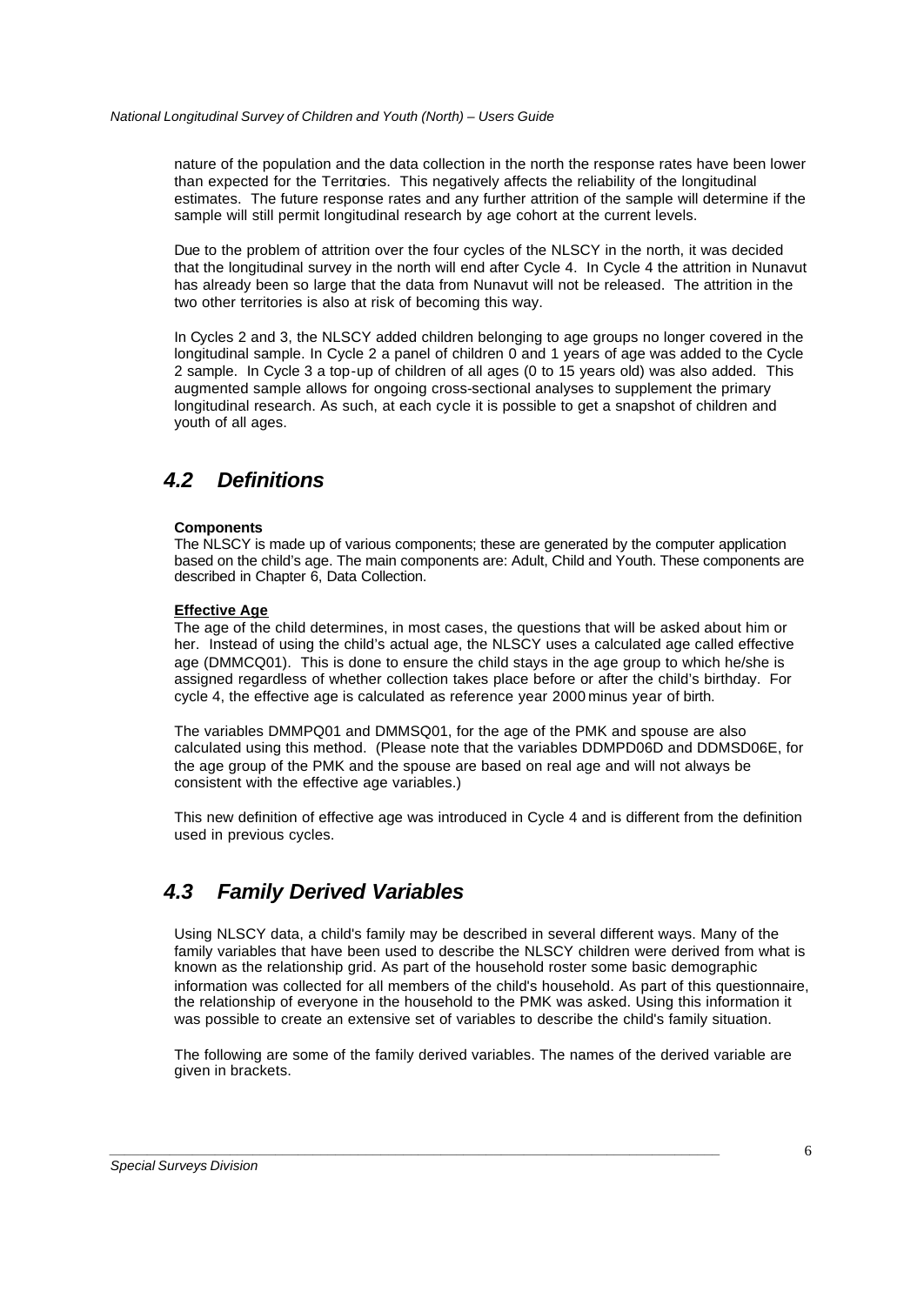nature of the population and the data collection in the north the response rates have been lower than expected for the Territories. This negatively affects the reliability of the longitudinal estimates. The future response rates and any further attrition of the sample will determine if the sample will still permit longitudinal research by age cohort at the current levels.

Due to the problem of attrition over the four cycles of the NLSCY in the north, it was decided that the longitudinal survey in the north will end after Cycle 4. In Cycle 4 the attrition in Nunavut has already been so large that the data from Nunavut will not be released. The attrition in the two other territories is also at risk of becoming this way.

In Cycles 2 and 3, the NLSCY added children belonging to age groups no longer covered in the longitudinal sample. In Cycle 2 a panel of children 0 and 1 years of age was added to the Cycle 2 sample. In Cycle 3 a top-up of children of all ages (0 to 15 years old) was also added. This augmented sample allows for ongoing cross-sectional analyses to supplement the primary longitudinal research. As such, at each cycle it is possible to get a snapshot of children and youth of all ages.

## 4.2 Definitions

**Components**
The NLSCY is made up of various components; these are generated by the computer application based on the child's age. The main components are: Adult, Child and Youth. These components are described in Chapter 6, Data Collection.

**Effective Age**
The age of the child determines, in most cases, the questions that will be asked about him or her. Instead of using the child's actual age, the NLSCY uses a calculated age called effective age (DMMCQ01). This is done to ensure the child stays in the age group to which he/she is assigned regardless of whether collection takes place before or after the child's birthday. For cycle 4, the effective age is calculated as reference year 2000 minus year of birth.

The variables DMMPQ01 and DMMSQ01, for the age of the PMK and spouse are also calculated using this method. (Please note that the variables DDMPD06D and DDMSD06E, for the age group of the PMK and the spouse are based on real age and will not always be consistent with the effective age variables.)

This new definition of effective age was introduced in Cycle 4 and is different from the definition used in previous cycles.

## 4.3 Family Derived Variables

Using NLSCY data, a child's family may be described in several different ways. Many of the family variables that have been used to describe the NLSCY children were derived from what is known as the relationship grid. As part of the household roster some basic demographic information was collected for all members of the child's household. As part of this questionnaire, the relationship of everyone in the household to the PMK was asked. Using this information it was possible to create an extensive set of variables to describe the child's family situation.

The following are some of the family derived variables. The names of the derived variable are given in brackets.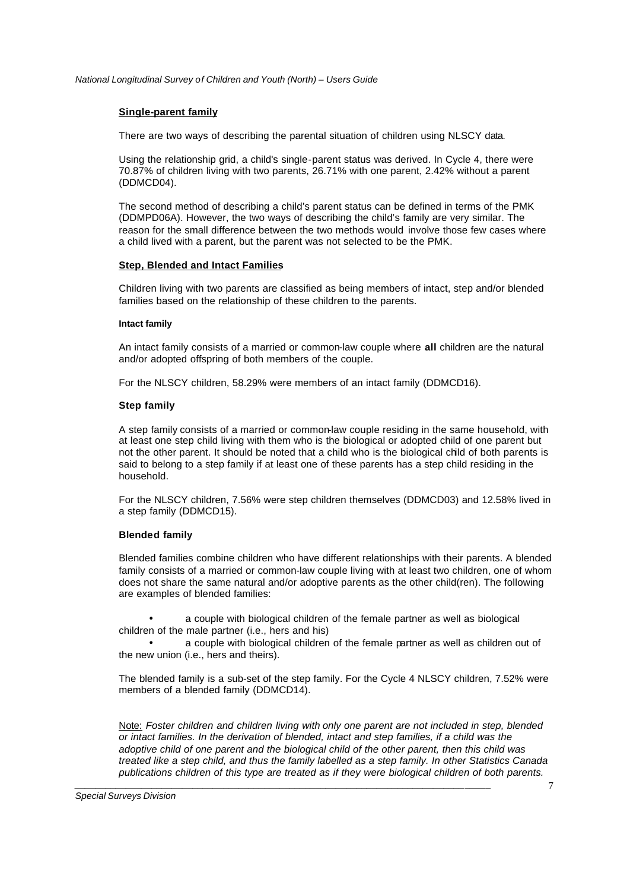### Single-parent family

There are two ways of describing the parental situation of children using NLSCY data.

Using the relationship grid, a child's single-parent status was derived. In Cycle 4, there were 70.87% of children living with two parents, 26.71% with one parent, 2.42% without a parent (DDMCD04).

The second method of describing a child's parent status can be defined in terms of the PMK (DDMPD06A). However, the two ways of describing the child's family are very similar. The reason for the small difference between the two methods would involve those few cases where a child lived with a parent, but the parent was not selected to be the PMK.

### Step, Blended and Intact Families

Children living with two parents are classified as being members of intact, step and/or blended families based on the relationship of these children to the parents.

#### Intact family

An intact family consists of a married or common-law couple where **all** children are the natural and/or adopted offspring of both members of the couple.

For the NLSCY children, 58.29% were members of an intact family (DDMCD16).

#### Step family

A step family consists of a married or common-law couple residing in the same household, with at least one step child living with them who is the biological or adopted child of one parent but not the other parent. It should be noted that a child who is the biological child of both parents is said to belong to a step family if at least one of these parents has a step child residing in the household.

For the NLSCY children, 7.56% were step children themselves (DDMCD03) and 12.58% lived in a step family (DDMCD15).

#### Blended family

Blended families combine children who have different relationships with their parents. A blended family consists of a married or common-law couple living with at least two children, one of whom does not share the same natural and/or adoptive parents as the other child(ren). The following are examples of blended families:

- a couple with biological children of the female partner as well as biological children of the male partner (i.e., hers and his)
- a couple with biological children of the female partner as well as children out of the new union (i.e., hers and theirs).

The blended family is a sub-set of the step family. For the Cycle 4 NLSCY children, 7.52% were members of a blended family (DDMCD14).

Note: *Foster children and children living with only one parent are not included in step, blended or intact families. In the derivation of blended, intact and step families, if a child was the adoptive child of one parent and the biological child of the other parent, then this child was treated like a step child, and thus the family labelled as a step family. In other Statistics Canada publications children of this type are treated as if they were biological children of both parents.*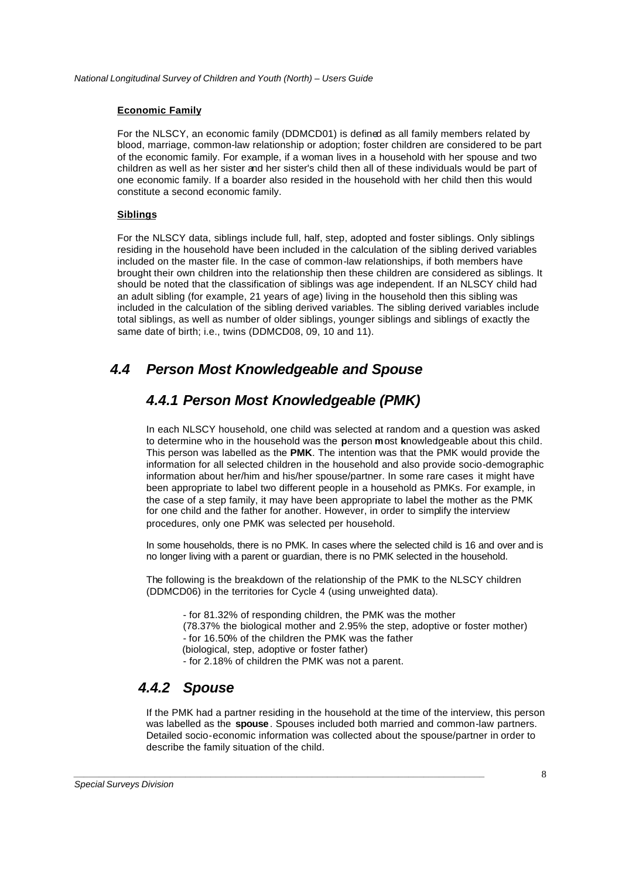### Economic Family

For the NLSCY, an economic family (DDMCD01) is defined as all family members related by blood, marriage, common-law relationship or adoption; foster children are considered to be part of the economic family. For example, if a woman lives in a household with her spouse and two children as well as her sister and her sister's child then all of these individuals would be part of one economic family. If a boarder also resided in the household with her child then this would constitute a second economic family.

### Siblings

For the NLSCY data, siblings include full, half, step, adopted and foster siblings. Only siblings residing in the household have been included in the calculation of the sibling derived variables included on the master file. In the case of common-law relationships, if both members have brought their own children into the relationship then these children are considered as siblings. It should be noted that the classification of siblings was age independent. If an NLSCY child had an adult sibling (for example, 21 years of age) living in the household then this sibling was included in the calculation of the sibling derived variables. The sibling derived variables include total siblings, as well as number of older siblings, younger siblings and siblings of exactly the same date of birth; i.e., twins (DDMCD08, 09, 10 and 11).

## 4.4 Person Most Knowledgeable and Spouse

### 4.4.1 Person Most Knowledgeable (PMK)

In each NLSCY household, one child was selected at random and a question was asked to determine who in the household was the **p**erson **m**ost **k**nowledgeable about this child. This person was labelled as the **PMK**. The intention was that the PMK would provide the information for all selected children in the household and also provide socio-demographic information about her/him and his/her spouse/partner. In some rare cases it might have been appropriate to label two different people in a household as PMKs. For example, in the case of a step family, it may have been appropriate to label the mother as the PMK for one child and the father for another. However, in order to simplify the interview procedures, only one PMK was selected per household.

In some households, there is no PMK. In cases where the selected child is 16 and over and is no longer living with a parent or guardian, there is no PMK selected in the household.

The following is the breakdown of the relationship of the PMK to the NLSCY children (DDMCD06) in the territories for Cycle 4 (using unweighted data).

- for 81.32% of responding children, the PMK was the mother (78.37% the biological mother and 2.95% the step, adoptive or foster mother)
- for 16.50% of the children the PMK was the father (biological, step, adoptive or foster father)
- for 2.18% of children the PMK was not a parent.

### 4.4.2 Spouse

If the PMK had a partner residing in the household at the time of the interview, this person was labelled as the **spouse**. Spouses included both married and common-law partners. Detailed socio-economic information was collected about the spouse/partner in order to describe the family situation of the child.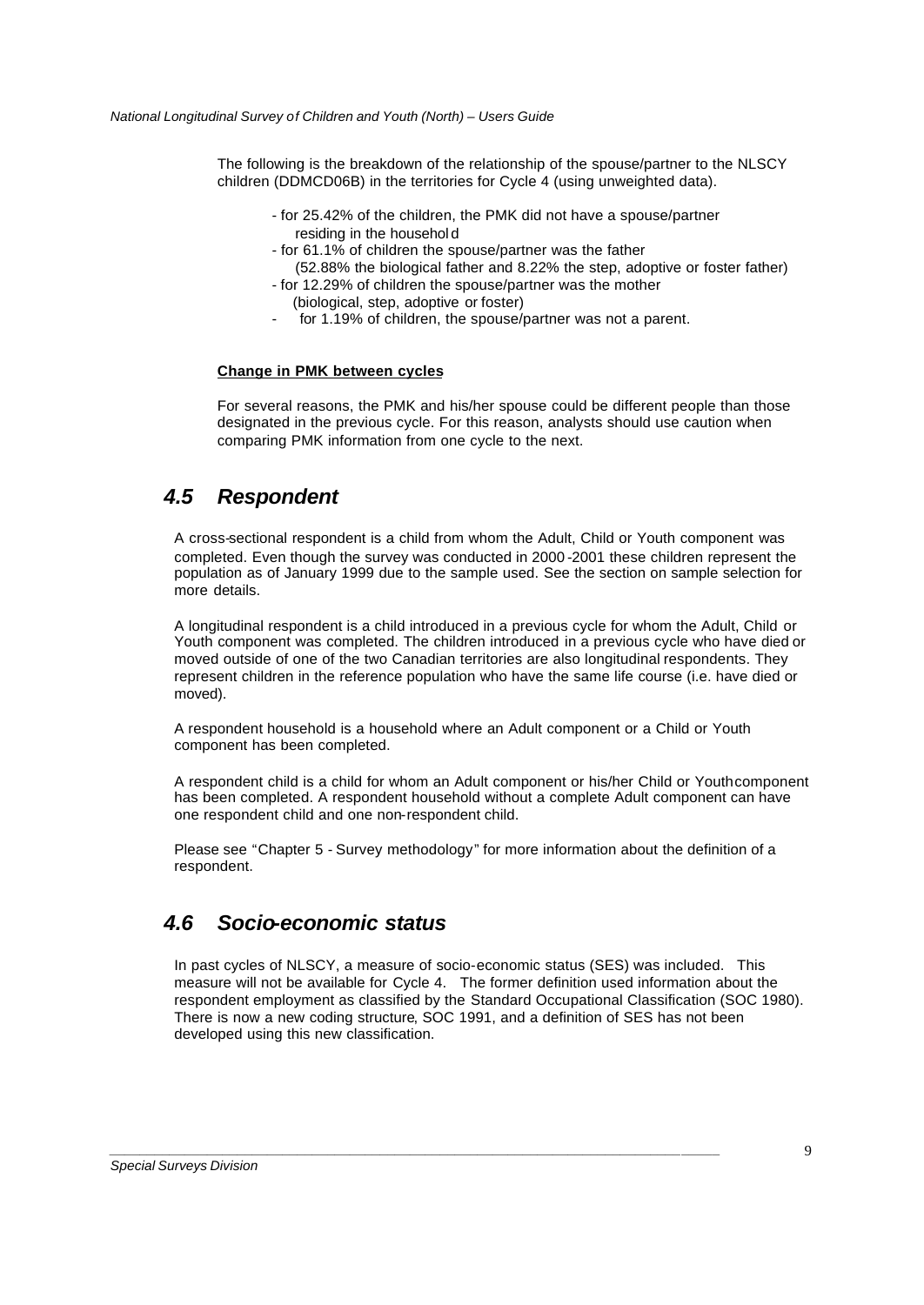The following is the breakdown of the relationship of the spouse/partner to the NLSCY children (DDMCD06B) in the territories for Cycle 4 (using unweighted data).

- for 25.42% of the children, the PMK did not have a spouse/partner residing in the household
- for 61.1% of children the spouse/partner was the father (52.88% the biological father and 8.22% the step, adoptive or foster father)
- for 12.29% of children the spouse/partner was the mother (biological, step, adoptive or foster)
- for 1.19% of children, the spouse/partner was not a parent.

**Change in PMK between cycles**

For several reasons, the PMK and his/her spouse could be different people than those designated in the previous cycle. For this reason, analysts should use caution when comparing PMK information from one cycle to the next.

## *4.5 Respondent*

A cross-sectional respondent is a child from whom the Adult, Child or Youth component was completed. Even though the survey was conducted in 2000-2001 these children represent the population as of January 1999 due to the sample used. See the section on sample selection for more details.

A longitudinal respondent is a child introduced in a previous cycle for whom the Adult, Child or Youth component was completed. The children introduced in a previous cycle who have died or moved outside of one of the two Canadian territories are also longitudinal respondents. They represent children in the reference population who have the same life course (i.e. have died or moved).

A respondent household is a household where an Adult component or a Child or Youth component has been completed.

A respondent child is a child for whom an Adult component or his/her Child or Youth component has been completed. A respondent household without a complete Adult component can have one respondent child and one non-respondent child.

Please see "Chapter 5 - Survey methodology" for more information about the definition of a respondent.

## *4.6 Socio-economic status*

In past cycles of NLSCY, a measure of socio-economic status (SES) was included. This measure will not be available for Cycle 4. The former definition used information about the respondent employment as classified by the Standard Occupational Classification (SOC 1980). There is now a new coding structure, SOC 1991, and a definition of SES has not been developed using this new classification.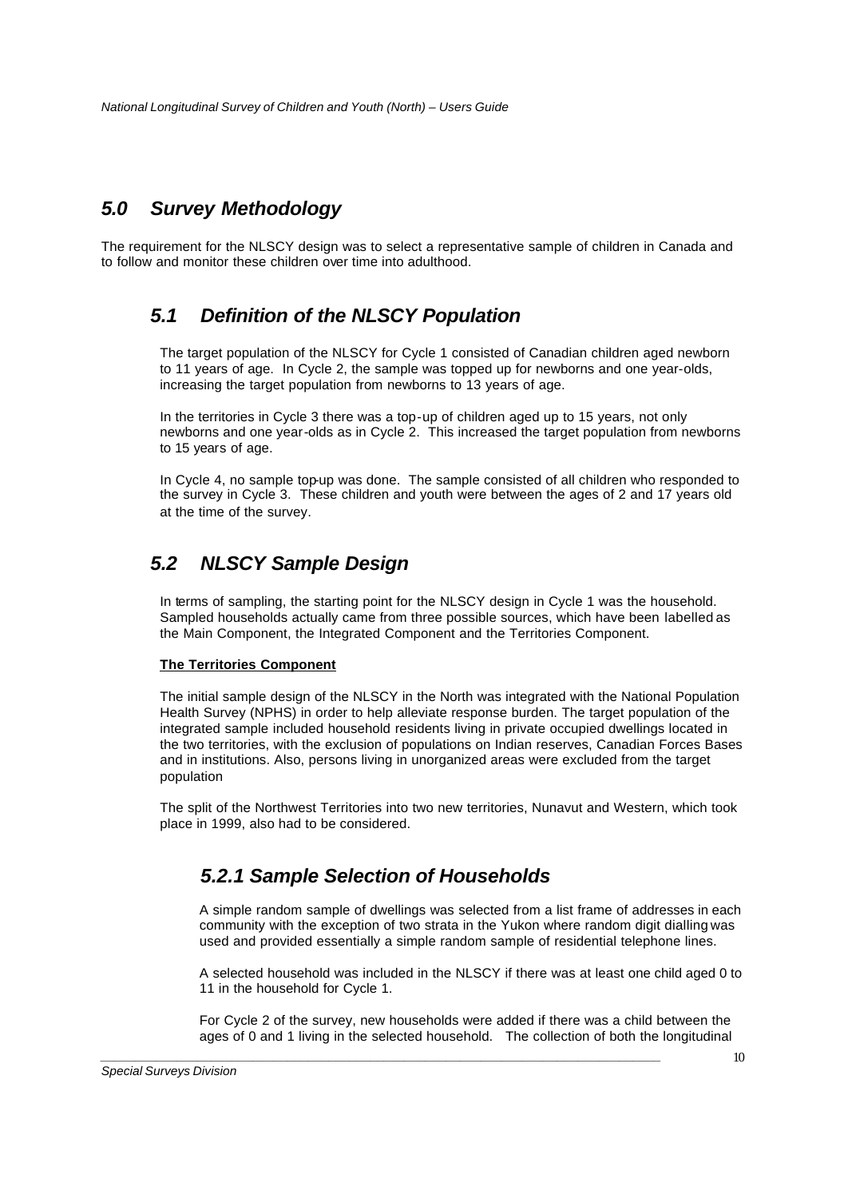## *5.0 Survey Methodology*

The requirement for the NLSCY design was to select a representative sample of children in Canada and to follow and monitor these children over time into adulthood.

### *5.1 Definition of the NLSCY Population*

The target population of the NLSCY for Cycle 1 consisted of Canadian children aged newborn to 11 years of age. In Cycle 2, the sample was topped up for newborns and one year-olds, increasing the target population from newborns to 13 years of age.

In the territories in Cycle 3 there was a top-up of children aged up to 15 years, not only newborns and one year-olds as in Cycle 2. This increased the target population from newborns to 15 years of age.

In Cycle 4, no sample top-up was done. The sample consisted of all children who responded to the survey in Cycle 3. These children and youth were between the ages of 2 and 17 years old at the time of the survey.

### *5.2 NLSCY Sample Design*

In terms of sampling, the starting point for the NLSCY design in Cycle 1 was the household. Sampled households actually came from three possible sources, which have been labelled as the Main Component, the Integrated Component and the Territories Component.

**The Territories Component**

The initial sample design of the NLSCY in the North was integrated with the National Population Health Survey (NPHS) in order to help alleviate response burden. The target population of the integrated sample included household residents living in private occupied dwellings located in the two territories, with the exclusion of populations on Indian reserves, Canadian Forces Bases and in institutions. Also, persons living in unorganized areas were excluded from the target population

The split of the Northwest Territories into two new territories, Nunavut and Western, which took place in 1999, also had to be considered.

#### *5.2.1 Sample Selection of Households*

A simple random sample of dwellings was selected from a list frame of addresses in each community with the exception of two strata in the Yukon where random digit dialling was used and provided essentially a simple random sample of residential telephone lines.

A selected household was included in the NLSCY if there was at least one child aged 0 to 11 in the household for Cycle 1.

For Cycle 2 of the survey, new households were added if there was a child between the ages of 0 and 1 living in the selected household. The collection of both the longitudinal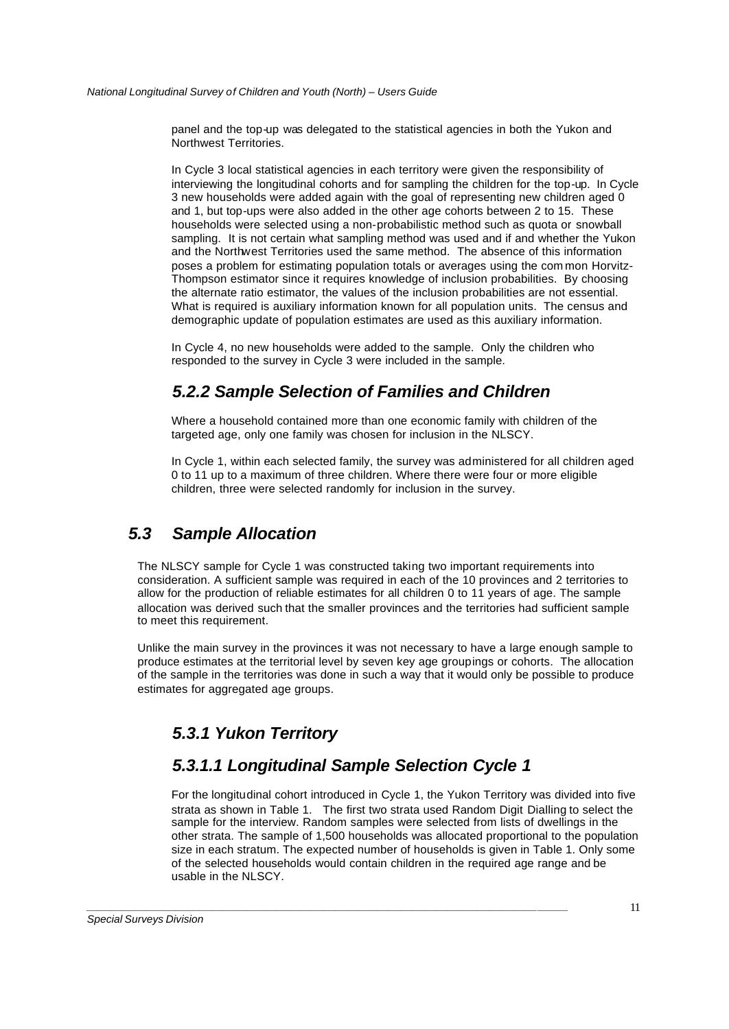panel and the top-up was delegated to the statistical agencies in both the Yukon and Northwest Territories.

In Cycle 3 local statistical agencies in each territory were given the responsibility of interviewing the longitudinal cohorts and for sampling the children for the top-up. In Cycle 3 new households were added again with the goal of representing new children aged 0 and 1, but top-ups were also added in the other age cohorts between 2 to 15. These households were selected using a non-probabilistic method such as quota or snowball sampling. It is not certain what sampling method was used and if and whether the Yukon and the Northwest Territories used the same method. The absence of this information poses a problem for estimating population totals or averages using the common Horvitz-Thompson estimator since it requires knowledge of inclusion probabilities. By choosing the alternate ratio estimator, the values of the inclusion probabilities are not essential. What is required is auxiliary information known for all population units. The census and demographic update of population estimates are used as this auxiliary information.

In Cycle 4, no new households were added to the sample. Only the children who responded to the survey in Cycle 3 were included in the sample.

### *5.2.2 Sample Selection of Families and Children*

Where a household contained more than one economic family with children of the targeted age, only one family was chosen for inclusion in the NLSCY.

In Cycle 1, within each selected family, the survey was administered for all children aged 0 to 11 up to a maximum of three children. Where there were four or more eligible children, three were selected randomly for inclusion in the survey.

## *5.3 Sample Allocation*

The NLSCY sample for Cycle 1 was constructed taking two important requirements into consideration. A sufficient sample was required in each of the 10 provinces and 2 territories to allow for the production of reliable estimates for all children 0 to 11 years of age. The sample allocation was derived such that the smaller provinces and the territories had sufficient sample to meet this requirement.

Unlike the main survey in the provinces it was not necessary to have a large enough sample to produce estimates at the territorial level by seven key age groupings or cohorts. The allocation of the sample in the territories was done in such a way that it would only be possible to produce estimates for aggregated age groups.

### *5.3.1 Yukon Territory*

### *5.3.1.1 Longitudinal Sample Selection Cycle 1*

For the longitudinal cohort introduced in Cycle 1, the Yukon Territory was divided into five strata as shown in Table 1. The first two strata used Random Digit Dialling to select the sample for the interview. Random samples were selected from lists of dwellings in the other strata. The sample of 1,500 households was allocated proportional to the population size in each stratum. The expected number of households is given in Table 1. Only some of the selected households would contain children in the required age range and be usable in the NLSCY.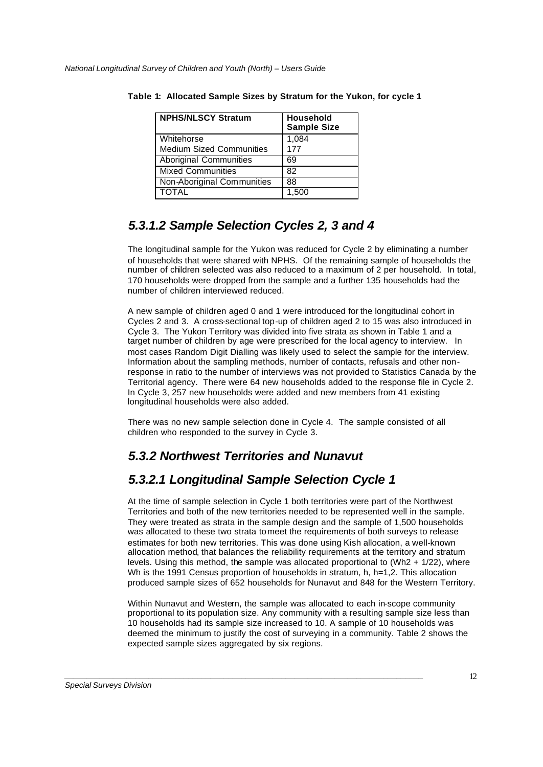**Table 1: Allocated Sample Sizes by Stratum for the Yukon, for cycle 1**

| NPHS/NLSCY Stratum | Household Sample Size |
|---|---|
| Whitehorse<br>Medium Sized Communities | 1,084<br>177 |
| Aboriginal Communities | 69 |
| Mixed Communities | 82 |
| Non-Aboriginal Communities | 88 |
| TOTAL | 1,500 |

## *5.3.1.2 Sample Selection Cycles 2, 3 and 4*

The longitudinal sample for the Yukon was reduced for Cycle 2 by eliminating a number of households that were shared with NPHS. Of the remaining sample of households the number of children selected was also reduced to a maximum of 2 per household. In total, 170 households were dropped from the sample and a further 135 households had the number of children interviewed reduced.

A new sample of children aged 0 and 1 were introduced for the longitudinal cohort in Cycles 2 and 3. A cross-sectional top-up of children aged 2 to 15 was also introduced in Cycle 3. The Yukon Territory was divided into five strata as shown in Table 1 and a target number of children by age were prescribed for the local agency to interview. In most cases Random Digit Dialling was likely used to select the sample for the interview. Information about the sampling methods, number of contacts, refusals and other non-response in ratio to the number of interviews was not provided to Statistics Canada by the Territorial agency. There were 64 new households added to the response file in Cycle 2. In Cycle 3, 257 new households were added and new members from 41 existing longitudinal households were also added.

There was no new sample selection done in Cycle 4. The sample consisted of all children who responded to the survey in Cycle 3.

## *5.3.2 Northwest Territories and Nunavut*

## *5.3.2.1 Longitudinal Sample Selection Cycle 1*

At the time of sample selection in Cycle 1 both territories were part of the Northwest Territories and both of the new territories needed to be represented well in the sample. They were treated as strata in the sample design and the sample of 1,500 households was allocated to these two strata to meet the requirements of both surveys to release estimates for both new territories. This was done using Kish allocation, a well-known allocation method, that balances the reliability requirements at the territory and stratum levels. Using this method, the sample was allocated proportional to ($Wh2 + 1/22$), where Wh is the 1991 Census proportion of households in stratum, h, h=1,2. This allocation produced sample sizes of 652 households for Nunavut and 848 for the Western Territory.

Within Nunavut and Western, the sample was allocated to each in-scope community proportional to its population size. Any community with a resulting sample size less than 10 households had its sample size increased to 10. A sample of 10 households was deemed the minimum to justify the cost of surveying in a community. Table 2 shows the expected sample sizes aggregated by six regions.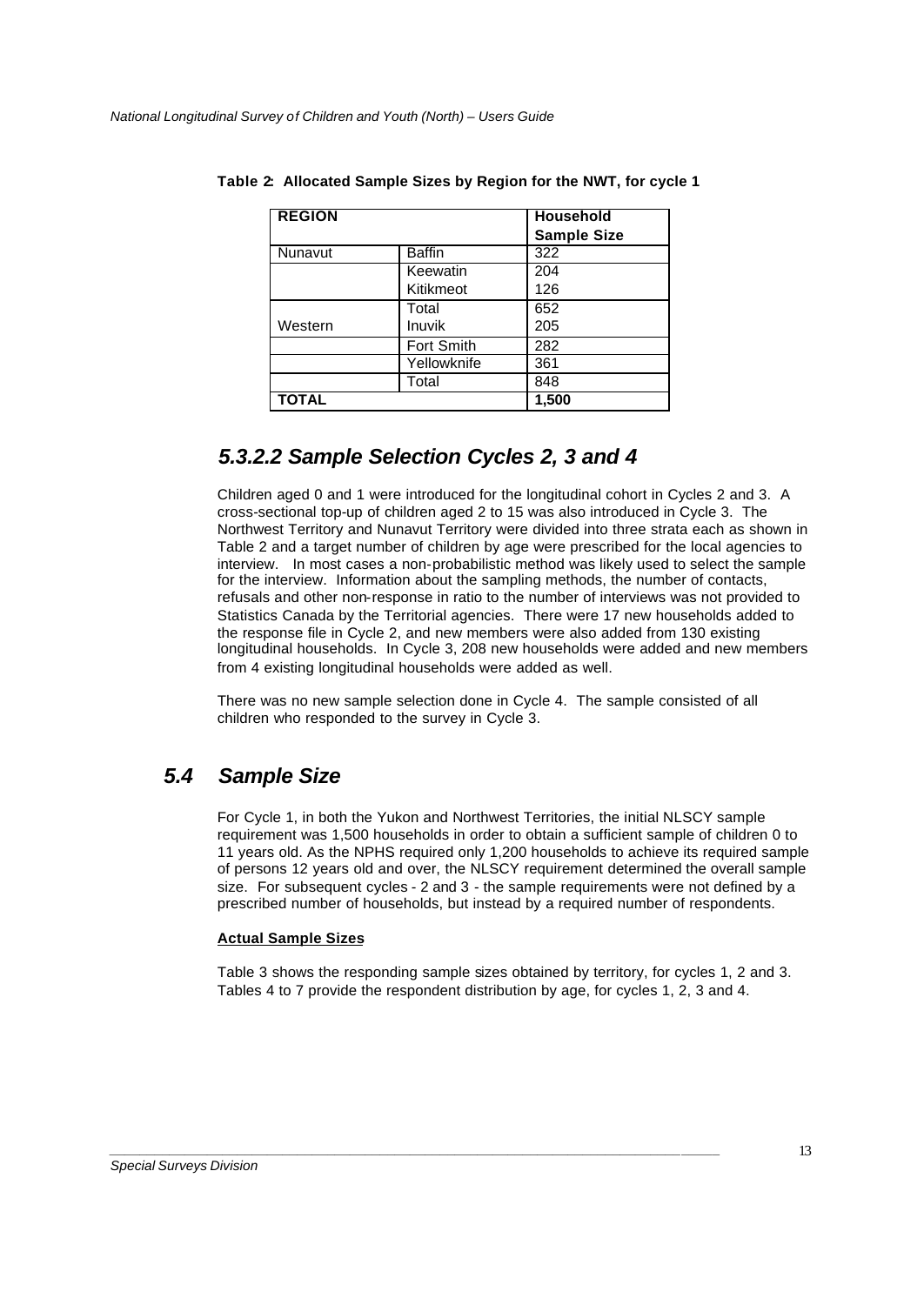**Table 2: Allocated Sample Sizes by Region for the NWT, for cycle 1**

| REGION | | Household Sample Size |
|---|---|---|
| Nunavut | Baffin | 322 |
| | Keewatin | 204 |
| | Kitikmeot | 126 |
| | Total | 652 |
| Western | Inuvik | 205 |
| | Fort Smith | 282 |
| | Yellowknife | 361 |
| | Total | 848 |
| **TOTAL** | | **1,500** |

### *5.3.2.2 Sample Selection Cycles 2, 3 and 4*

Children aged 0 and 1 were introduced for the longitudinal cohort in Cycles 2 and 3. A cross-sectional top-up of children aged 2 to 15 was also introduced in Cycle 3. The Northwest Territory and Nunavut Territory were divided into three strata each as shown in Table 2 and a target number of children by age were prescribed for the local agencies to interview. In most cases a non-probabilistic method was likely used to select the sample for the interview. Information about the sampling methods, the number of contacts, refusals and other non-response in ratio to the number of interviews was not provided to Statistics Canada by the Territorial agencies. There were 17 new households added to the response file in Cycle 2, and new members were also added from 130 existing longitudinal households. In Cycle 3, 208 new households were added and new members from 4 existing longitudinal households were added as well.

There was no new sample selection done in Cycle 4. The sample consisted of all children who responded to the survey in Cycle 3.

## *5.4 Sample Size*

For Cycle 1, in both the Yukon and Northwest Territories, the initial NLSCY sample requirement was 1,500 households in order to obtain a sufficient sample of children 0 to 11 years old. As the NPHS required only 1,200 households to achieve its required sample of persons 12 years old and over, the NLSCY requirement determined the overall sample size. For subsequent cycles - 2 and 3 - the sample requirements were not defined by a prescribed number of households, but instead by a required number of respondents.

**Actual Sample Sizes**

Table 3 shows the responding sample sizes obtained by territory, for cycles 1, 2 and 3. Tables 4 to 7 provide the respondent distribution by age, for cycles 1, 2, 3 and 4.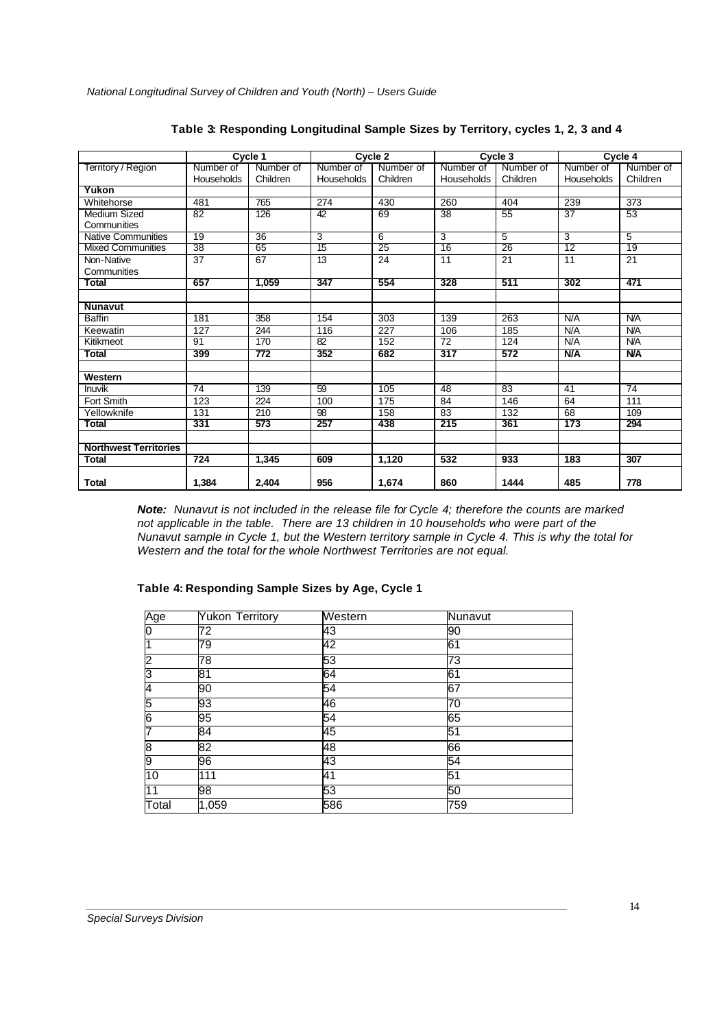**Table 3: Responding Longitudinal Sample Sizes by Territory, cycles 1, 2, 3 and 4**

| | Cycle 1 | | Cycle 2 | | Cycle 3 | | Cycle 4 | |
|---|---|---|---|---|---|---|---|---|
| Territory / Region | Number of Households | Number of Children | Number of Households | Number of Children | Number of Households | Number of Children | Number of Households | Number of Children |
| **Yukon** | | | | | | | | |
| Whitehorse | 481 | 765 | 274 | 430 | 260 | 404 | 239 | 373 |
| Medium Sized Communities | 82 | 126 | 42 | 69 | 38 | 55 | 37 | 53 |
| Native Communities | 19 | 36 | 3 | 6 | 3 | 5 | 3 | 5 |
| Mixed Communities | 38 | 65 | 15 | 25 | 16 | 26 | 12 | 19 |
| Non-Native Communities | 37 | 67 | 13 | 24 | 11 | 21 | 11 | 21 |
| **Total** | **657** | **1,059** | **347** | **554** | **328** | **511** | **302** | **471** |
| | | | | | | | | |
| **Nunavut** | | | | | | | | |
| Baffin | 181 | 358 | 154 | 303 | 139 | 263 | N/A | N/A |
| Keewatin | 127 | 244 | 116 | 227 | 106 | 185 | N/A | N/A |
| Kitikmeot | 91 | 170 | 82 | 152 | 72 | 124 | N/A | N/A |
| **Total** | **399** | **772** | **352** | **682** | **317** | **572** | **N/A** | **N/A** |
| | | | | | | | | |
| **Western** | | | | | | | | |
| Inuvik | 74 | 139 | 59 | 105 | 48 | 83 | 41 | 74 |
| Fort Smith | 123 | 224 | 100 | 175 | 84 | 146 | 64 | 111 |
| Yellowknife | 131 | 210 | 98 | 158 | 83 | 132 | 68 | 109 |
| **Total** | **331** | **573** | **257** | **438** | **215** | **361** | **173** | **294** |
| | | | | | | | | |
| **Northwest Territories** | | | | | | | | |
| **Total** | **724** | **1,345** | **609** | **1,120** | **532** | **933** | **183** | **307** |
| **Total** | **1,384** | **2,404** | **956** | **1,674** | **860** | **1444** | **485** | **778** |

***Note:*** *Nunavut is not included in the release file for Cycle 4; therefore the counts are marked not applicable in the table. There are 13 children in 10 households who were part of the Nunavut sample in Cycle 1, but the Western territory sample in Cycle 4. This is why the total for Western and the total for the whole Northwest Territories are not equal.*

**Table 4: Responding Sample Sizes by Age, Cycle 1**

| Age | Yukon Territory | Western | Nunavut |
|---|---|---|---|
| 0 | 72 | 43 | 90 |
| 1 | 79 | 42 | 61 |
| 2 | 78 | 53 | 73 |
| 3 | 81 | 64 | 61 |
| 4 | 90 | 54 | 67 |
| 5 | 93 | 46 | 70 |
| 6 | 95 | 54 | 65 |
| 7 | 84 | 45 | 51 |
| 8 | 82 | 48 | 66 |
| 9 | 96 | 43 | 54 |
| 10 | 111 | 41 | 51 |
| 11 | 98 | 53 | 50 |
| Total | 1,059 | 586 | 759 |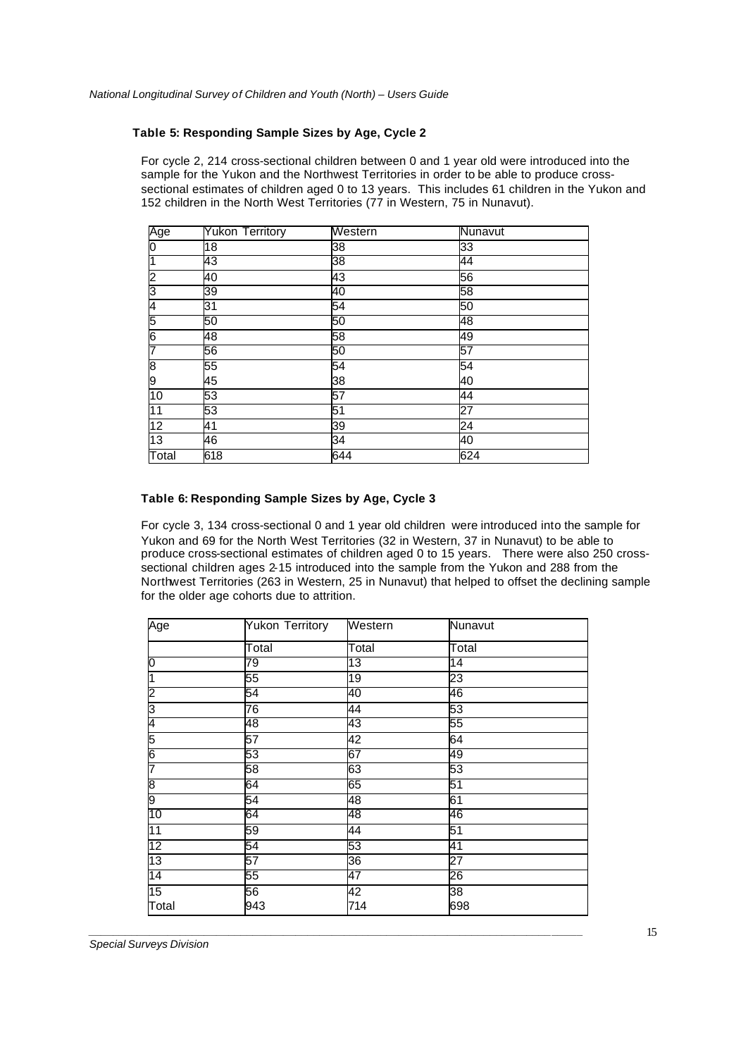### Table 5: Responding Sample Sizes by Age, Cycle 2

For cycle 2, 214 cross-sectional children between 0 and 1 year old were introduced into the sample for the Yukon and the Northwest Territories in order to be able to produce cross-sectional estimates of children aged 0 to 13 years. This includes 61 children in the Yukon and 152 children in the North West Territories (77 in Western, 75 in Nunavut).

| Age | Yukon Territory | Western | Nunavut |
|---|---|---|---|
| 0 | 18 | 38 | 33 |
| 1 | 43 | 38 | 44 |
| 2 | 40 | 43 | 56 |
| 3 | 39 | 40 | 58 |
| 4 | 31 | 54 | 50 |
| 5 | 50 | 50 | 48 |
| 6 | 48 | 58 | 49 |
| 7 | 56 | 50 | 57 |
| 8 | 55 | 54 | 54 |
| 9 | 45 | 38 | 40 |
| 10 | 53 | 57 | 44 |
| 11 | 53 | 51 | 27 |
| 12 | 41 | 39 | 24 |
| 13 | 46 | 34 | 40 |
| Total | 618 | 644 | 624 |

### Table 6: Responding Sample Sizes by Age, Cycle 3

For cycle 3, 134 cross-sectional 0 and 1 year old children were introduced into the sample for Yukon and 69 for the North West Territories (32 in Western, 37 in Nunavut) to be able to produce cross-sectional estimates of children aged 0 to 15 years. There were also 250 cross-sectional children ages 2-15 introduced into the sample from the Yukon and 288 from the Northwest Territories (263 in Western, 25 in Nunavut) that helped to offset the declining sample for the older age cohorts due to attrition.

| Age | Yukon Territory | Western | Nunavut |
|---|---|---|---|
| | Total | Total | Total |
| 0 | 79 | 13 | 14 |
| 1 | 55 | 19 | 23 |
| 2 | 54 | 40 | 46 |
| 3 | 76 | 44 | 53 |
| 4 | 48 | 43 | 55 |
| 5 | 57 | 42 | 64 |
| 6 | 53 | 67 | 49 |
| 7 | 58 | 63 | 53 |
| 8 | 64 | 65 | 51 |
| 9 | 54 | 48 | 61 |
| 10 | 64 | 48 | 46 |
| 11 | 59 | 44 | 51 |
| 12 | 54 | 53 | 41 |
| 13 | 57 | 36 | 27 |
| 14 | 55 | 47 | 26 |
| 15 | 56 | 42 | 38 |
| Total | 943 | 714 | 698 |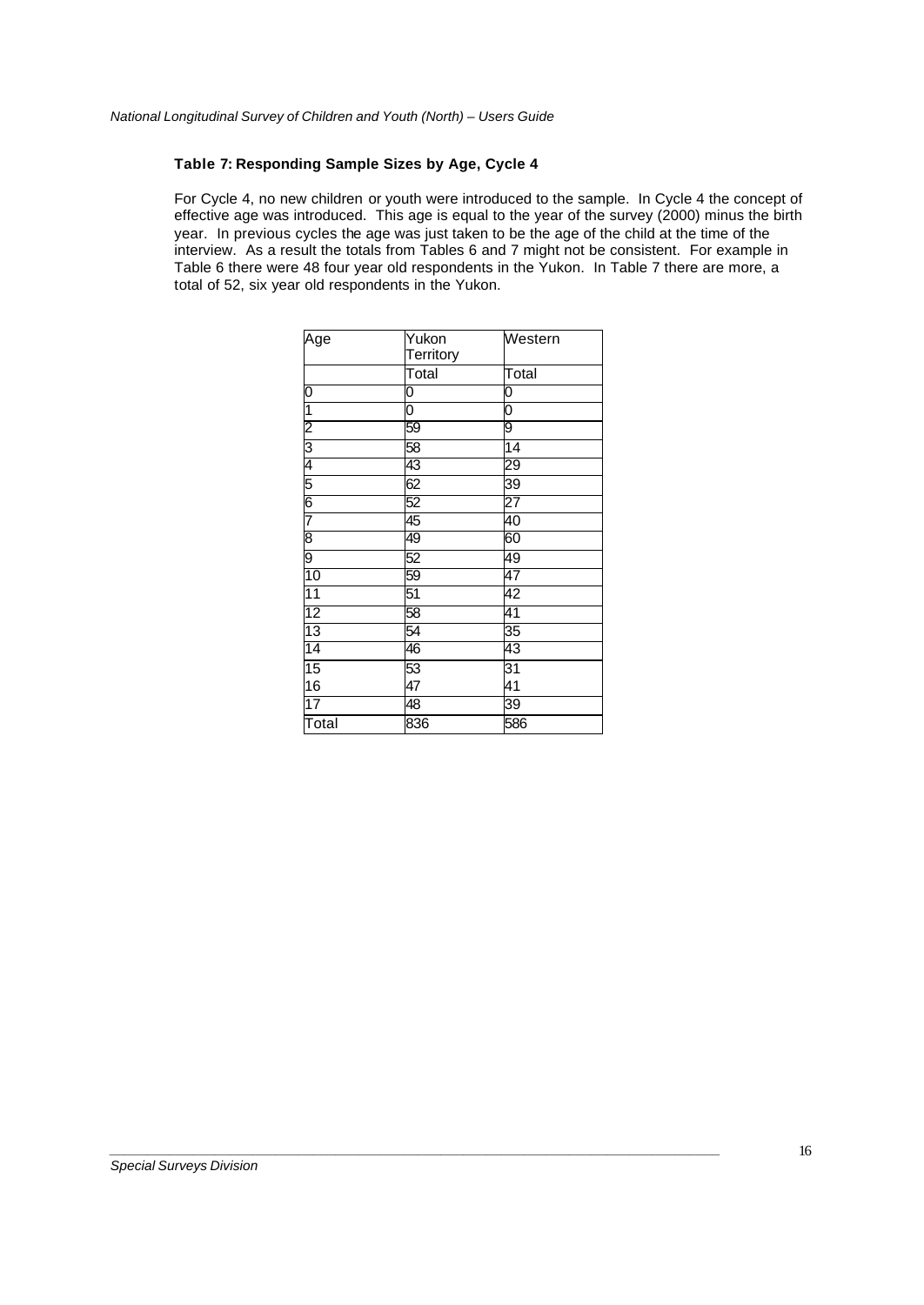### Table 7: Responding Sample Sizes by Age, Cycle 4

For Cycle 4, no new children or youth were introduced to the sample. In Cycle 4 the concept of effective age was introduced. This age is equal to the year of the survey (2000) minus the birth year. In previous cycles the age was just taken to be the age of the child at the time of the interview. As a result the totals from Tables 6 and 7 might not be consistent. For example in Table 6 there were 48 four year old respondents in the Yukon. In Table 7 there are more, a total of 52, six year old respondents in the Yukon.

| Age | Yukon Territory | Western |
|---|---|---|
| | Total | Total |
| 0 | 0 | 0 |
| 1 | 0 | 0 |
| 2 | 59 | 9 |
| 3 | 58 | 14 |
| 4 | 43 | 29 |
| 5 | 62 | 39 |
| 6 | 52 | 27 |
| 7 | 45 | 40 |
| 8 | 49 | 60 |
| 9 | 52 | 49 |
| 10 | 59 | 47 |
| 11 | 51 | 42 |
| 12 | 58 | 41 |
| 13 | 54 | 35 |
| 14 | 46 | 43 |
| 15 | 53 | 31 |
| 16 | 47 | 41 |
| 17 | 48 | 39 |
| Total | 836 | 586 |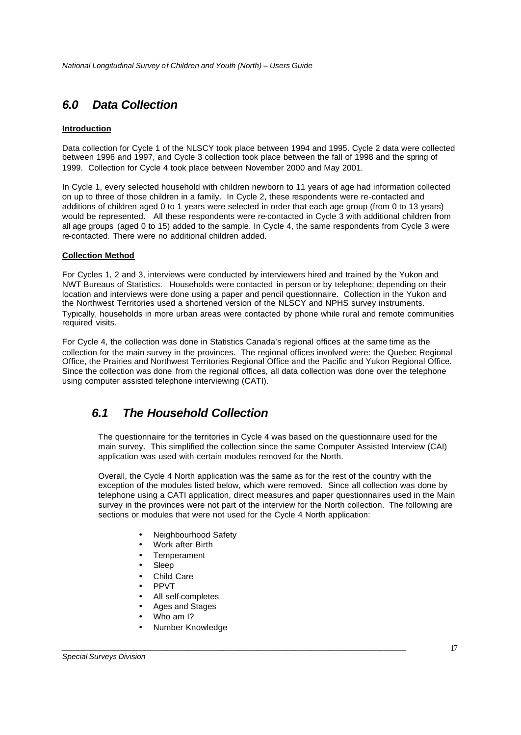## *6.0 Data Collection*

**Introduction**

Data collection for Cycle 1 of the NLSCY took place between 1994 and 1995. Cycle 2 data were collected between 1996 and 1997, and Cycle 3 collection took place between the fall of 1998 and the spring of 1999. Collection for Cycle 4 took place between November 2000 and May 2001.

In Cycle 1, every selected household with children newborn to 11 years of age had information collected on up to three of those children in a family. In Cycle 2, these respondents were re-contacted and additions of children aged 0 to 1 years were selected in order that each age group (from 0 to 13 years) would be represented. All these respondents were re-contacted in Cycle 3 with additional children from all age groups (aged 0 to 15) added to the sample. In Cycle 4, the same respondents from Cycle 3 were re-contacted. There were no additional children added.

**Collection Method**

For Cycles 1, 2 and 3, interviews were conducted by interviewers hired and trained by the Yukon and NWT Bureaus of Statistics. Households were contacted in person or by telephone; depending on their location and interviews were done using a paper and pencil questionnaire. Collection in the Yukon and the Northwest Territories used a shortened version of the NLSCY and NPHS survey instruments. Typically, households in more urban areas were contacted by phone while rural and remote communities required visits.

For Cycle 4, the collection was done in Statistics Canada's regional offices at the same time as the collection for the main survey in the provinces. The regional offices involved were: the Quebec Regional Office, the Prairies and Northwest Territories Regional Office and the Pacific and Yukon Regional Office. Since the collection was done from the regional offices, all data collection was done over the telephone using computer assisted telephone interviewing (CATI).

## *6.1 The Household Collection*

The questionnaire for the territories in Cycle 4 was based on the questionnaire used for the main survey. This simplified the collection since the same Computer Assisted Interview (CAI) application was used with certain modules removed for the North.

Overall, the Cycle 4 North application was the same as for the rest of the country with the exception of the modules listed below, which were removed. Since all collection was done by telephone using a CATI application, direct measures and paper questionnaires used in the Main survey in the provinces were not part of the interview for the North collection. The following are sections or modules that were not used for the Cycle 4 North application:

- Neighbourhood Safety
- Work after Birth
- Temperament
- Sleep
- Child Care
- PPVT
- All self-completes
- Ages and Stages
- Who am I?
- Number Knowledge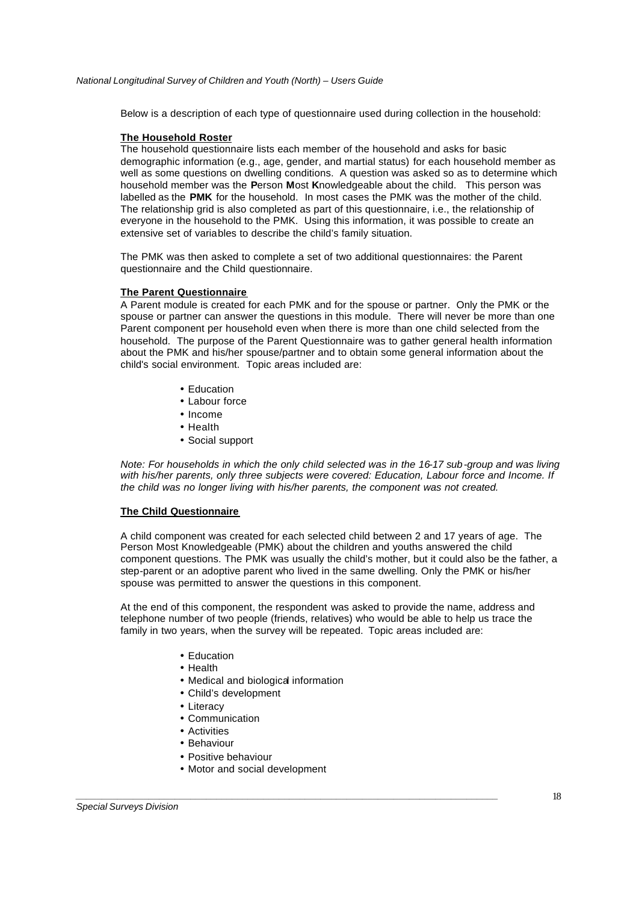Below is a description of each type of questionnaire used during collection in the household:

**The Household Roster**

The household questionnaire lists each member of the household and asks for basic demographic information (e.g., age, gender, and martial status) for each household member as well as some questions on dwelling conditions. A question was asked so as to determine which household member was the **P**erson **M**ost **K**nowledgeable about the child. This person was labelled as the **PMK** for the household. In most cases the PMK was the mother of the child. The relationship grid is also completed as part of this questionnaire, i.e., the relationship of everyone in the household to the PMK. Using this information, it was possible to create an extensive set of variables to describe the child's family situation.

The PMK was then asked to complete a set of two additional questionnaires: the Parent questionnaire and the Child questionnaire.

**The Parent Questionnaire**

A Parent module is created for each PMK and for the spouse or partner. Only the PMK or the spouse or partner can answer the questions in this module. There will never be more than one Parent component per household even when there is more than one child selected from the household. The purpose of the Parent Questionnaire was to gather general health information about the PMK and his/her spouse/partner and to obtain some general information about the child's social environment. Topic areas included are:

- Education
- Labour force
- Income
- Health
- Social support

*Note: For households in which the only child selected was in the 16-17 sub-group and was living with his/her parents, only three subjects were covered: Education, Labour force and Income. If the child was no longer living with his/her parents, the component was not created.*

**The Child Questionnaire**

A child component was created for each selected child between 2 and 17 years of age. The Person Most Knowledgeable (PMK) about the children and youths answered the child component questions. The PMK was usually the child's mother, but it could also be the father, a step-parent or an adoptive parent who lived in the same dwelling. Only the PMK or his/her spouse was permitted to answer the questions in this component.

At the end of this component, the respondent was asked to provide the name, address and telephone number of two people (friends, relatives) who would be able to help us trace the family in two years, when the survey will be repeated. Topic areas included are:

- Education
- Health
- Medical and biological information
- Child's development
- Literacy
- Communication
- Activities
- Behaviour
- Positive behaviour
- Motor and social development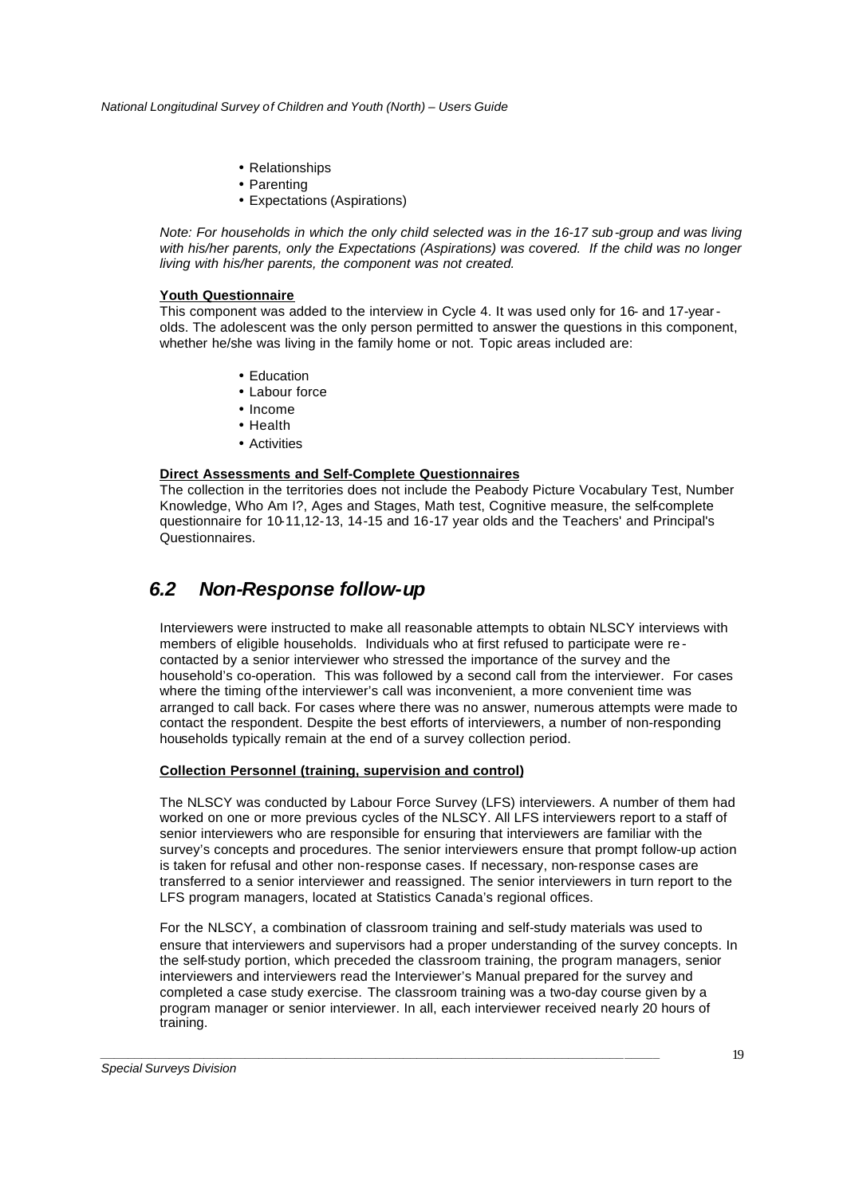- Relationships
- Parenting
- Expectations (Aspirations)

*Note: For households in which the only child selected was in the 16-17 sub-group and was living with his/her parents, only the Expectations (Aspirations) was covered. If the child was no longer living with his/her parents, the component was not created.*

**Youth Questionnaire**

This component was added to the interview in Cycle 4. It was used only for 16- and 17-year-olds. The adolescent was the only person permitted to answer the questions in this component, whether he/she was living in the family home or not. Topic areas included are:

- Education
- Labour force
- Income
- Health
- Activities

**Direct Assessments and Self-Complete Questionnaires**

The collection in the territories does not include the Peabody Picture Vocabulary Test, Number Knowledge, Who Am I?, Ages and Stages, Math test, Cognitive measure, the self-complete questionnaire for 10-11,12-13, 14-15 and 16-17 year olds and the Teachers' and Principal's Questionnaires.

## 6.2 Non-Response follow-up

Interviewers were instructed to make all reasonable attempts to obtain NLSCY interviews with members of eligible households. Individuals who at first refused to participate were re-contacted by a senior interviewer who stressed the importance of the survey and the household's co-operation. This was followed by a second call from the interviewer. For cases where the timing of the interviewer's call was inconvenient, a more convenient time was arranged to call back. For cases where there was no answer, numerous attempts were made to contact the respondent. Despite the best efforts of interviewers, a number of non-responding households typically remain at the end of a survey collection period.

**Collection Personnel (training, supervision and control)**

The NLSCY was conducted by Labour Force Survey (LFS) interviewers. A number of them had worked on one or more previous cycles of the NLSCY. All LFS interviewers report to a staff of senior interviewers who are responsible for ensuring that interviewers are familiar with the survey's concepts and procedures. The senior interviewers ensure that prompt follow-up action is taken for refusal and other non-response cases. If necessary, non-response cases are transferred to a senior interviewer and reassigned. The senior interviewers in turn report to the LFS program managers, located at Statistics Canada's regional offices.

For the NLSCY, a combination of classroom training and self-study materials was used to ensure that interviewers and supervisors had a proper understanding of the survey concepts. In the self-study portion, which preceded the classroom training, the program managers, senior interviewers and interviewers read the Interviewer's Manual prepared for the survey and completed a case study exercise. The classroom training was a two-day course given by a program manager or senior interviewer. In all, each interviewer received nearly 20 hours of training.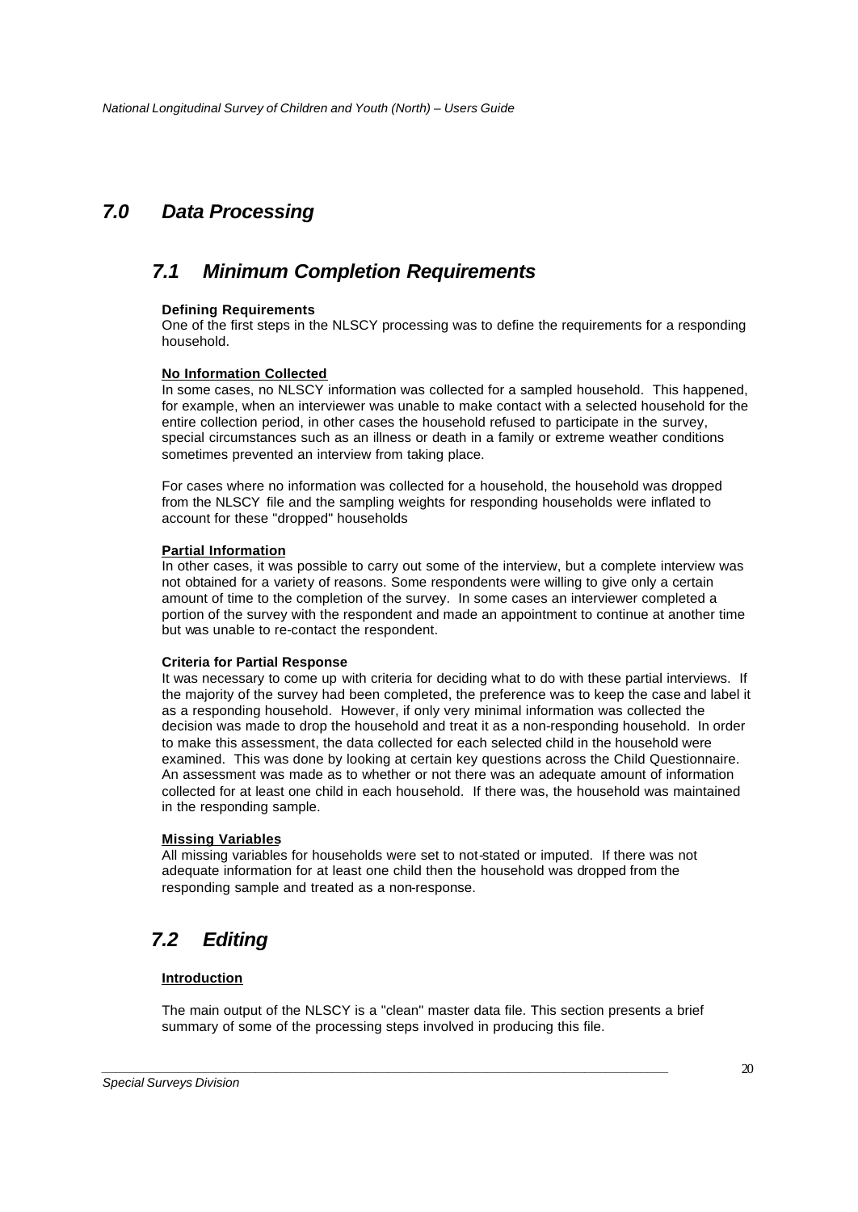## *7.0 Data Processing*

### *7.1 Minimum Completion Requirements*

**Defining Requirements**
One of the first steps in the NLSCY processing was to define the requirements for a responding household.

**No Information Collected**
In some cases, no NLSCY information was collected for a sampled household. This happened, for example, when an interviewer was unable to make contact with a selected household for the entire collection period, in other cases the household refused to participate in the survey, special circumstances such as an illness or death in a family or extreme weather conditions sometimes prevented an interview from taking place.

For cases where no information was collected for a household, the household was dropped from the NLSCY file and the sampling weights for responding households were inflated to account for these "dropped" households

**Partial Information**
In other cases, it was possible to carry out some of the interview, but a complete interview was not obtained for a variety of reasons. Some respondents were willing to give only a certain amount of time to the completion of the survey. In some cases an interviewer completed a portion of the survey with the respondent and made an appointment to continue at another time but was unable to re-contact the respondent.

**Criteria for Partial Response**
It was necessary to come up with criteria for deciding what to do with these partial interviews. If the majority of the survey had been completed, the preference was to keep the case and label it as a responding household. However, if only very minimal information was collected the decision was made to drop the household and treat it as a non-responding household. In order to make this assessment, the data collected for each selected child in the household were examined. This was done by looking at certain key questions across the Child Questionnaire. An assessment was made as to whether or not there was an adequate amount of information collected for at least one child in each household. If there was, the household was maintained in the responding sample.

**Missing Variables**
All missing variables for households were set to not-stated or imputed. If there was not adequate information for at least one child then the household was dropped from the responding sample and treated as a non-response.

### *7.2 Editing*

**Introduction**

The main output of the NLSCY is a "clean" master data file. This section presents a brief summary of some of the processing steps involved in producing this file.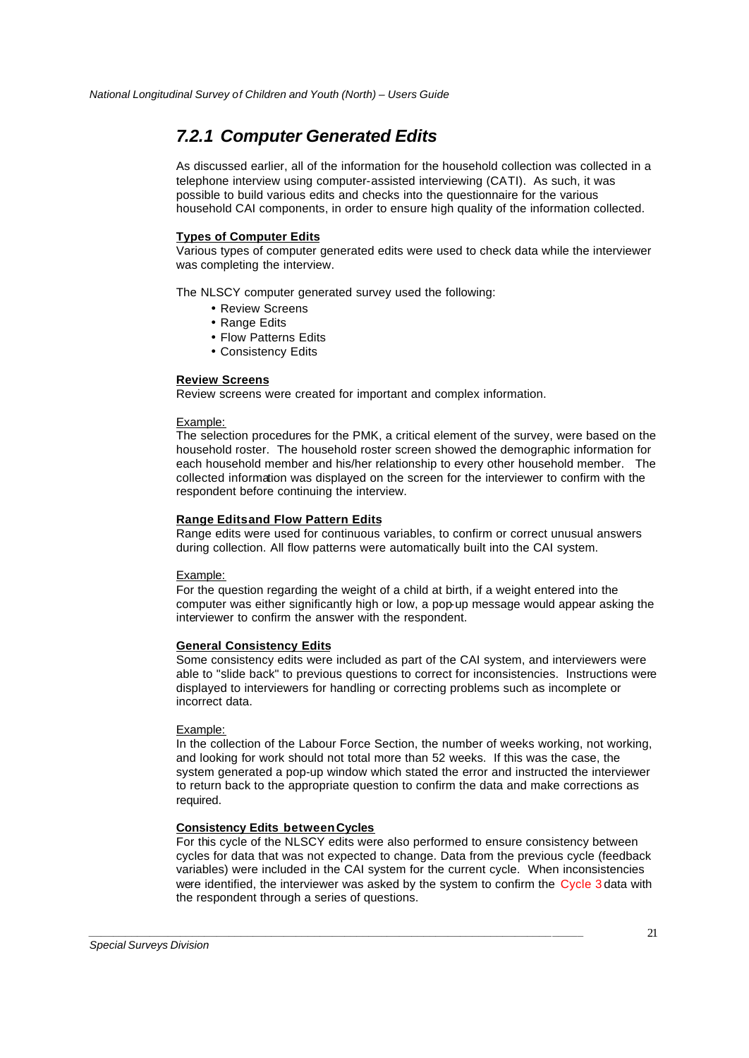### 7.2.1 Computer Generated Edits

As discussed earlier, all of the information for the household collection was collected in a telephone interview using computer-assisted interviewing (CATI). As such, it was possible to build various edits and checks into the questionnaire for the various household CAI components, in order to ensure high quality of the information collected.

**Types of Computer Edits**

Various types of computer generated edits were used to check data while the interviewer was completing the interview.

The NLSCY computer generated survey used the following:

- Review Screens
- Range Edits
- Flow Patterns Edits
- Consistency Edits

**Review Screens**

Review screens were created for important and complex information.

Example:

The selection procedures for the PMK, a critical element of the survey, were based on the household roster. The household roster screen showed the demographic information for each household member and his/her relationship to every other household member. The collected information was displayed on the screen for the interviewer to confirm with the respondent before continuing the interview.

**Range Edits and Flow Pattern Edits**

Range edits were used for continuous variables, to confirm or correct unusual answers during collection. All flow patterns were automatically built into the CAI system.

Example:

For the question regarding the weight of a child at birth, if a weight entered into the computer was either significantly high or low, a pop-up message would appear asking the interviewer to confirm the answer with the respondent.

**General Consistency Edits**

Some consistency edits were included as part of the CAI system, and interviewers were able to "slide back" to previous questions to correct for inconsistencies. Instructions were displayed to interviewers for handling or correcting problems such as incomplete or incorrect data.

Example:

In the collection of the Labour Force Section, the number of weeks working, not working, and looking for work should not total more than 52 weeks. If this was the case, the system generated a pop-up window which stated the error and instructed the interviewer to return back to the appropriate question to confirm the data and make corrections as required.

**Consistency Edits between Cycles**

For this cycle of the NLSCY edits were also performed to ensure consistency between cycles for data that was not expected to change. Data from the previous cycle (feedback variables) were included in the CAI system for the current cycle. When inconsistencies were identified, the interviewer was asked by the system to confirm the Cycle 3 data with the respondent through a series of questions.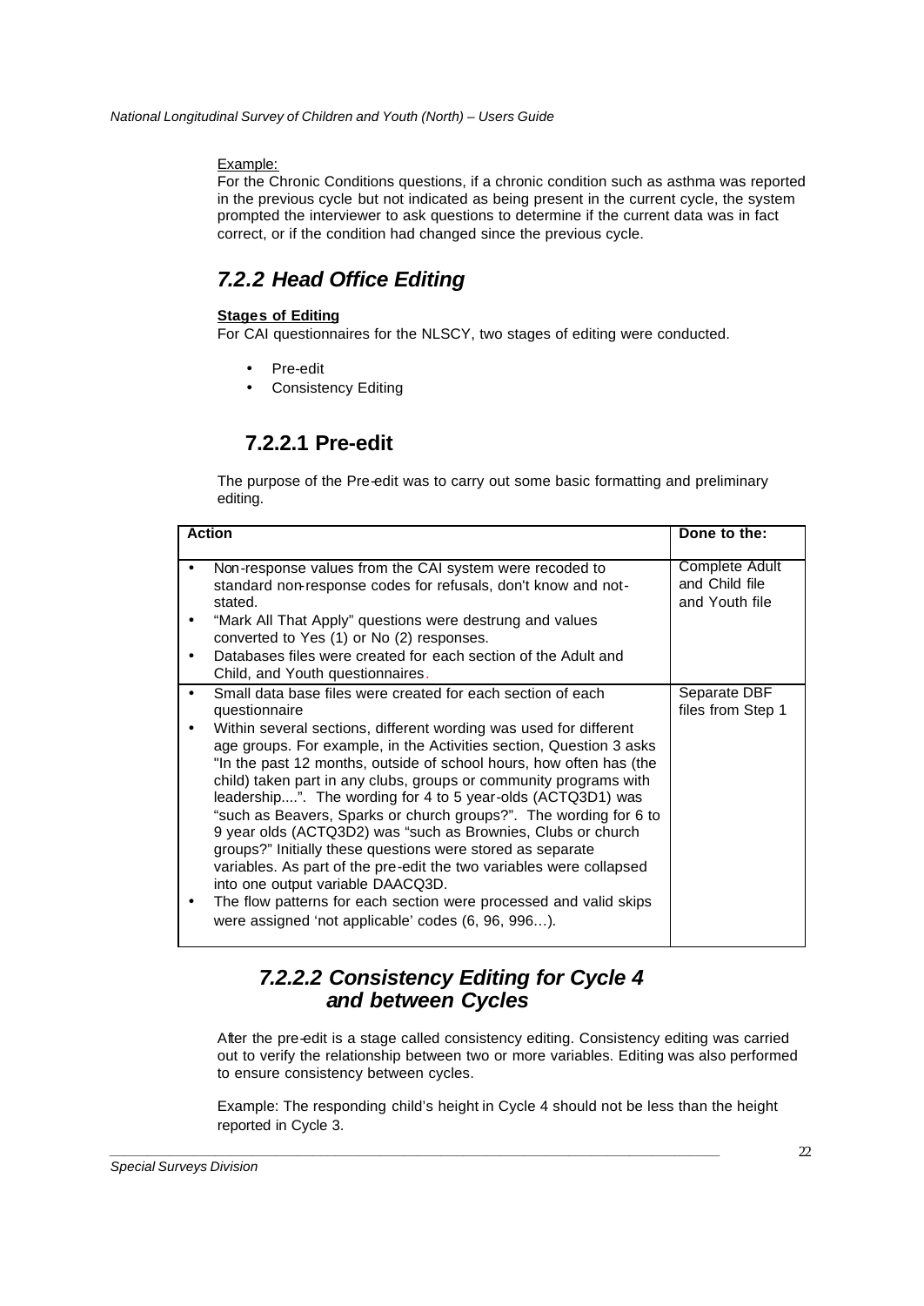Example:

For the Chronic Conditions questions, if a chronic condition such as asthma was reported in the previous cycle but not indicated as being present in the current cycle, the system prompted the interviewer to ask questions to determine if the current data was in fact correct, or if the condition had changed since the previous cycle.

## *7.2.2 Head Office Editing*

**Stages of Editing**

For CAI questionnaires for the NLSCY, two stages of editing were conducted.

- Pre-edit
- Consistency Editing

### 7.2.2.1 Pre-edit

The purpose of the Pre-edit was to carry out some basic formatting and preliminary editing.

| Action | Done to the: |
|---|---|
| • Non-response values from the CAI system were recoded to standard non-response codes for refusals, don't know and not-stated.<br>• "Mark All That Apply" questions were destrung and values converted to Yes (1) or No (2) responses.<br>• Databases files were created for each section of the Adult and Child, and Youth questionnaires. | Complete Adult and Child file and Youth file |
| • Small data base files were created for each section of each questionnaire<br>• Within several sections, different wording was used for different age groups. For example, in the Activities section, Question 3 asks "In the past 12 months, outside of school hours, how often has (the child) taken part in any clubs, groups or community programs with leadership....". The wording for 4 to 5 year-olds (ACTQ3D1) was "such as Beavers, Sparks or church groups?". The wording for 6 to 9 year olds (ACTQ3D2) was "such as Brownies, Clubs or church groups?" Initially these questions were stored as separate variables. As part of the pre-edit the two variables were collapsed into one output variable DAACQ3D.<br>• The flow patterns for each section were processed and valid skips were assigned 'not applicable' codes (6, 96, 996…). | Separate DBF files from Step 1 |

### *7.2.2.2 Consistency Editing for Cycle 4 and between Cycles*

After the pre-edit is a stage called consistency editing. Consistency editing was carried out to verify the relationship between two or more variables. Editing was also performed to ensure consistency between cycles.

Example: The responding child's height in Cycle 4 should not be less than the height reported in Cycle 3.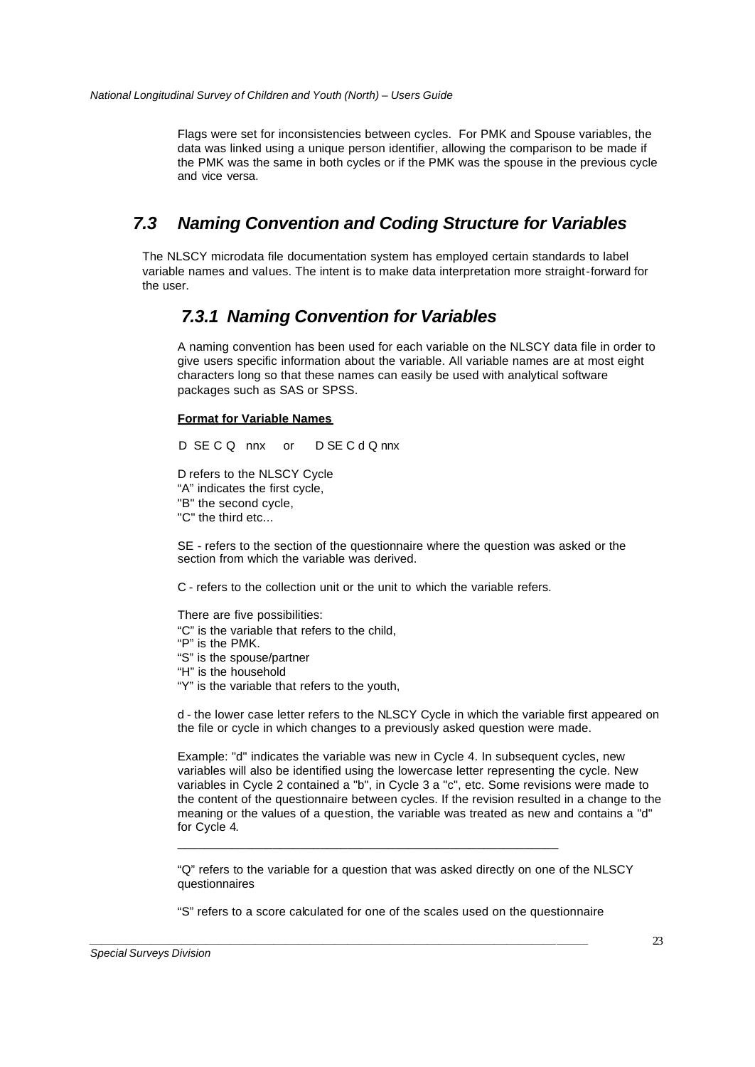Flags were set for inconsistencies between cycles. For PMK and Spouse variables, the data was linked using a unique person identifier, allowing the comparison to be made if the PMK was the same in both cycles or if the PMK was the spouse in the previous cycle and vice versa.

## *7.3 Naming Convention and Coding Structure for Variables*

The NLSCY microdata file documentation system has employed certain standards to label variable names and values. The intent is to make data interpretation more straight-forward for the user.

### *7.3.1 Naming Convention for Variables*

A naming convention has been used for each variable on the NLSCY data file in order to give users specific information about the variable. All variable names are at most eight characters long so that these names can easily be used with analytical software packages such as SAS or SPSS.

**Format for Variable Names**

D SE C Q nnx or D SE C d Q nnx

D refers to the NLSCY Cycle
"A" indicates the first cycle,
"B" the second cycle,
"C" the third etc...

SE - refers to the section of the questionnaire where the question was asked or the section from which the variable was derived.

C - refers to the collection unit or the unit to which the variable refers.

There are five possibilities:
"C" is the variable that refers to the child,
"P" is the PMK.
"S" is the spouse/partner
"H" is the household
"Y" is the variable that refers to the youth,

d - the lower case letter refers to the NLSCY Cycle in which the variable first appeared on the file or cycle in which changes to a previously asked question were made.

Example: "d" indicates the variable was new in Cycle 4. In subsequent cycles, new variables will also be identified using the lowercase letter representing the cycle. New variables in Cycle 2 contained a "b", in Cycle 3 a "c", etc. Some revisions were made to the content of the questionnaire between cycles. If the revision resulted in a change to the meaning or the values of a question, the variable was treated as new and contains a "d" for Cycle 4.

---

"Q" refers to the variable for a question that was asked directly on one of the NLSCY questionnaires

"S" refers to a score calculated for one of the scales used on the questionnaire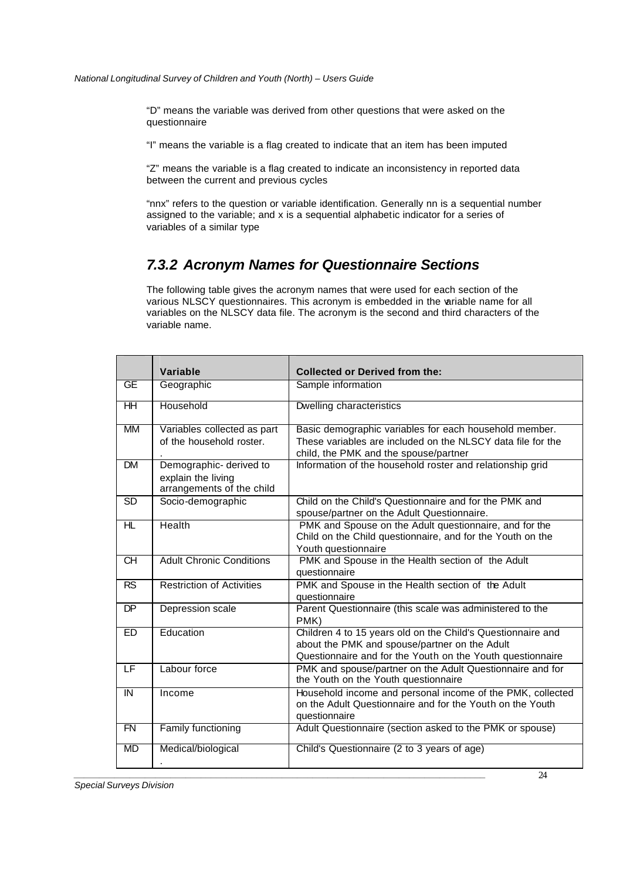"D" means the variable was derived from other questions that were asked on the questionnaire

"I" means the variable is a flag created to indicate that an item has been imputed

"Z" means the variable is a flag created to indicate an inconsistency in reported data between the current and previous cycles

"nnx" refers to the question or variable identification. Generally nn is a sequential number assigned to the variable; and x is a sequential alphabetic indicator for a series of variables of a similar type

### 7.3.2 Acronym Names for Questionnaire Sections

The following table gives the acronym names that were used for each section of the various NLSCY questionnaires. This acronym is embedded in the variable name for all variables on the NLSCY data file. The acronym is the second and third characters of the variable name.

| | Variable | Collected or Derived from the: |
|---|---|---|
| GE | Geographic | Sample information |
| HH | Household | Dwelling characteristics |
| MM | Variables collected as part of the household roster. | Basic demographic variables for each household member. These variables are included on the NLSCY data file for the child, the PMK and the spouse/partner |
| DM | Demographic- derived to explain the living arrangements of the child | Information of the household roster and relationship grid |
| SD | Socio-demographic | Child on the Child's Questionnaire and for the PMK and spouse/partner on the Adult Questionnaire. |
| HL | Health | PMK and Spouse on the Adult questionnaire, and for the Child on the Child questionnaire, and for the Youth on the Youth questionnaire |
| CH | Adult Chronic Conditions | PMK and Spouse in the Health section of the Adult questionnaire |
| RS | Restriction of Activities | PMK and Spouse in the Health section of the Adult questionnaire |
| DP | Depression scale | Parent Questionnaire (this scale was administered to the PMK) |
| ED | Education | Children 4 to 15 years old on the Child's Questionnaire and about the PMK and spouse/partner on the Adult Questionnaire and for the Youth on the Youth questionnaire |
| LF | Labour force | PMK and spouse/partner on the Adult Questionnaire and for the Youth on the Youth questionnaire |
| IN | Income | Household income and personal income of the PMK, collected on the Adult Questionnaire and for the Youth on the Youth questionnaire |
| FN | Family functioning | Adult Questionnaire (section asked to the PMK or spouse) |
| MD | Medical/biological | Child's Questionnaire (2 to 3 years of age) |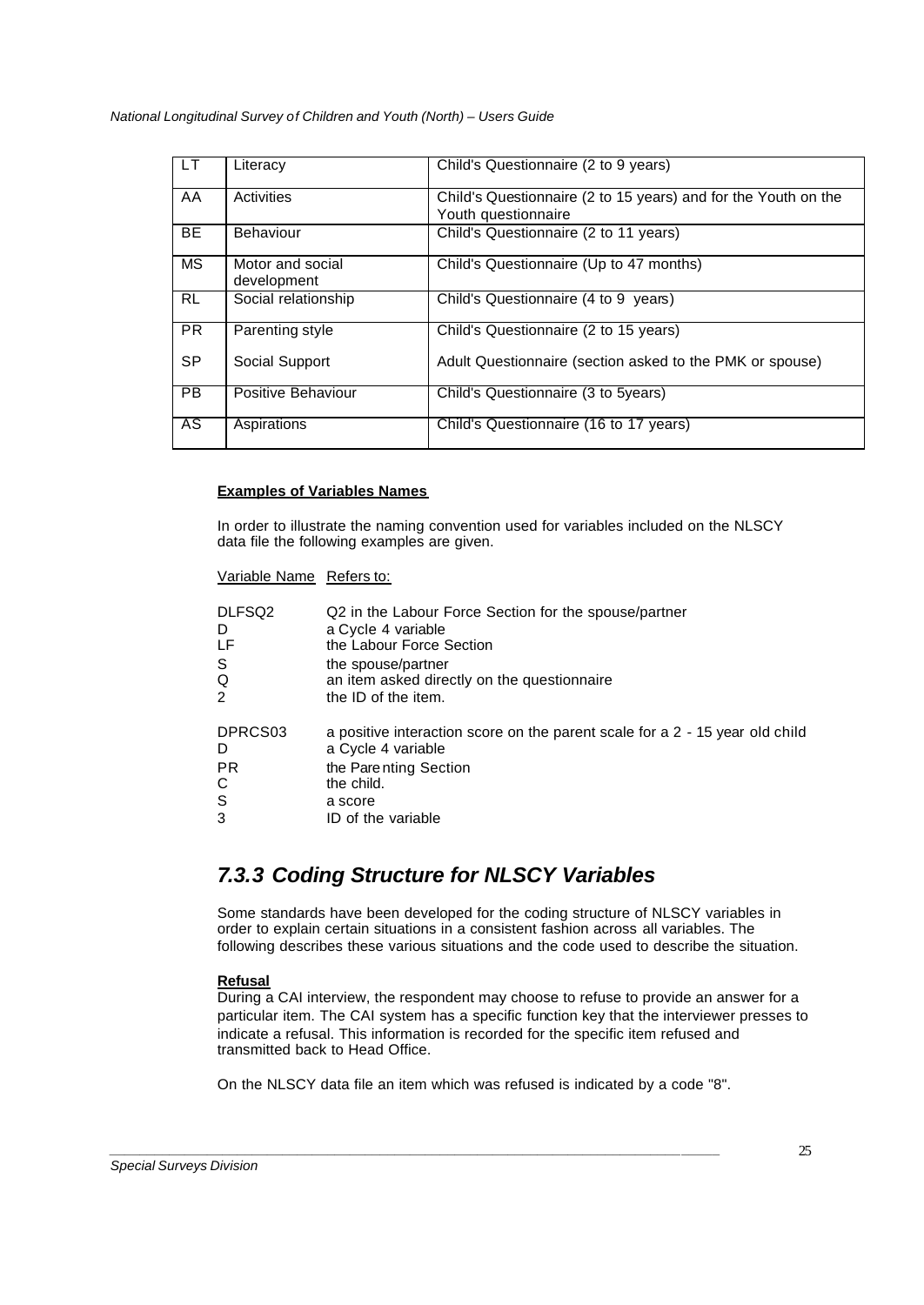| LT | Literacy | Child's Questionnaire (2 to 9 years) |
|---|---|---|
| AA | Activities | Child's Questionnaire (2 to 15 years) and for the Youth on the Youth questionnaire |
| BE | Behaviour | Child's Questionnaire (2 to 11 years) |
| MS | Motor and social development | Child's Questionnaire (Up to 47 months) |
| RL | Social relationship | Child's Questionnaire (4 to 9 years) |
| PR | Parenting style | Child's Questionnaire (2 to 15 years) |
| SP | Social Support | Adult Questionnaire (section asked to the PMK or spouse) |
| PB | Positive Behaviour | Child's Questionnaire (3 to 5years) |
| AS | Aspirations | Child's Questionnaire (16 to 17 years) |

**Examples of Variables Names**

In order to illustrate the naming convention used for variables included on the NLSCY data file the following examples are given.

| Variable Name | Refers to: |
|---|---|
| DLFSQ2 | Q2 in the Labour Force Section for the spouse/partner |
| D | a Cycle 4 variable |
| LF | the Labour Force Section |
| S | the spouse/partner |
| Q | an item asked directly on the questionnaire |
| 2 | the ID of the item. |
| | |
| DPRCS03 | a positive interaction score on the parent scale for a 2 - 15 year old child |
| D | a Cycle 4 variable |
| PR | the Parenting Section |
| C | the child. |
| S | a score |
| 3 | ID of the variable |

### *7.3.3 Coding Structure for NLSCY Variables*

Some standards have been developed for the coding structure of NLSCY variables in order to explain certain situations in a consistent fashion across all variables. The following describes these various situations and the code used to describe the situation.

**Refusal**

During a CAI interview, the respondent may choose to refuse to provide an answer for a particular item. The CAI system has a specific function key that the interviewer presses to indicate a refusal. This information is recorded for the specific item refused and transmitted back to Head Office.

On the NLSCY data file an item which was refused is indicated by a code "8".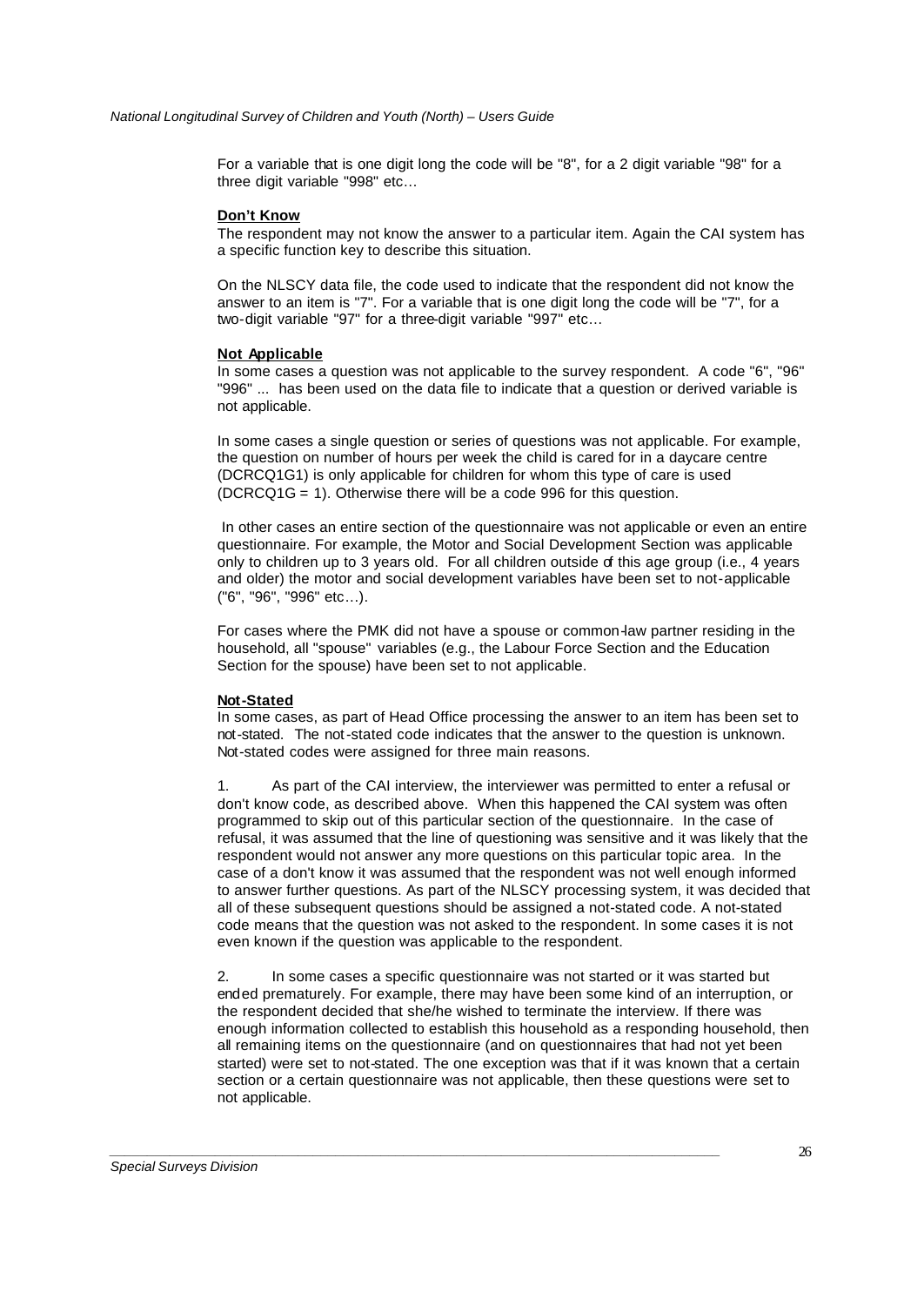For a variable that is one digit long the code will be "8", for a 2 digit variable "98" for a three digit variable "998" etc…

**Don't Know**

The respondent may not know the answer to a particular item. Again the CAI system has a specific function key to describe this situation.

On the NLSCY data file, the code used to indicate that the respondent did not know the answer to an item is "7". For a variable that is one digit long the code will be "7", for a two-digit variable "97" for a three-digit variable "997" etc…

**Not Applicable**

In some cases a question was not applicable to the survey respondent. A code "6", "96" "996" ... has been used on the data file to indicate that a question or derived variable is not applicable.

In some cases a single question or series of questions was not applicable. For example, the question on number of hours per week the child is cared for in a daycare centre (DCRCQ1G1) is only applicable for children for whom this type of care is used (DCRCQ1G = 1). Otherwise there will be a code 996 for this question.

In other cases an entire section of the questionnaire was not applicable or even an entire questionnaire. For example, the Motor and Social Development Section was applicable only to children up to 3 years old. For all children outside of this age group (i.e., 4 years and older) the motor and social development variables have been set to not-applicable ("6", "96", "996" etc…).

For cases where the PMK did not have a spouse or common-law partner residing in the household, all "spouse" variables (e.g., the Labour Force Section and the Education Section for the spouse) have been set to not applicable.

**Not-Stated**

In some cases, as part of Head Office processing the answer to an item has been set to not-stated. The not-stated code indicates that the answer to the question is unknown. Not-stated codes were assigned for three main reasons.

1. As part of the CAI interview, the interviewer was permitted to enter a refusal or don't know code, as described above. When this happened the CAI system was often programmed to skip out of this particular section of the questionnaire. In the case of refusal, it was assumed that the line of questioning was sensitive and it was likely that the respondent would not answer any more questions on this particular topic area. In the case of a don't know it was assumed that the respondent was not well enough informed to answer further questions. As part of the NLSCY processing system, it was decided that all of these subsequent questions should be assigned a not-stated code. A not-stated code means that the question was not asked to the respondent. In some cases it is not even known if the question was applicable to the respondent.

2. In some cases a specific questionnaire was not started or it was started but ended prematurely. For example, there may have been some kind of an interruption, or the respondent decided that she/he wished to terminate the interview. If there was enough information collected to establish this household as a responding household, then all remaining items on the questionnaire (and on questionnaires that had not yet been started) were set to not-stated. The one exception was that if it was known that a certain section or a certain questionnaire was not applicable, then these questions were set to not applicable.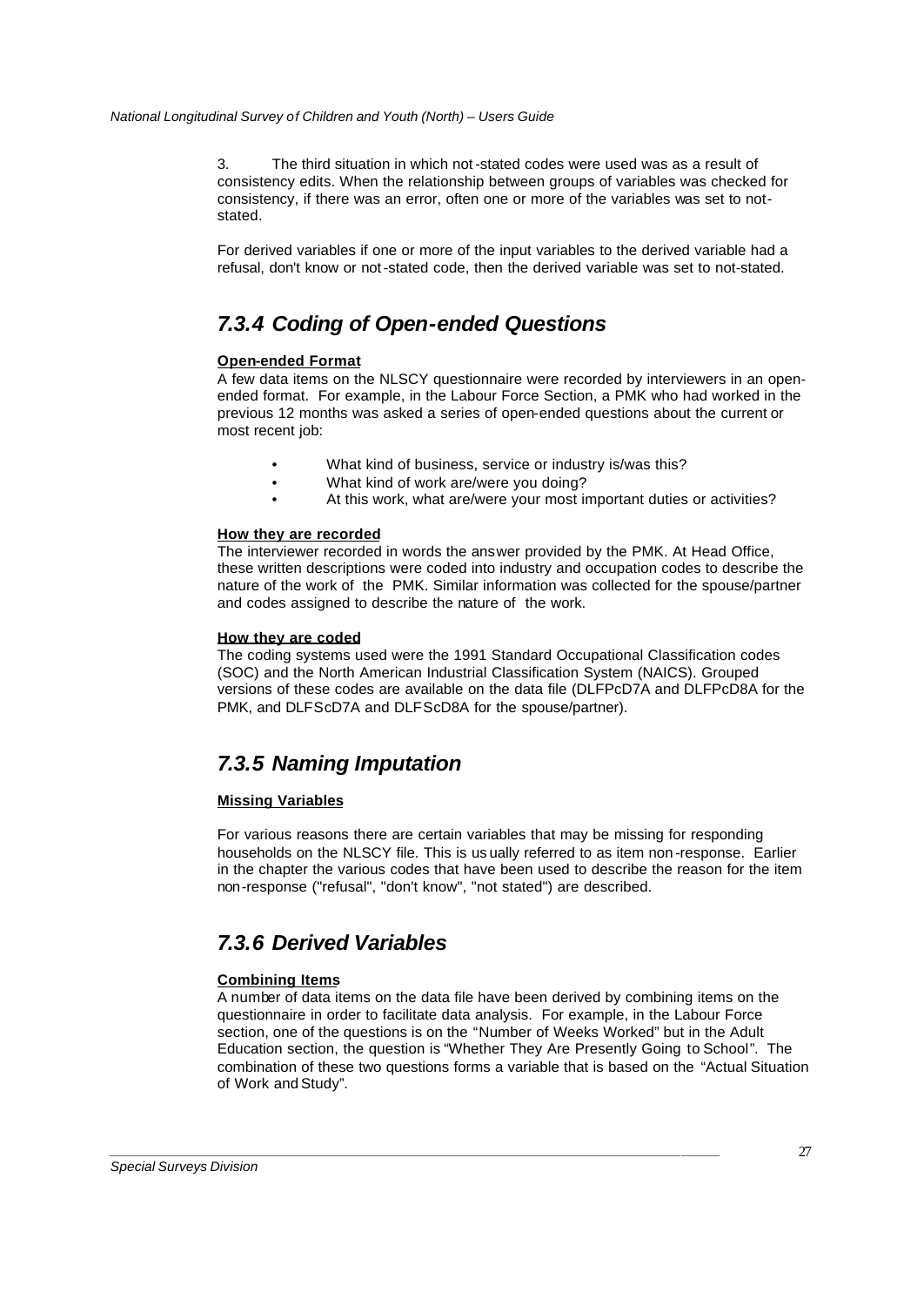3. The third situation in which not-stated codes were used was as a result of consistency edits. When the relationship between groups of variables was checked for consistency, if there was an error, often one or more of the variables was set to not-stated.

For derived variables if one or more of the input variables to the derived variable had a refusal, don't know or not-stated code, then the derived variable was set to not-stated.

## *7.3.4 Coding of Open-ended Questions*

**Open-ended Format**

A few data items on the NLSCY questionnaire were recorded by interviewers in an open-ended format. For example, in the Labour Force Section, a PMK who had worked in the previous 12 months was asked a series of open-ended questions about the current or most recent job:

- What kind of business, service or industry is/was this?
- What kind of work are/were you doing?
- At this work, what are/were your most important duties or activities?

**How they are recorded**

The interviewer recorded in words the answer provided by the PMK. At Head Office, these written descriptions were coded into industry and occupation codes to describe the nature of the work of the PMK. Similar information was collected for the spouse/partner and codes assigned to describe the nature of the work.

**How they are coded**

The coding systems used were the 1991 Standard Occupational Classification codes (SOC) and the North American Industrial Classification System (NAICS). Grouped versions of these codes are available on the data file (DLFPcD7A and DLFPcD8A for the PMK, and DLFScD7A and DLFScD8A for the spouse/partner).

## *7.3.5 Naming Imputation*

**Missing Variables**

For various reasons there are certain variables that may be missing for responding households on the NLSCY file. This is usually referred to as item non-response. Earlier in the chapter the various codes that have been used to describe the reason for the item non-response ("refusal", "don't know", "not stated") are described.

## *7.3.6 Derived Variables*

**Combining Items**

A number of data items on the data file have been derived by combining items on the questionnaire in order to facilitate data analysis. For example, in the Labour Force section, one of the questions is on the "Number of Weeks Worked" but in the Adult Education section, the question is "Whether They Are Presently Going to School". The combination of these two questions forms a variable that is based on the "Actual Situation of Work and Study".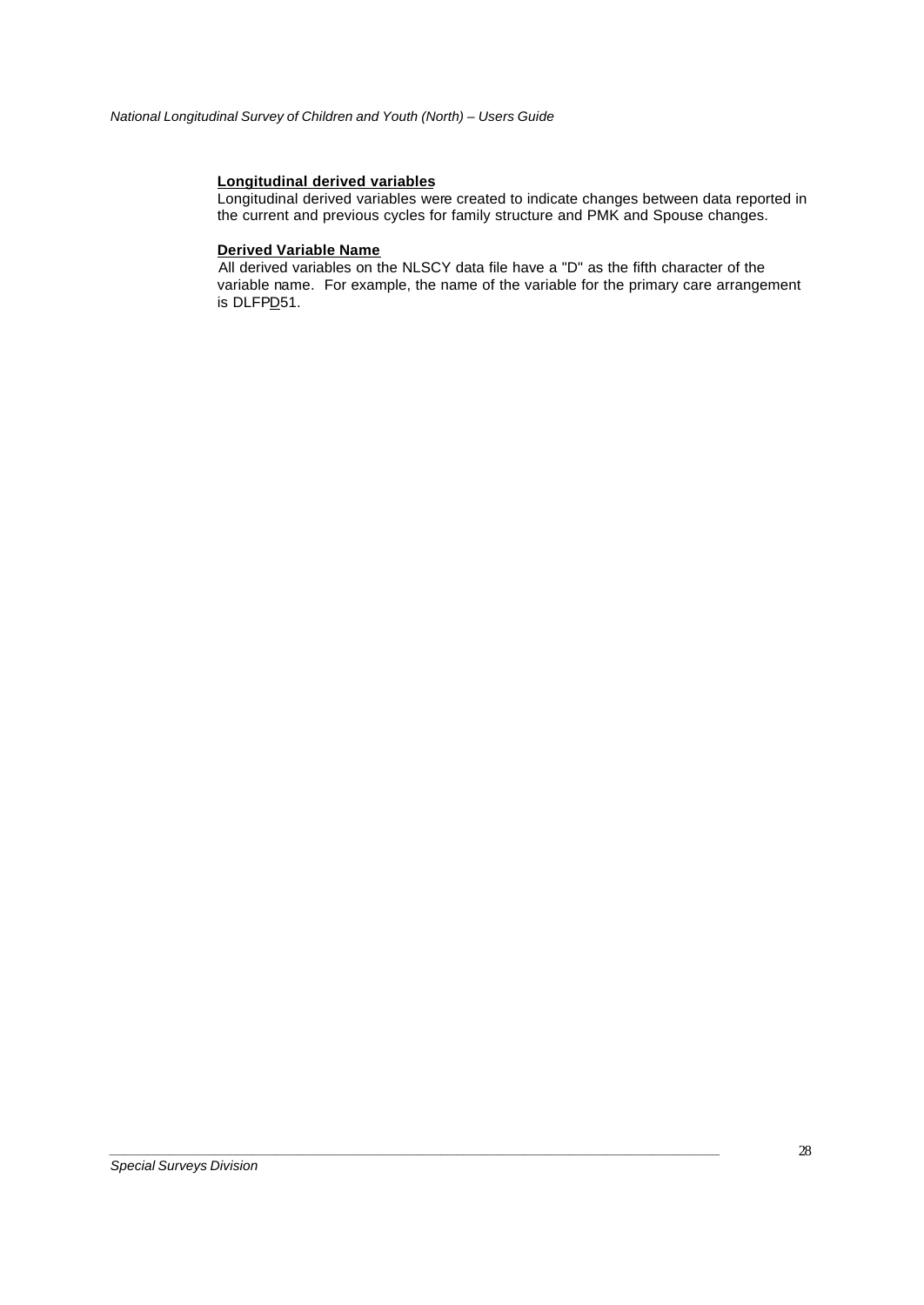**Longitudinal derived variables**

Longitudinal derived variables were created to indicate changes between data reported in the current and previous cycles for family structure and PMK and Spouse changes.

**Derived Variable Name**

All derived variables on the NLSCY data file have a "D" as the fifth character of the variable name. For example, the name of the variable for the primary care arrangement is DLFPD51.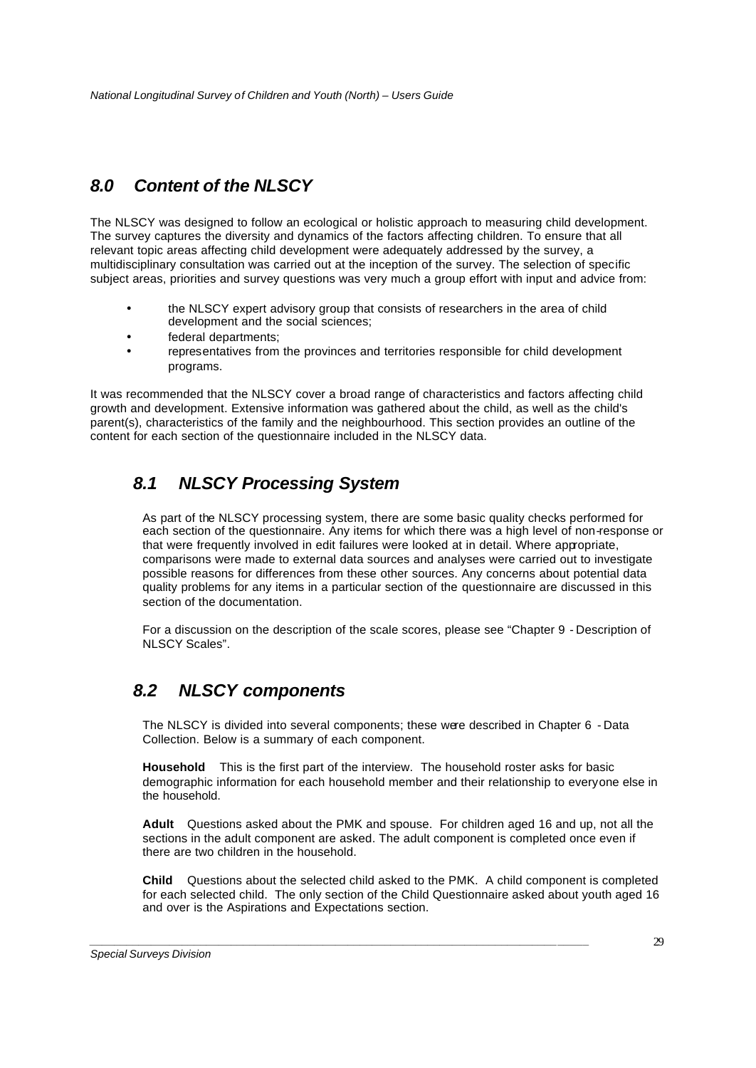## 8.0 Content of the NLSCY

The NLSCY was designed to follow an ecological or holistic approach to measuring child development. The survey captures the diversity and dynamics of the factors affecting children. To ensure that all relevant topic areas affecting child development were adequately addressed by the survey, a multidisciplinary consultation was carried out at the inception of the survey. The selection of specific subject areas, priorities and survey questions was very much a group effort with input and advice from:

- the NLSCY expert advisory group that consists of researchers in the area of child development and the social sciences;
- federal departments;
- representatives from the provinces and territories responsible for child development programs.

It was recommended that the NLSCY cover a broad range of characteristics and factors affecting child growth and development. Extensive information was gathered about the child, as well as the child's parent(s), characteristics of the family and the neighbourhood. This section provides an outline of the content for each section of the questionnaire included in the NLSCY data.

### 8.1 NLSCY Processing System

As part of the NLSCY processing system, there are some basic quality checks performed for each section of the questionnaire. Any items for which there was a high level of non-response or that were frequently involved in edit failures were looked at in detail. Where appropriate, comparisons were made to external data sources and analyses were carried out to investigate possible reasons for differences from these other sources. Any concerns about potential data quality problems for any items in a particular section of the questionnaire are discussed in this section of the documentation.

For a discussion on the description of the scale scores, please see "Chapter 9 - Description of NLSCY Scales".

### 8.2 NLSCY components

The NLSCY is divided into several components; these were described in Chapter 6 - Data Collection. Below is a summary of each component.

**Household** This is the first part of the interview. The household roster asks for basic demographic information for each household member and their relationship to everyone else in the household.

**Adult** Questions asked about the PMK and spouse. For children aged 16 and up, not all the sections in the adult component are asked. The adult component is completed once even if there are two children in the household.

**Child** Questions about the selected child asked to the PMK. A child component is completed for each selected child. The only section of the Child Questionnaire asked about youth aged 16 and over is the Aspirations and Expectations section.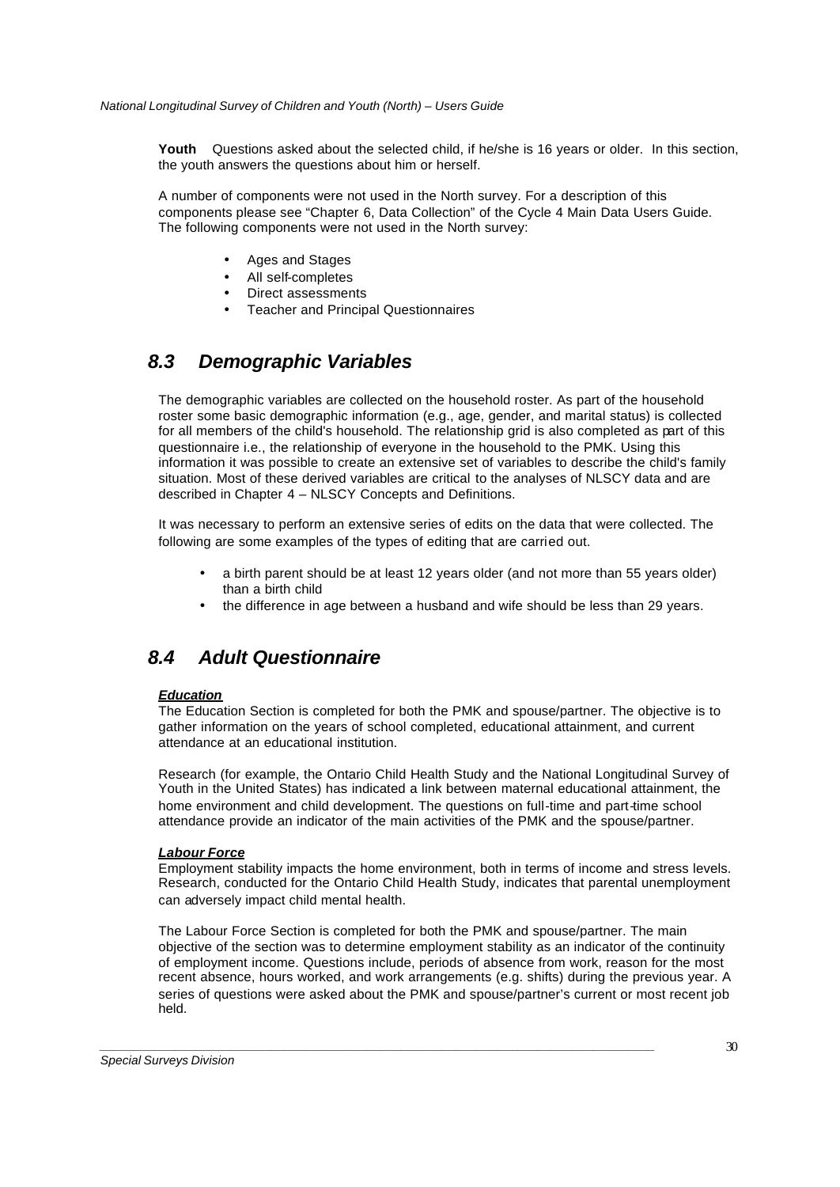**Youth** Questions asked about the selected child, if he/she is 16 years or older. In this section, the youth answers the questions about him or herself.

A number of components were not used in the North survey. For a description of this components please see "Chapter 6, Data Collection" of the Cycle 4 Main Data Users Guide. The following components were not used in the North survey:

- Ages and Stages
- All self-completes
- Direct assessments
- Teacher and Principal Questionnaires

## *8.3 Demographic Variables*

The demographic variables are collected on the household roster. As part of the household roster some basic demographic information (e.g., age, gender, and marital status) is collected for all members of the child's household. The relationship grid is also completed as part of this questionnaire i.e., the relationship of everyone in the household to the PMK. Using this information it was possible to create an extensive set of variables to describe the child's family situation. Most of these derived variables are critical to the analyses of NLSCY data and are described in Chapter 4 – NLSCY Concepts and Definitions.

It was necessary to perform an extensive series of edits on the data that were collected. The following are some examples of the types of editing that are carried out.

- a birth parent should be at least 12 years older (and not more than 55 years older) than a birth child
- the difference in age between a husband and wife should be less than 29 years.

## *8.4 Adult Questionnaire*

***Education***

The Education Section is completed for both the PMK and spouse/partner. The objective is to gather information on the years of school completed, educational attainment, and current attendance at an educational institution.

Research (for example, the Ontario Child Health Study and the National Longitudinal Survey of Youth in the United States) has indicated a link between maternal educational attainment, the home environment and child development. The questions on full-time and part-time school attendance provide an indicator of the main activities of the PMK and the spouse/partner.

***Labour Force***

Employment stability impacts the home environment, both in terms of income and stress levels. Research, conducted for the Ontario Child Health Study, indicates that parental unemployment can adversely impact child mental health.

The Labour Force Section is completed for both the PMK and spouse/partner. The main objective of the section was to determine employment stability as an indicator of the continuity of employment income. Questions include, periods of absence from work, reason for the most recent absence, hours worked, and work arrangements (e.g. shifts) during the previous year. A series of questions were asked about the PMK and spouse/partner's current or most recent job held.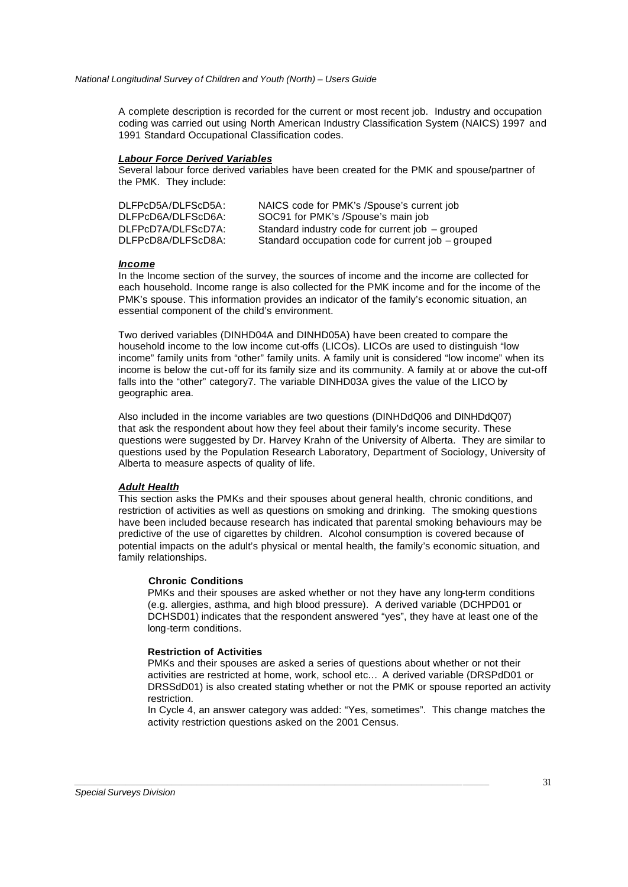A complete description is recorded for the current or most recent job. Industry and occupation coding was carried out using North American Industry Classification System (NAICS) 1997 and 1991 Standard Occupational Classification codes.

***Labour Force Derived Variables***

Several labour force derived variables have been created for the PMK and spouse/partner of the PMK. They include:

| | |
|---|---|
| DLFPcD5A/DLFScD5A: | NAICS code for PMK's /Spouse's current job |
| DLFPcD6A/DLFScD6A: | SOC91 for PMK's /Spouse's main job |
| DLFPcD7A/DLFScD7A: | Standard industry code for current job – grouped |
| DLFPcD8A/DLFScD8A: | Standard occupation code for current job – grouped |

***Income***

In the Income section of the survey, the sources of income and the income are collected for each household. Income range is also collected for the PMK income and for the income of the PMK's spouse. This information provides an indicator of the family's economic situation, an essential component of the child's environment.

Two derived variables (DINHD04A and DINHD05A) have been created to compare the household income to the low income cut-offs (LICOs). LICOs are used to distinguish "low income" family units from "other" family units. A family unit is considered "low income" when its income is below the cut-off for its family size and its community. A family at or above the cut-off falls into the "other" category7. The variable DINHD03A gives the value of the LICO by geographic area.

Also included in the income variables are two questions (DINHDdQ06 and DINHDdQ07) that ask the respondent about how they feel about their family's income security. These questions were suggested by Dr. Harvey Krahn of the University of Alberta. They are similar to questions used by the Population Research Laboratory, Department of Sociology, University of Alberta to measure aspects of quality of life.

***Adult Health***

This section asks the PMKs and their spouses about general health, chronic conditions, and restriction of activities as well as questions on smoking and drinking. The smoking questions have been included because research has indicated that parental smoking behaviours may be predictive of the use of cigarettes by children. Alcohol consumption is covered because of potential impacts on the adult's physical or mental health, the family's economic situation, and family relationships.

**Chronic Conditions**

PMKs and their spouses are asked whether or not they have any long-term conditions (e.g. allergies, asthma, and high blood pressure). A derived variable (DCHPD01 or DCHSD01) indicates that the respondent answered "yes", they have at least one of the long-term conditions.

**Restriction of Activities**

PMKs and their spouses are asked a series of questions about whether or not their activities are restricted at home, work, school etc… A derived variable (DRSPdD01 or DRSSdD01) is also created stating whether or not the PMK or spouse reported an activity restriction.

In Cycle 4, an answer category was added: "Yes, sometimes". This change matches the activity restriction questions asked on the 2001 Census.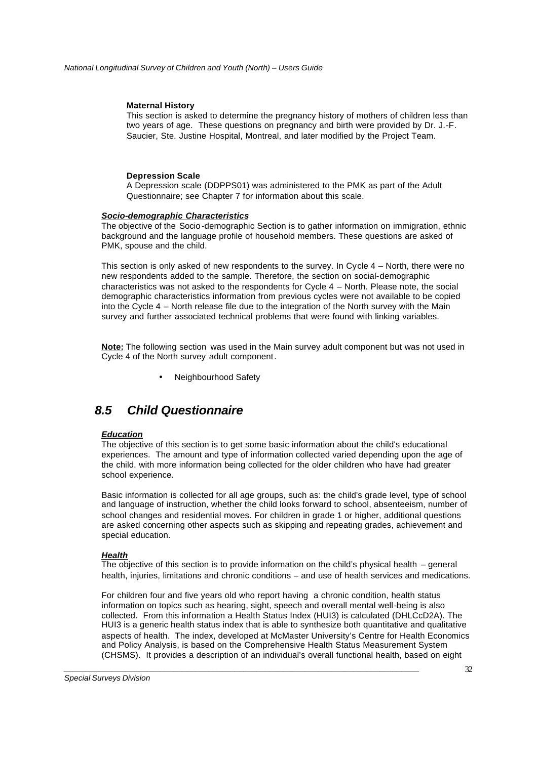#### Maternal History

This section is asked to determine the pregnancy history of mothers of children less than two years of age. These questions on pregnancy and birth were provided by Dr. J.-F. Saucier, Ste. Justine Hospital, Montreal, and later modified by the Project Team.

#### Depression Scale

A Depression scale (DDPPS01) was administered to the PMK as part of the Adult Questionnaire; see Chapter 7 for information about this scale.

***Socio-demographic Characteristics***

The objective of the Socio-demographic Section is to gather information on immigration, ethnic background and the language profile of household members. These questions are asked of PMK, spouse and the child.

This section is only asked of new respondents to the survey. In Cycle 4 – North, there were no new respondents added to the sample. Therefore, the section on social-demographic characteristics was not asked to the respondents for Cycle 4 – North. Please note, the social demographic characteristics information from previous cycles were not available to be copied into the Cycle 4 – North release file due to the integration of the North survey with the Main survey and further associated technical problems that were found with linking variables.

**Note:** The following section was used in the Main survey adult component but was not used in Cycle 4 of the North survey adult component.

- Neighbourhood Safety

## *8.5 Child Questionnaire*

***Education***

The objective of this section is to get some basic information about the child's educational experiences. The amount and type of information collected varied depending upon the age of the child, with more information being collected for the older children who have had greater school experience.

Basic information is collected for all age groups, such as: the child's grade level, type of school and language of instruction, whether the child looks forward to school, absenteeism, number of school changes and residential moves. For children in grade 1 or higher, additional questions are asked concerning other aspects such as skipping and repeating grades, achievement and special education.

***Health***

The objective of this section is to provide information on the child's physical health – general health, injuries, limitations and chronic conditions – and use of health services and medications.

For children four and five years old who report having a chronic condition, health status information on topics such as hearing, sight, speech and overall mental well-being is also collected. From this information a Health Status Index (HUI3) is calculated (DHLCcD2A). The HUI3 is a generic health status index that is able to synthesize both quantitative and qualitative aspects of health. The index, developed at McMaster University's Centre for Health Economics and Policy Analysis, is based on the Comprehensive Health Status Measurement System (CHSMS). It provides a description of an individual's overall functional health, based on eight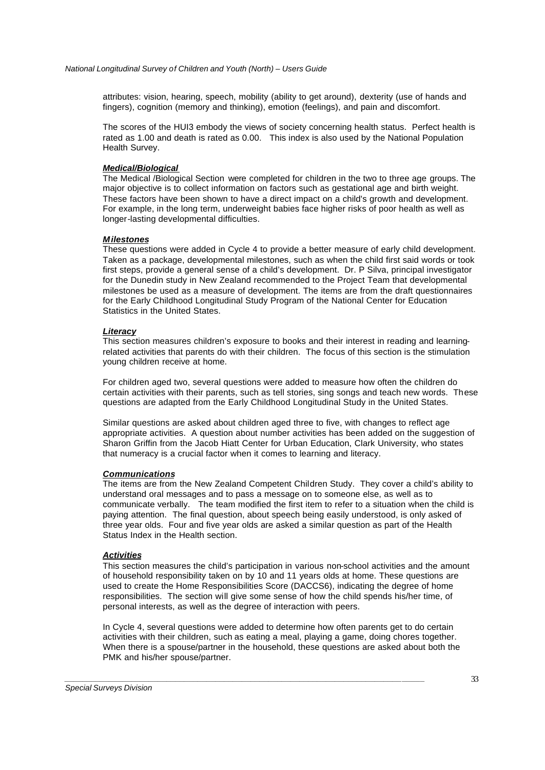attributes: vision, hearing, speech, mobility (ability to get around), dexterity (use of hands and fingers), cognition (memory and thinking), emotion (feelings), and pain and discomfort.

The scores of the HUI3 embody the views of society concerning health status. Perfect health is rated as 1.00 and death is rated as 0.00. This index is also used by the National Population Health Survey.

***Medical/Biological***

The Medical /Biological Section were completed for children in the two to three age groups. The major objective is to collect information on factors such as gestational age and birth weight. These factors have been shown to have a direct impact on a child's growth and development. For example, in the long term, underweight babies face higher risks of poor health as well as longer-lasting developmental difficulties.

***Milestones***

These questions were added in Cycle 4 to provide a better measure of early child development. Taken as a package, developmental milestones, such as when the child first said words or took first steps, provide a general sense of a child's development. Dr. P Silva, principal investigator for the Dunedin study in New Zealand recommended to the Project Team that developmental milestones be used as a measure of development. The items are from the draft questionnaires for the Early Childhood Longitudinal Study Program of the National Center for Education Statistics in the United States.

***Literacy***

This section measures children's exposure to books and their interest in reading and learning-related activities that parents do with their children. The focus of this section is the stimulation young children receive at home.

For children aged two, several questions were added to measure how often the children do certain activities with their parents, such as tell stories, sing songs and teach new words. These questions are adapted from the Early Childhood Longitudinal Study in the United States.

Similar questions are asked about children aged three to five, with changes to reflect age appropriate activities. A question about number activities has been added on the suggestion of Sharon Griffin from the Jacob Hiatt Center for Urban Education, Clark University, who states that numeracy is a crucial factor when it comes to learning and literacy.

***Communications***

The items are from the New Zealand Competent Children Study. They cover a child's ability to understand oral messages and to pass a message on to someone else, as well as to communicate verbally. The team modified the first item to refer to a situation when the child is paying attention. The final question, about speech being easily understood, is only asked of three year olds. Four and five year olds are asked a similar question as part of the Health Status Index in the Health section.

***Activities***

This section measures the child's participation in various non-school activities and the amount of household responsibility taken on by 10 and 11 years olds at home. These questions are used to create the Home Responsibilities Score (DACCS6), indicating the degree of home responsibilities. The section will give some sense of how the child spends his/her time, of personal interests, as well as the degree of interaction with peers.

In Cycle 4, several questions were added to determine how often parents get to do certain activities with their children, such as eating a meal, playing a game, doing chores together. When there is a spouse/partner in the household, these questions are asked about both the PMK and his/her spouse/partner.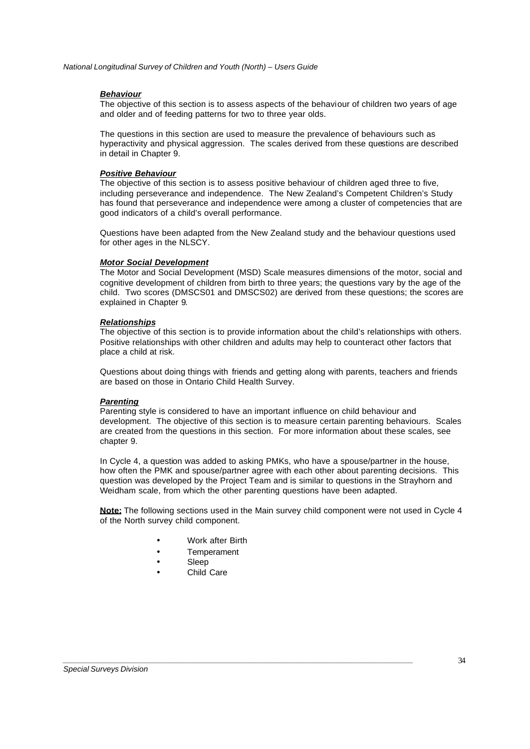### ***Behaviour***

The objective of this section is to assess aspects of the behaviour of children two years of age and older and of feeding patterns for two to three year olds.

The questions in this section are used to measure the prevalence of behaviours such as hyperactivity and physical aggression. The scales derived from these questions are described in detail in Chapter 9.

### ***Positive Behaviour***

The objective of this section is to assess positive behaviour of children aged three to five, including perseverance and independence. The New Zealand's Competent Children's Study has found that perseverance and independence were among a cluster of competencies that are good indicators of a child's overall performance.

Questions have been adapted from the New Zealand study and the behaviour questions used for other ages in the NLSCY.

### ***Motor Social Development***

The Motor and Social Development (MSD) Scale measures dimensions of the motor, social and cognitive development of children from birth to three years; the questions vary by the age of the child. Two scores (DMSCS01 and DMSCS02) are derived from these questions; the scores are explained in Chapter 9.

### ***Relationships***

The objective of this section is to provide information about the child's relationships with others. Positive relationships with other children and adults may help to counteract other factors that place a child at risk.

Questions about doing things with friends and getting along with parents, teachers and friends are based on those in Ontario Child Health Survey.

### ***Parenting***

Parenting style is considered to have an important influence on child behaviour and development. The objective of this section is to measure certain parenting behaviours. Scales are created from the questions in this section. For more information about these scales, see chapter 9.

In Cycle 4, a question was added to asking PMKs, who have a spouse/partner in the house, how often the PMK and spouse/partner agree with each other about parenting decisions. This question was developed by the Project Team and is similar to questions in the Strayhorn and Weidham scale, from which the other parenting questions have been adapted.

**Note:** The following sections used in the Main survey child component were not used in Cycle 4 of the North survey child component.

- Work after Birth
- Temperament
- Sleep
- Child Care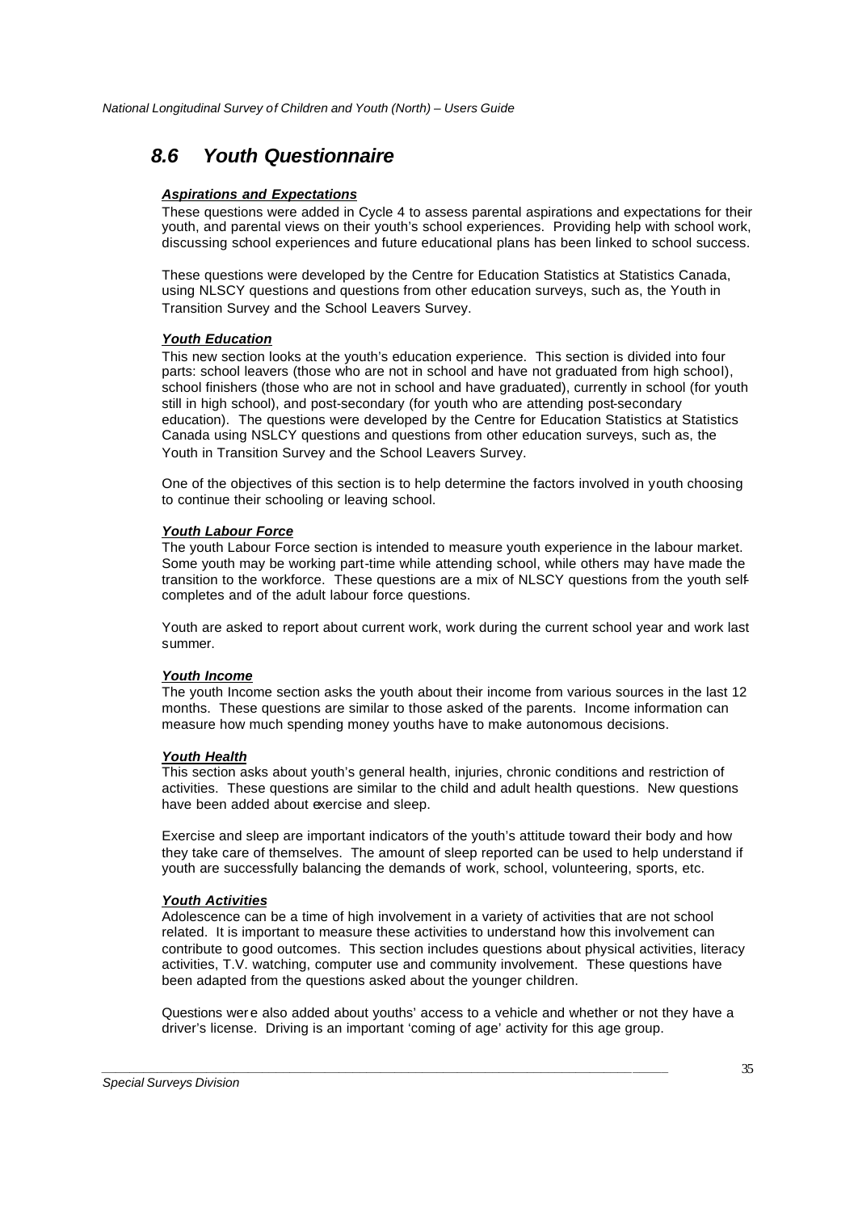## *8.6 Youth Questionnaire*

***Aspirations and Expectations***

These questions were added in Cycle 4 to assess parental aspirations and expectations for their youth, and parental views on their youth's school experiences. Providing help with school work, discussing school experiences and future educational plans has been linked to school success.

These questions were developed by the Centre for Education Statistics at Statistics Canada, using NLSCY questions and questions from other education surveys, such as, the Youth in Transition Survey and the School Leavers Survey.

***Youth Education***

This new section looks at the youth's education experience. This section is divided into four parts: school leavers (those who are not in school and have not graduated from high school), school finishers (those who are not in school and have graduated), currently in school (for youth still in high school), and post-secondary (for youth who are attending post-secondary education). The questions were developed by the Centre for Education Statistics at Statistics Canada using NSLCY questions and questions from other education surveys, such as, the Youth in Transition Survey and the School Leavers Survey.

One of the objectives of this section is to help determine the factors involved in youth choosing to continue their schooling or leaving school.

***Youth Labour Force***

The youth Labour Force section is intended to measure youth experience in the labour market. Some youth may be working part-time while attending school, while others may have made the transition to the workforce. These questions are a mix of NLSCY questions from the youth self-completes and of the adult labour force questions.

Youth are asked to report about current work, work during the current school year and work last summer.

***Youth Income***

The youth Income section asks the youth about their income from various sources in the last 12 months. These questions are similar to those asked of the parents. Income information can measure how much spending money youths have to make autonomous decisions.

***Youth Health***

This section asks about youth's general health, injuries, chronic conditions and restriction of activities. These questions are similar to the child and adult health questions. New questions have been added about exercise and sleep.

Exercise and sleep are important indicators of the youth's attitude toward their body and how they take care of themselves. The amount of sleep reported can be used to help understand if youth are successfully balancing the demands of work, school, volunteering, sports, etc.

***Youth Activities***

Adolescence can be a time of high involvement in a variety of activities that are not school related. It is important to measure these activities to understand how this involvement can contribute to good outcomes. This section includes questions about physical activities, literacy activities, T.V. watching, computer use and community involvement. These questions have been adapted from the questions asked about the younger children.

Questions were also added about youths' access to a vehicle and whether or not they have a driver's license. Driving is an important 'coming of age' activity for this age group.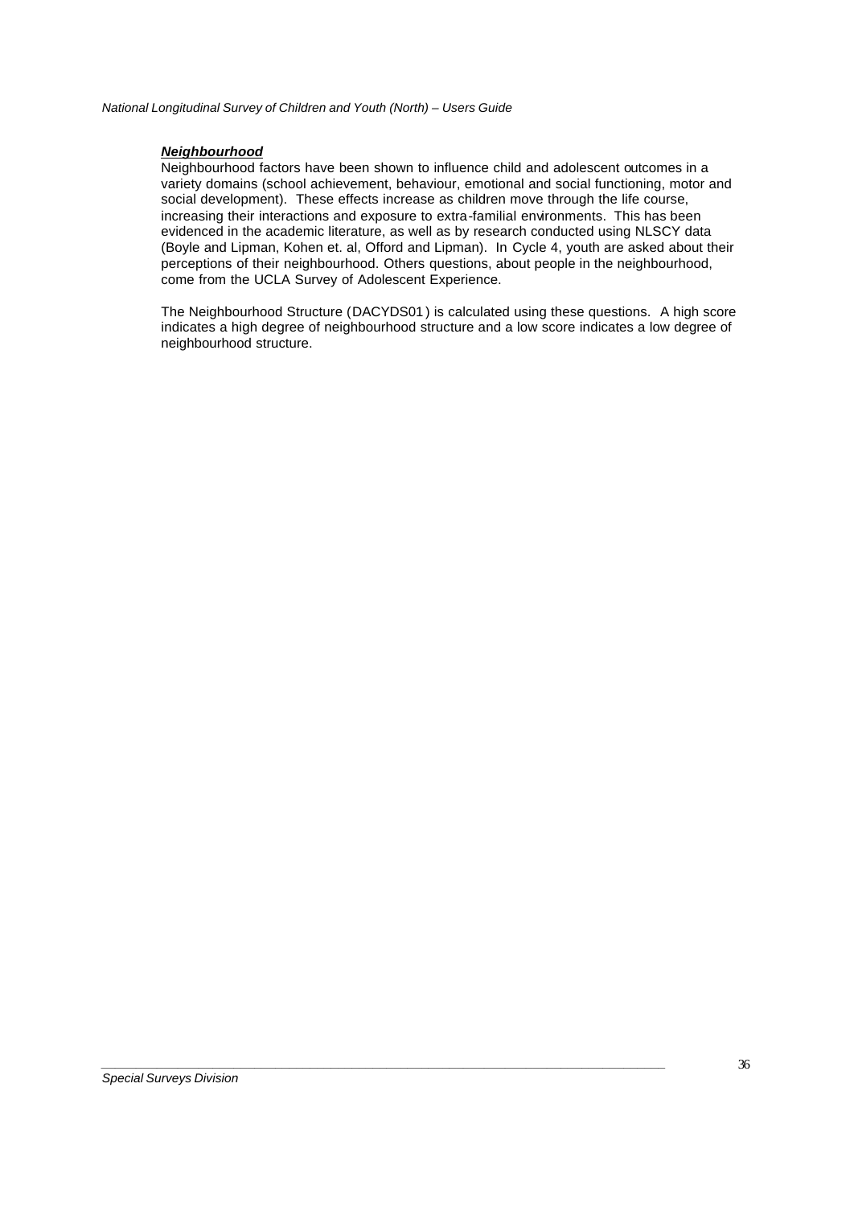***Neighbourhood***

Neighbourhood factors have been shown to influence child and adolescent outcomes in a variety domains (school achievement, behaviour, emotional and social functioning, motor and social development). These effects increase as children move through the life course, increasing their interactions and exposure to extra-familial environments. This has been evidenced in the academic literature, as well as by research conducted using NLSCY data (Boyle and Lipman, Kohen et. al, Offord and Lipman). In Cycle 4, youth are asked about their perceptions of their neighbourhood. Others questions, about people in the neighbourhood, come from the UCLA Survey of Adolescent Experience.

The Neighbourhood Structure (DACYDS01) is calculated using these questions. A high score indicates a high degree of neighbourhood structure and a low score indicates a low degree of neighbourhood structure.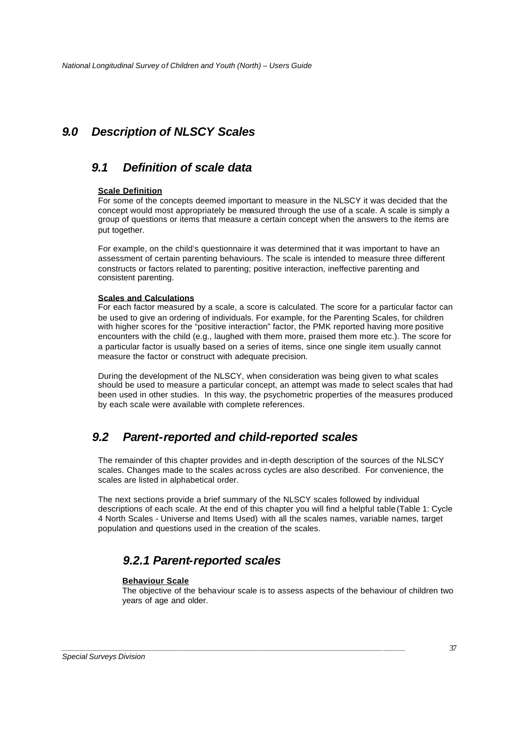## 9.0 Description of NLSCY Scales

### 9.1 Definition of scale data

**Scale Definition**

For some of the concepts deemed important to measure in the NLSCY it was decided that the concept would most appropriately be measured through the use of a scale. A scale is simply a group of questions or items that measure a certain concept when the answers to the items are put together.

For example, on the child's questionnaire it was determined that it was important to have an assessment of certain parenting behaviours. The scale is intended to measure three different constructs or factors related to parenting; positive interaction, ineffective parenting and consistent parenting.

**Scales and Calculations**

For each factor measured by a scale, a score is calculated. The score for a particular factor can be used to give an ordering of individuals. For example, for the Parenting Scales, for children with higher scores for the "positive interaction" factor, the PMK reported having more positive encounters with the child (e.g., laughed with them more, praised them more etc.). The score for a particular factor is usually based on a series of items, since one single item usually cannot measure the factor or construct with adequate precision.

During the development of the NLSCY, when consideration was being given to what scales should be used to measure a particular concept, an attempt was made to select scales that had been used in other studies. In this way, the psychometric properties of the measures produced by each scale were available with complete references.

### 9.2 Parent-reported and child-reported scales

The remainder of this chapter provides and in-depth description of the sources of the NLSCY scales. Changes made to the scales across cycles are also described. For convenience, the scales are listed in alphabetical order.

The next sections provide a brief summary of the NLSCY scales followed by individual descriptions of each scale. At the end of this chapter you will find a helpful table (Table 1: Cycle 4 North Scales - Universe and Items Used) with all the scales names, variable names, target population and questions used in the creation of the scales.

#### 9.2.1 Parent-reported scales

**Behaviour Scale**

The objective of the behaviour scale is to assess aspects of the behaviour of children two years of age and older.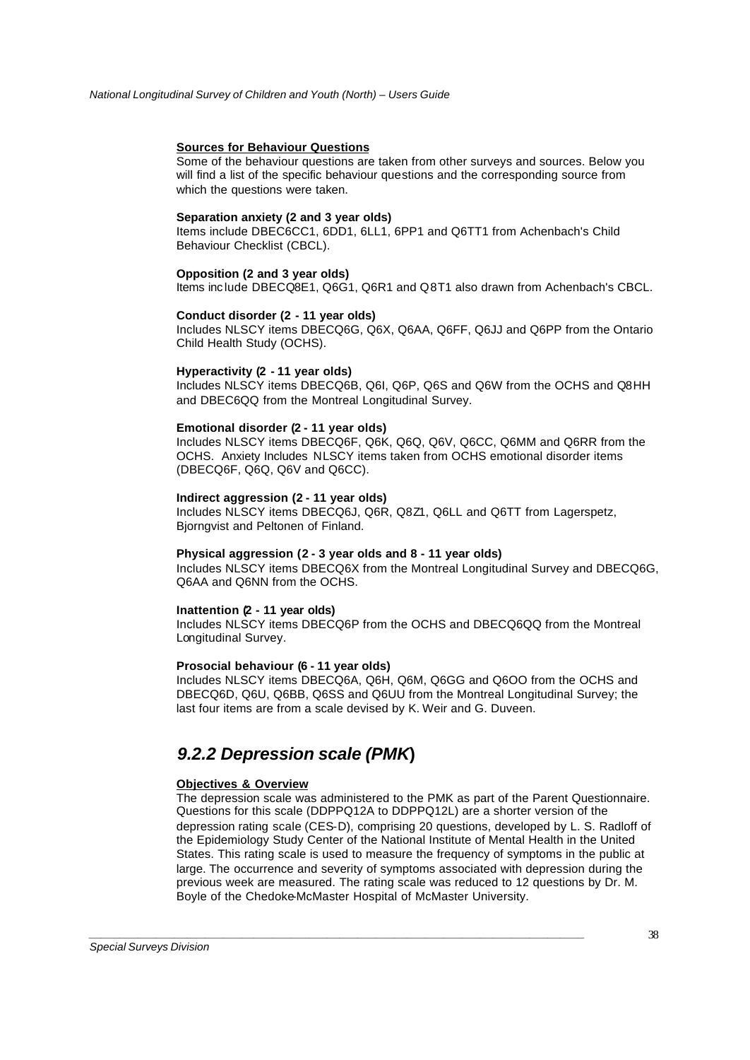**Sources for Behaviour Questions**

Some of the behaviour questions are taken from other surveys and sources. Below you will find a list of the specific behaviour questions and the corresponding source from which the questions were taken.

**Separation anxiety (2 and 3 year olds)**

Items include DBEC6CC1, 6DD1, 6LL1, 6PP1 and Q6TT1 from Achenbach's Child Behaviour Checklist (CBCL).

**Opposition (2 and 3 year olds)**

Items include DBECQ8E1, Q6G1, Q6R1 and Q8T1 also drawn from Achenbach's CBCL.

**Conduct disorder (2 - 11 year olds)**

Includes NLSCY items DBECQ6G, Q6X, Q6AA, Q6FF, Q6JJ and Q6PP from the Ontario Child Health Study (OCHS).

**Hyperactivity (2 - 11 year olds)**

Includes NLSCY items DBECQ6B, Q6I, Q6P, Q6S and Q6W from the OCHS and Q8HH and DBEC6QQ from the Montreal Longitudinal Survey.

**Emotional disorder (2 - 11 year olds)**

Includes NLSCY items DBECQ6F, Q6K, Q6Q, Q6V, Q6CC, Q6MM and Q6RR from the OCHS. Anxiety Includes NLSCY items taken from OCHS emotional disorder items (DBECQ6F, Q6Q, Q6V and Q6CC).

**Indirect aggression (2 - 11 year olds)**

Includes NLSCY items DBECQ6J, Q6R, Q8Z1, Q6LL and Q6TT from Lagerspetz, Bjorngvist and Peltonen of Finland.

**Physical aggression (2 - 3 year olds and 8 - 11 year olds)**

Includes NLSCY items DBECQ6X from the Montreal Longitudinal Survey and DBECQ6G, Q6AA and Q6NN from the OCHS.

**Inattention (2 - 11 year olds)**

Includes NLSCY items DBECQ6P from the OCHS and DBECQ6QQ from the Montreal Longitudinal Survey.

**Prosocial behaviour (6 - 11 year olds)**

Includes NLSCY items DBECQ6A, Q6H, Q6M, Q6GG and Q6OO from the OCHS and DBECQ6D, Q6U, Q6BB, Q6SS and Q6UU from the Montreal Longitudinal Survey; the last four items are from a scale devised by K. Weir and G. Duveen.

## *9.2.2 Depression scale (PMK)*

**Objectives & Overview**

The depression scale was administered to the PMK as part of the Parent Questionnaire. Questions for this scale (DDPPQ12A to DDPPQ12L) are a shorter version of the depression rating scale (CES-D), comprising 20 questions, developed by L. S. Radloff of the Epidemiology Study Center of the National Institute of Mental Health in the United States. This rating scale is used to measure the frequency of symptoms in the public at large. The occurrence and severity of symptoms associated with depression during the previous week are measured. The rating scale was reduced to 12 questions by Dr. M. Boyle of the Chedoke-McMaster Hospital of McMaster University.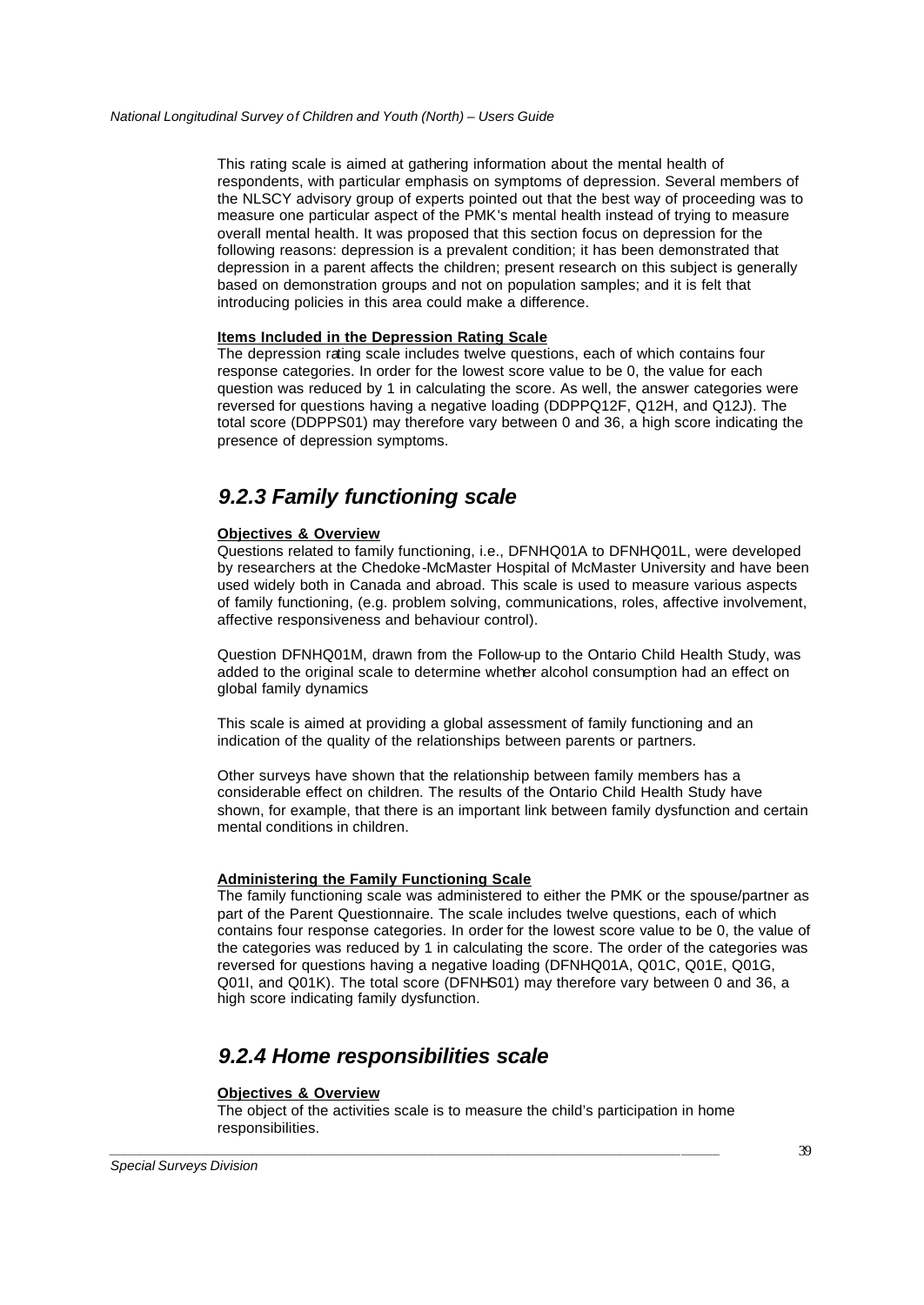This rating scale is aimed at gathering information about the mental health of respondents, with particular emphasis on symptoms of depression. Several members of the NLSCY advisory group of experts pointed out that the best way of proceeding was to measure one particular aspect of the PMK's mental health instead of trying to measure overall mental health. It was proposed that this section focus on depression for the following reasons: depression is a prevalent condition; it has been demonstrated that depression in a parent affects the children; present research on this subject is generally based on demonstration groups and not on population samples; and it is felt that introducing policies in this area could make a difference.

**Items Included in the Depression Rating Scale**

The depression rating scale includes twelve questions, each of which contains four response categories. In order for the lowest score value to be 0, the value for each question was reduced by 1 in calculating the score. As well, the answer categories were reversed for questions having a negative loading (DDPPQ12F, Q12H, and Q12J). The total score (DDPPS01) may therefore vary between 0 and 36, a high score indicating the presence of depression symptoms.

## 9.2.3 Family functioning scale

**Objectives & Overview**

Questions related to family functioning, i.e., DFNHQ01A to DFNHQ01L, were developed by researchers at the Chedoke-McMaster Hospital of McMaster University and have been used widely both in Canada and abroad. This scale is used to measure various aspects of family functioning, (e.g. problem solving, communications, roles, affective involvement, affective responsiveness and behaviour control).

Question DFNHQ01M, drawn from the Follow-up to the Ontario Child Health Study, was added to the original scale to determine whether alcohol consumption had an effect on global family dynamics

This scale is aimed at providing a global assessment of family functioning and an indication of the quality of the relationships between parents or partners.

Other surveys have shown that the relationship between family members has a considerable effect on children. The results of the Ontario Child Health Study have shown, for example, that there is an important link between family dysfunction and certain mental conditions in children.

**Administering the Family Functioning Scale**

The family functioning scale was administered to either the PMK or the spouse/partner as part of the Parent Questionnaire. The scale includes twelve questions, each of which contains four response categories. In order for the lowest score value to be 0, the value of the categories was reduced by 1 in calculating the score. The order of the categories was reversed for questions having a negative loading (DFNHQ01A, Q01C, Q01E, Q01G, Q01I, and Q01K). The total score (DFNHS01) may therefore vary between 0 and 36, a high score indicating family dysfunction.

## 9.2.4 Home responsibilities scale

**Objectives & Overview**

The object of the activities scale is to measure the child's participation in home responsibilities.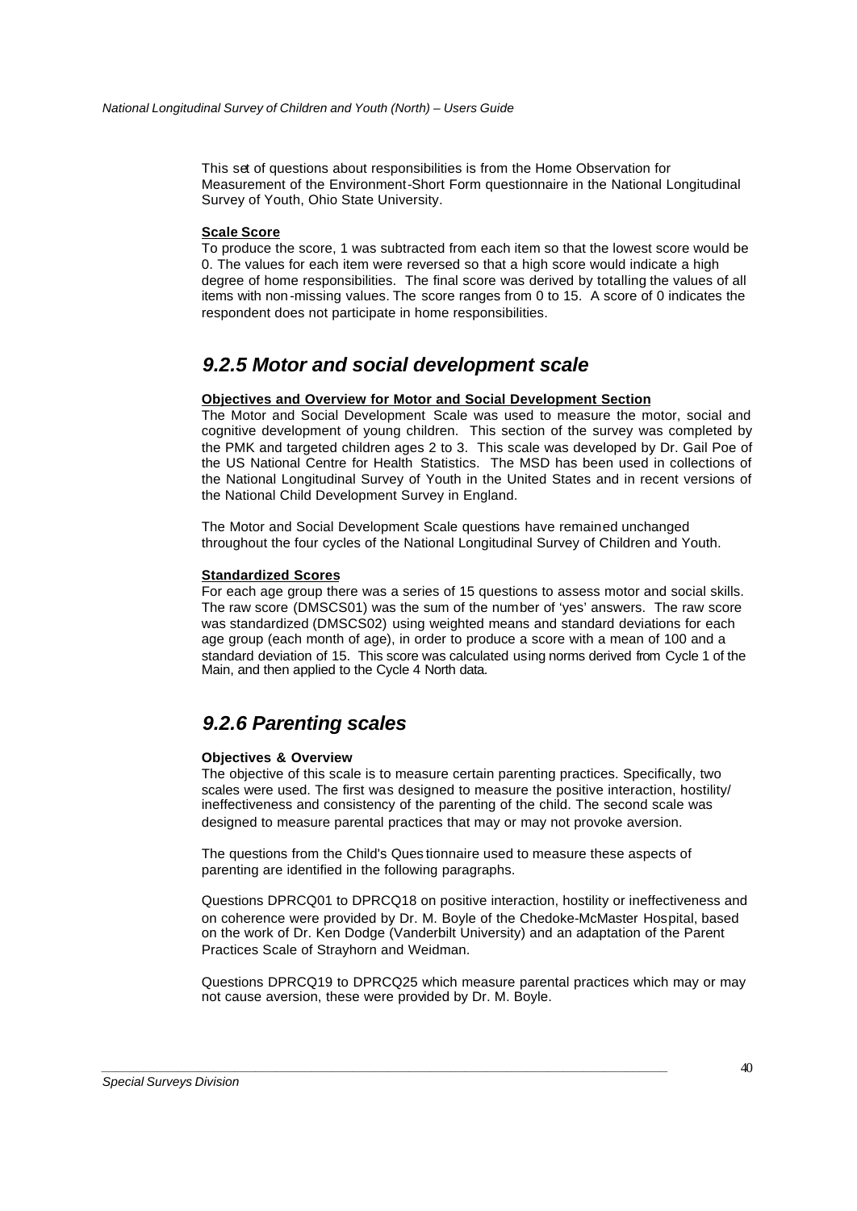This set of questions about responsibilities is from the Home Observation for Measurement of the Environment-Short Form questionnaire in the National Longitudinal Survey of Youth, Ohio State University.

**Scale Score**

To produce the score, 1 was subtracted from each item so that the lowest score would be 0. The values for each item were reversed so that a high score would indicate a high degree of home responsibilities. The final score was derived by totalling the values of all items with non-missing values. The score ranges from 0 to 15. A score of 0 indicates the respondent does not participate in home responsibilities.

## *9.2.5 Motor and social development scale*

**Objectives and Overview for Motor and Social Development Section**

The Motor and Social Development Scale was used to measure the motor, social and cognitive development of young children. This section of the survey was completed by the PMK and targeted children ages 2 to 3. This scale was developed by Dr. Gail Poe of the US National Centre for Health Statistics. The MSD has been used in collections of the National Longitudinal Survey of Youth in the United States and in recent versions of the National Child Development Survey in England.

The Motor and Social Development Scale questions have remained unchanged throughout the four cycles of the National Longitudinal Survey of Children and Youth.

**Standardized Scores**

For each age group there was a series of 15 questions to assess motor and social skills. The raw score (DMSCS01) was the sum of the number of 'yes' answers. The raw score was standardized (DMSCS02) using weighted means and standard deviations for each age group (each month of age), in order to produce a score with a mean of 100 and a standard deviation of 15. This score was calculated using norms derived from Cycle 1 of the Main, and then applied to the Cycle 4 North data.

## *9.2.6 Parenting scales*

**Objectives & Overview**

The objective of this scale is to measure certain parenting practices. Specifically, two scales were used. The first was designed to measure the positive interaction, hostility/ ineffectiveness and consistency of the parenting of the child. The second scale was designed to measure parental practices that may or may not provoke aversion.

The questions from the Child's Questionnaire used to measure these aspects of parenting are identified in the following paragraphs.

Questions DPRCQ01 to DPRCQ18 on positive interaction, hostility or ineffectiveness and on coherence were provided by Dr. M. Boyle of the Chedoke-McMaster Hospital, based on the work of Dr. Ken Dodge (Vanderbilt University) and an adaptation of the Parent Practices Scale of Strayhorn and Weidman.

Questions DPRCQ19 to DPRCQ25 which measure parental practices which may or may not cause aversion, these were provided by Dr. M. Boyle.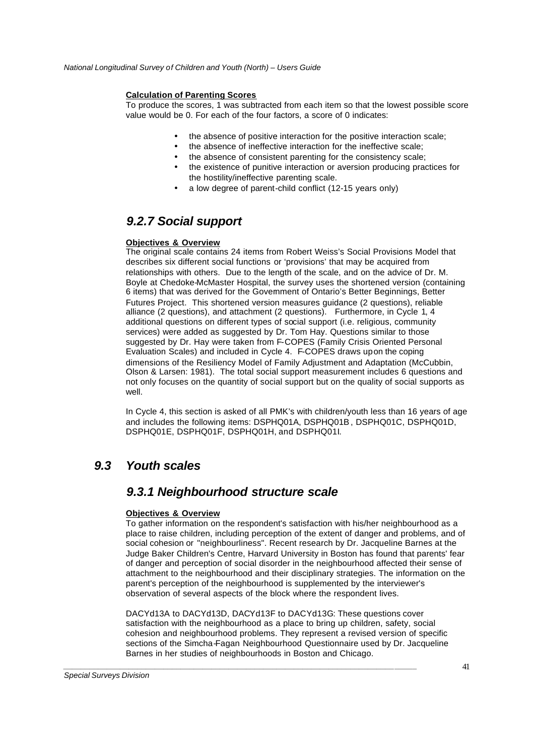**Calculation of Parenting Scores**

To produce the scores, 1 was subtracted from each item so that the lowest possible score value would be 0. For each of the four factors, a score of 0 indicates:

- the absence of positive interaction for the positive interaction scale;
- the absence of ineffective interaction for the ineffective scale;
- the absence of consistent parenting for the consistency scale;
- the existence of punitive interaction or aversion producing practices for the hostility/ineffective parenting scale.
- a low degree of parent-child conflict (12-15 years only)

### *9.2.7 Social support*

**Objectives & Overview**

The original scale contains 24 items from Robert Weiss's Social Provisions Model that describes six different social functions or 'provisions' that may be acquired from relationships with others. Due to the length of the scale, and on the advice of Dr. M. Boyle at Chedoke-McMaster Hospital, the survey uses the shortened version (containing 6 items) that was derived for the Government of Ontario's Better Beginnings, Better Futures Project. This shortened version measures guidance (2 questions), reliable alliance (2 questions), and attachment (2 questions). Furthermore, in Cycle 1, 4 additional questions on different types of social support (i.e. religious, community services) were added as suggested by Dr. Tom Hay. Questions similar to those suggested by Dr. Hay were taken from F-COPES (Family Crisis Oriented Personal Evaluation Scales) and included in Cycle 4. F-COPES draws upon the coping dimensions of the Resiliency Model of Family Adjustment and Adaptation (McCubbin, Olson & Larsen: 1981). The total social support measurement includes 6 questions and not only focuses on the quantity of social support but on the quality of social supports as well.

In Cycle 4, this section is asked of all PMK's with children/youth less than 16 years of age and includes the following items: DSPHQ01A, DSPHQ01B, DSPHQ01C, DSPHQ01D, DSPHQ01E, DSPHQ01F, DSPHQ01H, and DSPHQ01I.

## *9.3 Youth scales*

### *9.3.1 Neighbourhood structure scale*

**Objectives & Overview**

To gather information on the respondent's satisfaction with his/her neighbourhood as a place to raise children, including perception of the extent of danger and problems, and of social cohesion or "neighbourliness". Recent research by Dr. Jacqueline Barnes at the Judge Baker Children's Centre, Harvard University in Boston has found that parents' fear of danger and perception of social disorder in the neighbourhood affected their sense of attachment to the neighbourhood and their disciplinary strategies. The information on the parent's perception of the neighbourhood is supplemented by the interviewer's observation of several aspects of the block where the respondent lives.

DACYd13A to DACYd13D, DACYd13F to DACYd13G: These questions cover satisfaction with the neighbourhood as a place to bring up children, safety, social cohesion and neighbourhood problems. They represent a revised version of specific sections of the Simcha-Fagan Neighbourhood Questionnaire used by Dr. Jacqueline Barnes in her studies of neighbourhoods in Boston and Chicago.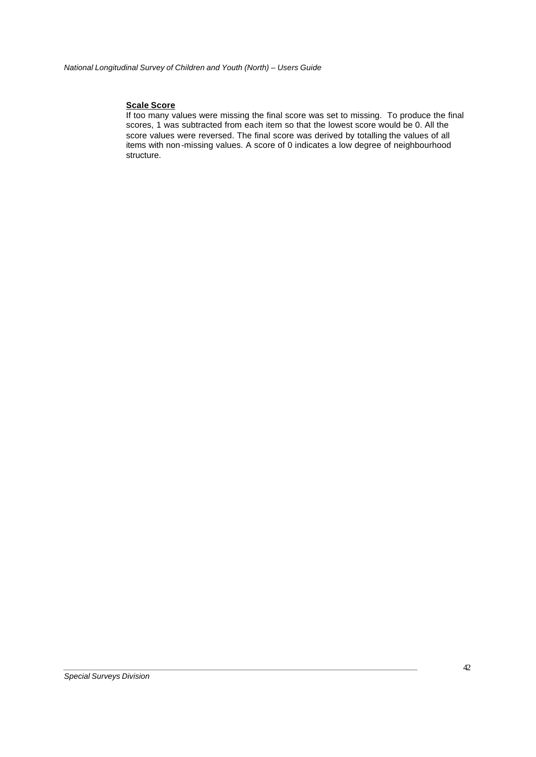**Scale Score**

If too many values were missing the final score was set to missing. To produce the final scores, 1 was subtracted from each item so that the lowest score would be 0. All the score values were reversed. The final score was derived by totalling the values of all items with non-missing values. A score of 0 indicates a low degree of neighbourhood structure.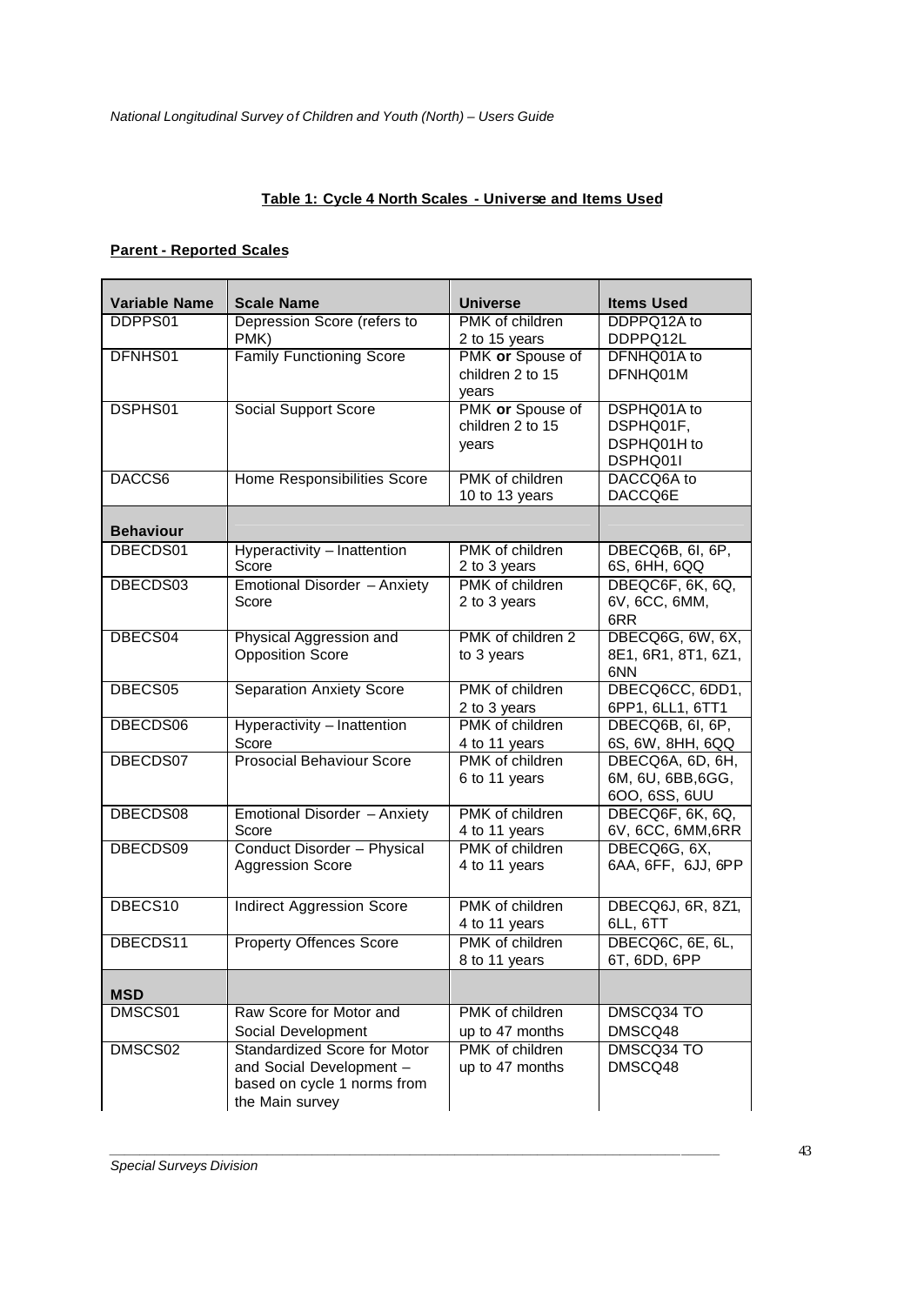**Table 1: Cycle 4 North Scales - Universe and Items Used**

**Parent - Reported Scales**

| Variable Name | Scale Name | Universe | Items Used |
|---|---|---|---|
| DDPPS01 | Depression Score (refers to PMK) | PMK of children 2 to 15 years | DDPPQ12A to DDPPQ12L |
| DFNHS01 | Family Functioning Score | PMK **or** Spouse of children 2 to 15 years | DFNHQ01A to DFNHQ01M |
| DSPHS01 | Social Support Score | PMK **or** Spouse of children 2 to 15 years | DSPHQ01A to DSPHQ01F, DSPHQ01H to DSPHQ01I |
| DACCS6 | Home Responsibilities Score | PMK of children 10 to 13 years | DACCQ6A to DACCQ6E |
| **Behaviour** | | | |
| DBECDS01 | Hyperactivity – Inattention Score | PMK of children 2 to 3 years | DBECQ6B, 6I, 6P, 6S, 6HH, 6QQ |
| DBECDS03 | Emotional Disorder – Anxiety Score | PMK of children 2 to 3 years | DBEQC6F, 6K, 6Q, 6V, 6CC, 6MM, 6RR |
| DBECS04 | Physical Aggression and Opposition Score | PMK of children 2 to 3 years | DBECQ6G, 6W, 6X, 8E1, 6R1, 8T1, 6Z1, 6NN |
| DBECS05 | Separation Anxiety Score | PMK of children 2 to 3 years | DBECQ6CC, 6DD1, 6PP1, 6LL1, 6TT1 |
| DBECDS06 | Hyperactivity – Inattention Score | PMK of children 4 to 11 years | DBECQ6B, 6I, 6P, 6S, 6W, 8HH, 6QQ |
| DBECDS07 | Prosocial Behaviour Score | PMK of children 6 to 11 years | DBECQ6A, 6D, 6H, 6M, 6U, 6BB,6GG, 6OO, 6SS, 6UU |
| DBECDS08 | Emotional Disorder – Anxiety Score | PMK of children 4 to 11 years | DBECQ6F, 6K, 6Q, 6V, 6CC, 6MM,6RR |
| DBECDS09 | Conduct Disorder – Physical Aggression Score | PMK of children 4 to 11 years | DBECQ6G, 6X, 6AA, 6FF, 6JJ, 6PP |
| DBECS10 | Indirect Aggression Score | PMK of children 4 to 11 years | DBECQ6J, 6R, 8Z1, 6LL, 6TT |
| DBECDS11 | Property Offences Score | PMK of children 8 to 11 years | DBECQ6C, 6E, 6L, 6T, 6DD, 6PP |
| **MSD** | | | |
| DMSCS01 | Raw Score for Motor and Social Development | PMK of children up to 47 months | DMSCQ34 TO DMSCQ48 |
| DMSCS02 | Standardized Score for Motor and Social Development – based on cycle 1 norms from the Main survey | PMK of children up to 47 months | DMSCQ34 TO DMSCQ48 |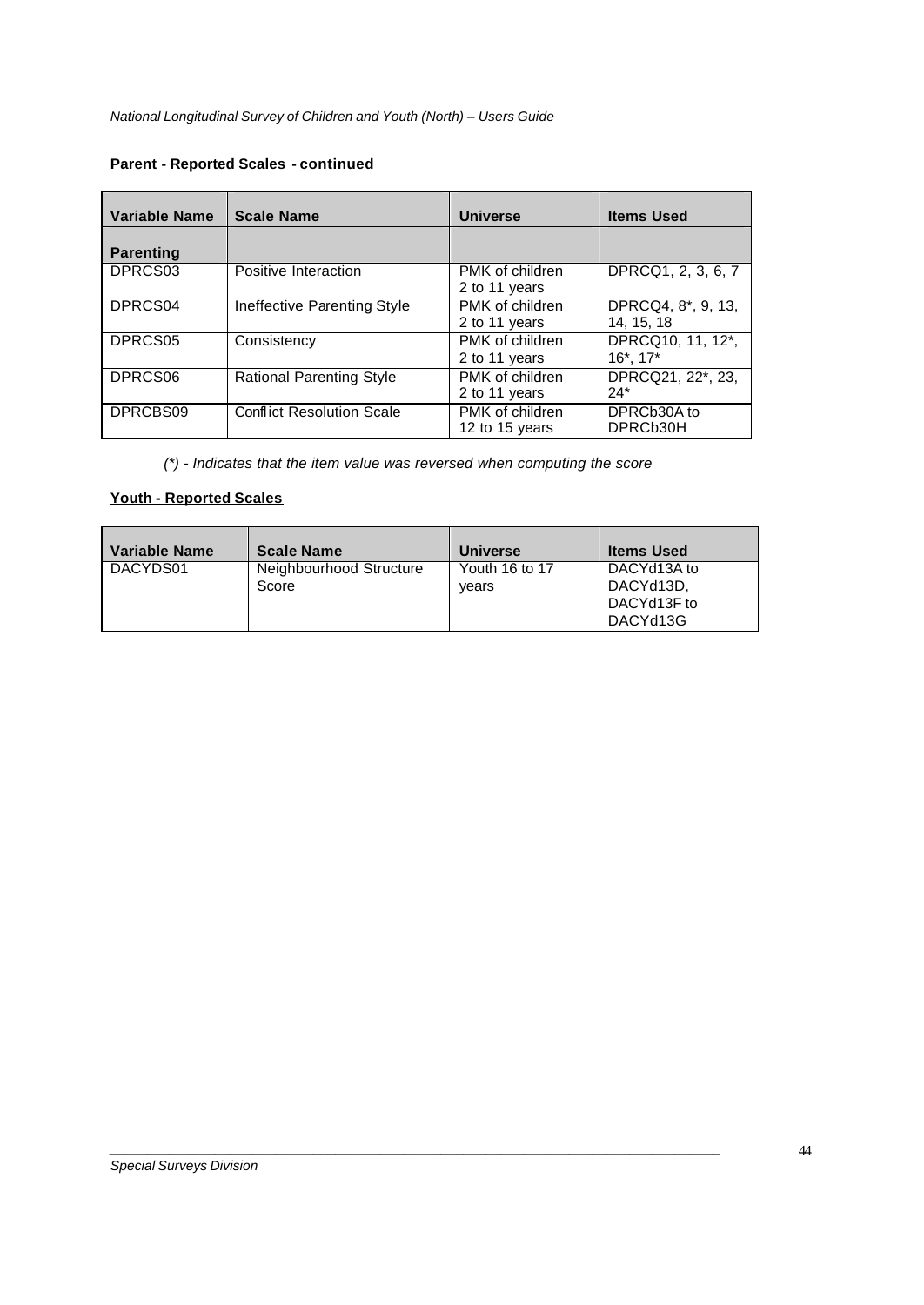**Parent - Reported Scales - continued**

| Variable Name | Scale Name | Universe | Items Used |
|---|---|---|---|
| **Parenting** | | | |
| DPRCS03 | Positive Interaction | PMK of children 2 to 11 years | DPRCQ1, 2, 3, 6, 7 |
| DPRCS04 | Ineffective Parenting Style | PMK of children 2 to 11 years | DPRCQ4, 8*, 9, 13, 14, 15, 18 |
| DPRCS05 | Consistency | PMK of children 2 to 11 years | DPRCQ10, 11, 12*, 16*, 17* |
| DPRCS06 | Rational Parenting Style | PMK of children 2 to 11 years | DPRCQ21, 22*, 23, 24* |
| DPRCBS09 | Conflict Resolution Scale | PMK of children 12 to 15 years | DPRCb30A to DPRCb30H |

*(*) - Indicates that the item value was reversed when computing the score*

**Youth - Reported Scales**

| Variable Name | Scale Name | Universe | Items Used |
|---|---|---|---|
| DACYDS01 | Neighbourhood Structure Score | Youth 16 to 17 years | DACYd13A to DACYd13D, DACYd13F to DACYd13G |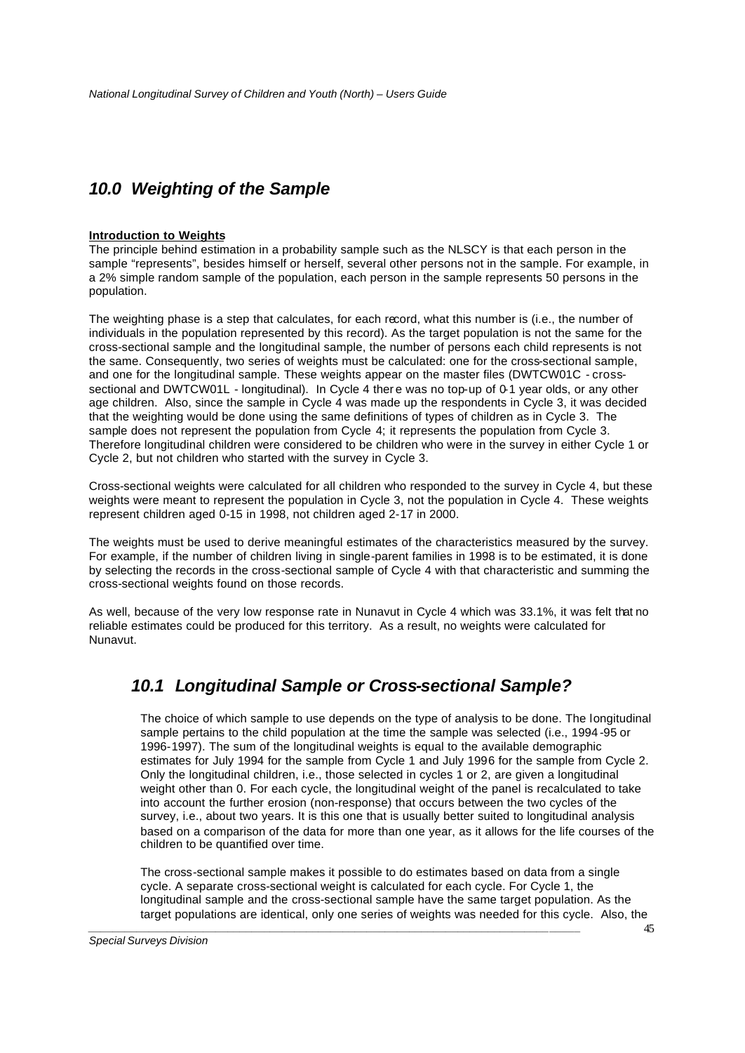## *10.0 Weighting of the Sample*

**Introduction to Weights**

The principle behind estimation in a probability sample such as the NLSCY is that each person in the sample "represents", besides himself or herself, several other persons not in the sample. For example, in a 2% simple random sample of the population, each person in the sample represents 50 persons in the population.

The weighting phase is a step that calculates, for each record, what this number is (i.e., the number of individuals in the population represented by this record). As the target population is not the same for the cross-sectional sample and the longitudinal sample, the number of persons each child represents is not the same. Consequently, two series of weights must be calculated: one for the cross-sectional sample, and one for the longitudinal sample. These weights appear on the master files (DWTCW01C - cross-sectional and DWTCW01L - longitudinal). In Cycle 4 there was no top-up of 0-1 year olds, or any other age children. Also, since the sample in Cycle 4 was made up the respondents in Cycle 3, it was decided that the weighting would be done using the same definitions of types of children as in Cycle 3. The sample does not represent the population from Cycle 4; it represents the population from Cycle 3. Therefore longitudinal children were considered to be children who were in the survey in either Cycle 1 or Cycle 2, but not children who started with the survey in Cycle 3.

Cross-sectional weights were calculated for all children who responded to the survey in Cycle 4, but these weights were meant to represent the population in Cycle 3, not the population in Cycle 4. These weights represent children aged 0-15 in 1998, not children aged 2-17 in 2000.

The weights must be used to derive meaningful estimates of the characteristics measured by the survey. For example, if the number of children living in single-parent families in 1998 is to be estimated, it is done by selecting the records in the cross-sectional sample of Cycle 4 with that characteristic and summing the cross-sectional weights found on those records.

As well, because of the very low response rate in Nunavut in Cycle 4 which was 33.1%, it was felt that no reliable estimates could be produced for this territory. As a result, no weights were calculated for Nunavut.

### *10.1 Longitudinal Sample or Cross-sectional Sample?*

The choice of which sample to use depends on the type of analysis to be done. The longitudinal sample pertains to the child population at the time the sample was selected (i.e., 1994-95 or 1996-1997). The sum of the longitudinal weights is equal to the available demographic estimates for July 1994 for the sample from Cycle 1 and July 1996 for the sample from Cycle 2. Only the longitudinal children, i.e., those selected in cycles 1 or 2, are given a longitudinal weight other than 0. For each cycle, the longitudinal weight of the panel is recalculated to take into account the further erosion (non-response) that occurs between the two cycles of the survey, i.e., about two years. It is this one that is usually better suited to longitudinal analysis based on a comparison of the data for more than one year, as it allows for the life courses of the children to be quantified over time.

The cross-sectional sample makes it possible to do estimates based on data from a single cycle. A separate cross-sectional weight is calculated for each cycle. For Cycle 1, the longitudinal sample and the cross-sectional sample have the same target population. As the target populations are identical, only one series of weights was needed for this cycle. Also, the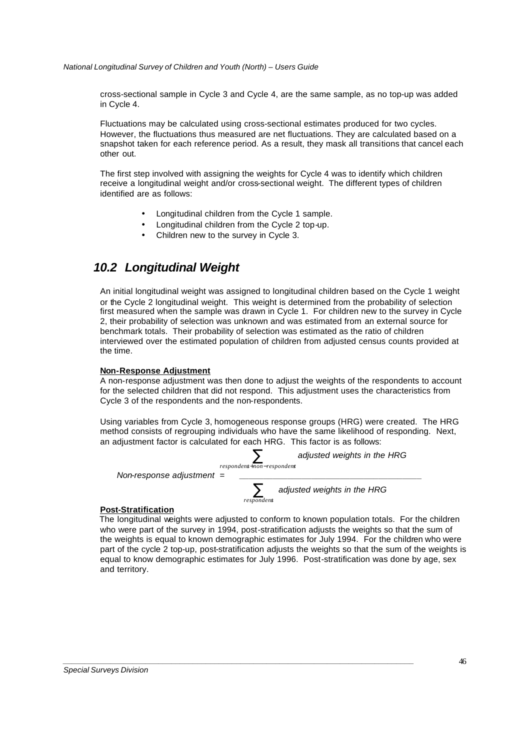cross-sectional sample in Cycle 3 and Cycle 4, are the same sample, as no top-up was added in Cycle 4.

Fluctuations may be calculated using cross-sectional estimates produced for two cycles. However, the fluctuations thus measured are net fluctuations. They are calculated based on a snapshot taken for each reference period. As a result, they mask all transitions that cancel each other out.

The first step involved with assigning the weights for Cycle 4 was to identify which children receive a longitudinal weight and/or cross-sectional weight. The different types of children identified are as follows:

- Longitudinal children from the Cycle 1 sample.
- Longitudinal children from the Cycle 2 top-up.
- Children new to the survey in Cycle 3.

## *10.2 Longitudinal Weight*

An initial longitudinal weight was assigned to longitudinal children based on the Cycle 1 weight or the Cycle 2 longitudinal weight. This weight is determined from the probability of selection first measured when the sample was drawn in Cycle 1. For children new to the survey in Cycle 2, their probability of selection was unknown and was estimated from an external source for benchmark totals. Their probability of selection was estimated as the ratio of children interviewed over the estimated population of children from adjusted census counts provided at the time.

**Non-Response Adjustment**

A non-response adjustment was then done to adjust the weights of the respondents to account for the selected children that did not respond. This adjustment uses the characteristics from Cycle 3 of the respondents and the non-respondents.

Using variables from Cycle 3, homogeneous response groups (HRG) were created. The HRG method consists of regrouping individuals who have the same likelihood of responding. Next, an adjustment factor is calculated for each HRG. This factor is as follows:

$$\text{Non-response adjustment} = \frac{\displaystyle\sum_{respondents+non-respondents} \text{adjusted weights in the HRG}}{\displaystyle\sum_{respondents} \text{adjusted weights in the HRG}}$$

**Post-Stratification**

The longitudinal weights were adjusted to conform to known population totals. For the children who were part of the survey in 1994, post-stratification adjusts the weights so that the sum of the weights is equal to known demographic estimates for July 1994. For the children who were part of the cycle 2 top-up, post-stratification adjusts the weights so that the sum of the weights is equal to know demographic estimates for July 1996. Post-stratification was done by age, sex and territory.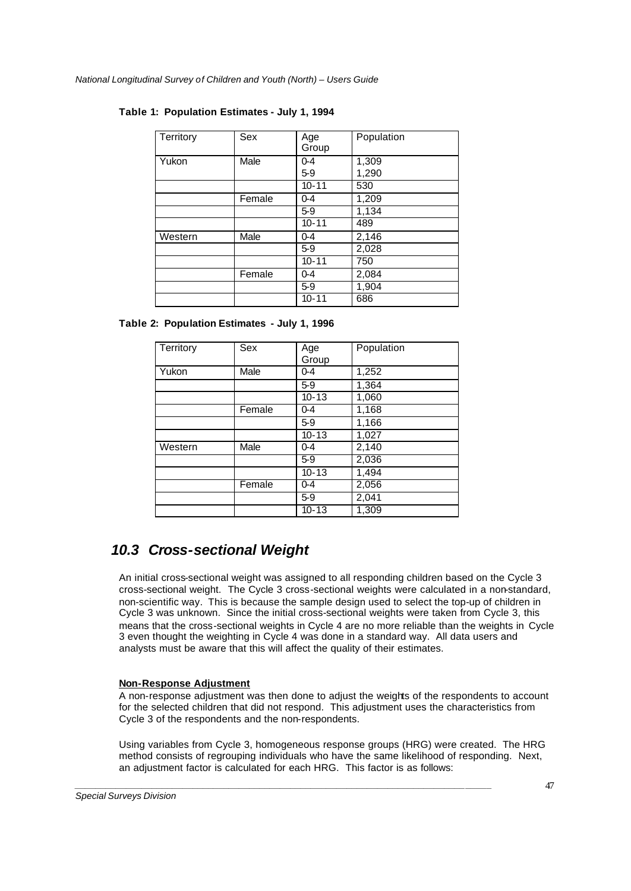**Table 1: Population Estimates - July 1, 1994**

| Territory | Sex | Age Group | Population |
|---|---|---|---|
| Yukon | Male | 0-4<br>5-9 | 1,309<br>1,290 |
| | | 10-11 | 530 |
| | Female | 0-4 | 1,209 |
| | | 5-9 | 1,134 |
| | | 10-11 | 489 |
| Western | Male | 0-4 | 2,146 |
| | | 5-9 | 2,028 |
| | | 10-11 | 750 |
| | Female | 0-4 | 2,084 |
| | | 5-9 | 1,904 |
| | | 10-11 | 686 |

**Table 2: Population Estimates - July 1, 1996**

| Territory | Sex | Age Group | Population |
|---|---|---|---|
| Yukon | Male | 0-4 | 1,252 |
| | | 5-9 | 1,364 |
| | | 10-13 | 1,060 |
| | Female | 0-4 | 1,168 |
| | | 5-9 | 1,166 |
| | | 10-13 | 1,027 |
| Western | Male | 0-4 | 2,140 |
| | | 5-9 | 2,036 |
| | | 10-13 | 1,494 |
| | Female | 0-4 | 2,056 |
| | | 5-9 | 2,041 |
| | | 10-13 | 1,309 |

## 10.3 Cross-sectional Weight

An initial cross-sectional weight was assigned to all responding children based on the Cycle 3 cross-sectional weight. The Cycle 3 cross-sectional weights were calculated in a non-standard, non-scientific way. This is because the sample design used to select the top-up of children in Cycle 3 was unknown. Since the initial cross-sectional weights were taken from Cycle 3, this means that the cross-sectional weights in Cycle 4 are no more reliable than the weights in Cycle 3 even thought the weighting in Cycle 4 was done in a standard way. All data users and analysts must be aware that this will affect the quality of their estimates.

**Non-Response Adjustment**

A non-response adjustment was then done to adjust the weights of the respondents to account for the selected children that did not respond. This adjustment uses the characteristics from Cycle 3 of the respondents and the non-respondents.

Using variables from Cycle 3, homogeneous response groups (HRG) were created. The HRG method consists of regrouping individuals who have the same likelihood of responding. Next, an adjustment factor is calculated for each HRG. This factor is as follows: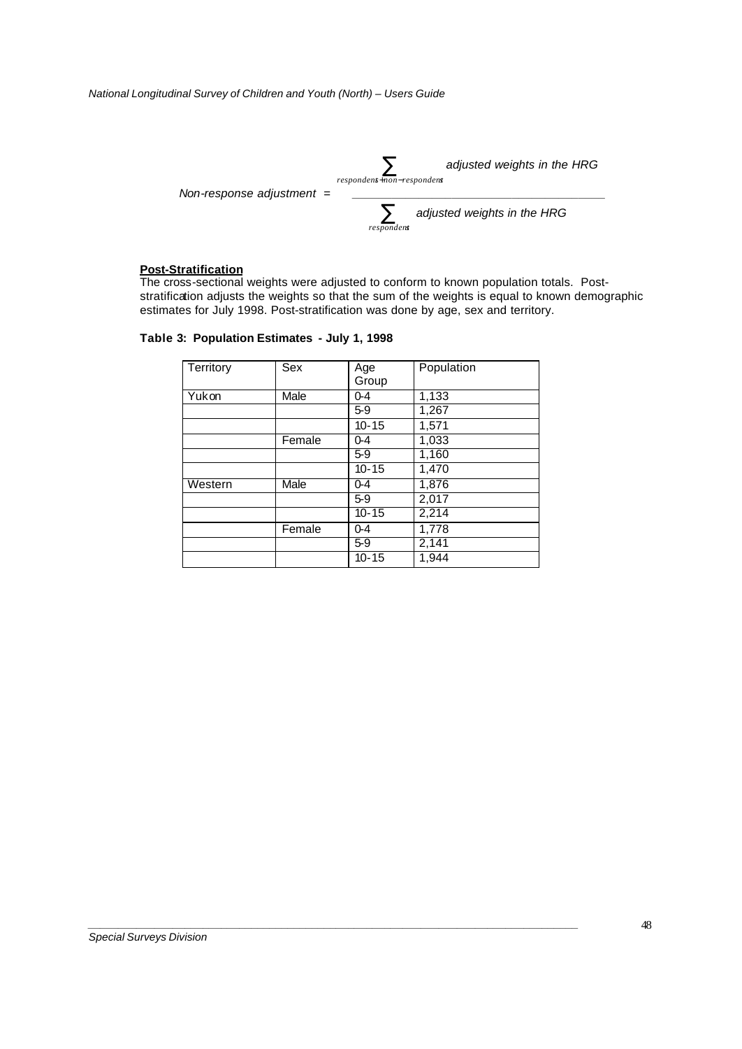$$\text{Non-response adjustment} = \frac{\sum_{respondents+non-respondents} \text{adjusted weights in the HRG}}{\sum_{respondents} \text{adjusted weights in the HRG}}$$

**Post-Stratification**

The cross-sectional weights were adjusted to conform to known population totals. Post-stratification adjusts the weights so that the sum of the weights is equal to known demographic estimates for July 1998. Post-stratification was done by age, sex and territory.

**Table 3: Population Estimates - July 1, 1998**

| Territory | Sex | Age Group | Population |
|---|---|---|---|
| Yukon | Male | 0-4 | 1,133 |
| | | 5-9 | 1,267 |
| | | 10-15 | 1,571 |
| | Female | 0-4 | 1,033 |
| | | 5-9 | 1,160 |
| | | 10-15 | 1,470 |
| Western | Male | 0-4 | 1,876 |
| | | 5-9 | 2,017 |
| | | 10-15 | 2,214 |
| | Female | 0-4 | 1,778 |
| | | 5-9 | 2,141 |
| | | 10-15 | 1,944 |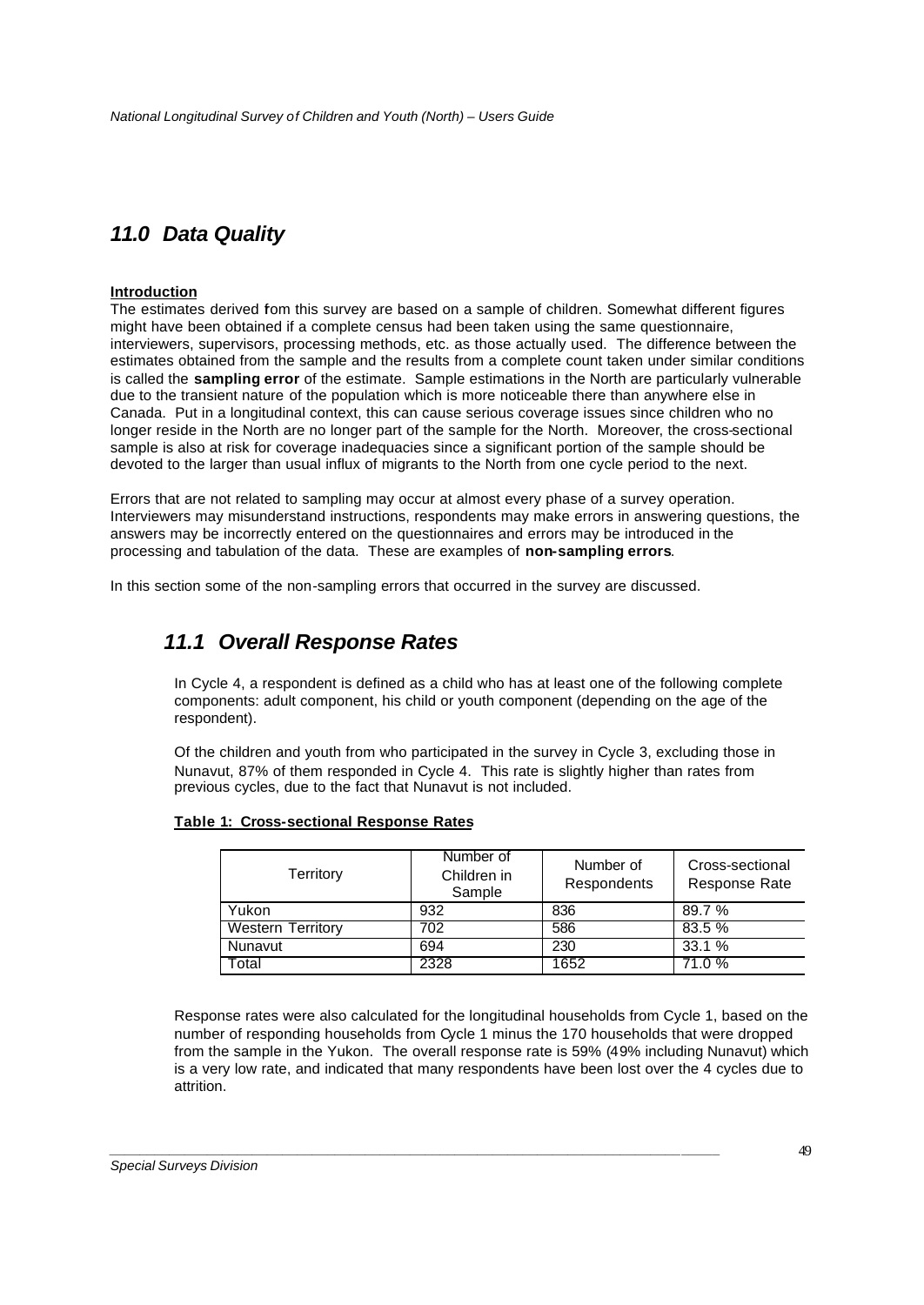## *11.0 Data Quality*

**Introduction**

The estimates derived fom this survey are based on a sample of children. Somewhat different figures might have been obtained if a complete census had been taken using the same questionnaire, interviewers, supervisors, processing methods, etc. as those actually used. The difference between the estimates obtained from the sample and the results from a complete count taken under similar conditions is called the **sampling error** of the estimate. Sample estimations in the North are particularly vulnerable due to the transient nature of the population which is more noticeable there than anywhere else in Canada. Put in a longitudinal context, this can cause serious coverage issues since children who no longer reside in the North are no longer part of the sample for the North. Moreover, the cross-sectional sample is also at risk for coverage inadequacies since a significant portion of the sample should be devoted to the larger than usual influx of migrants to the North from one cycle period to the next.

Errors that are not related to sampling may occur at almost every phase of a survey operation. Interviewers may misunderstand instructions, respondents may make errors in answering questions, the answers may be incorrectly entered on the questionnaires and errors may be introduced in the processing and tabulation of the data. These are examples of **non-sampling errors**.

In this section some of the non-sampling errors that occurred in the survey are discussed.

## *11.1 Overall Response Rates*

In Cycle 4, a respondent is defined as a child who has at least one of the following complete components: adult component, his child or youth component (depending on the age of the respondent).

Of the children and youth from who participated in the survey in Cycle 3, excluding those in Nunavut, 87% of them responded in Cycle 4. This rate is slightly higher than rates from previous cycles, due to the fact that Nunavut is not included.

**Table 1: Cross-sectional Response Rates**

| Territory | Number of Children in Sample | Number of Respondents | Cross-sectional Response Rate |
|---|---|---|---|
| Yukon | 932 | 836 | 89.7 % |
| Western Territory | 702 | 586 | 83.5 % |
| Nunavut | 694 | 230 | 33.1 % |
| Total | 2328 | 1652 | 71.0 % |

Response rates were also calculated for the longitudinal households from Cycle 1, based on the number of responding households from Cycle 1 minus the 170 households that were dropped from the sample in the Yukon. The overall response rate is 59% (49% including Nunavut) which is a very low rate, and indicated that many respondents have been lost over the 4 cycles due to attrition.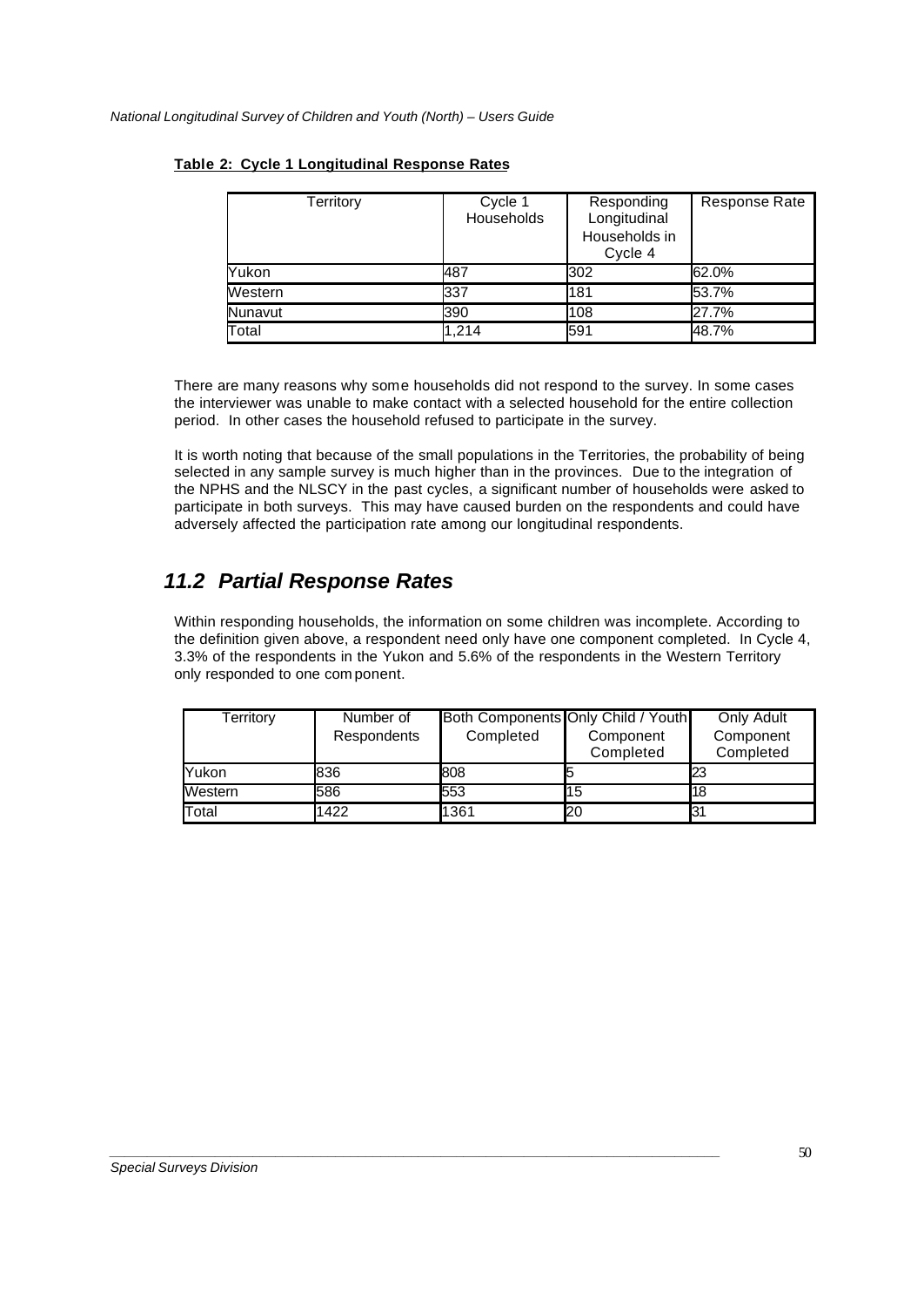**Table 2: Cycle 1 Longitudinal Response Rates**

| Territory | Cycle 1 Households | Responding Longitudinal Households in Cycle 4 | Response Rate |
|---|---|---|---|
| Yukon | 487 | 302 | 62.0% |
| Western | 337 | 181 | 53.7% |
| Nunavut | 390 | 108 | 27.7% |
| Total | 1,214 | 591 | 48.7% |

There are many reasons why some households did not respond to the survey. In some cases the interviewer was unable to make contact with a selected household for the entire collection period. In other cases the household refused to participate in the survey.

It is worth noting that because of the small populations in the Territories, the probability of being selected in any sample survey is much higher than in the provinces. Due to the integration of the NPHS and the NLSCY in the past cycles, a significant number of households were asked to participate in both surveys. This may have caused burden on the respondents and could have adversely affected the participation rate among our longitudinal respondents.

## *11.2 Partial Response Rates*

Within responding households, the information on some children was incomplete. According to the definition given above, a respondent need only have one component completed. In Cycle 4, 3.3% of the respondents in the Yukon and 5.6% of the respondents in the Western Territory only responded to one component.

| Territory | Number of Respondents | Both Components Completed | Only Child / Youth Component Completed | Only Adult Component Completed |
|---|---|---|---|---|
| Yukon | 836 | 808 | 5 | 23 |
| Western | 586 | 553 | 15 | 18 |
| Total | 1422 | 1361 | 20 | 31 |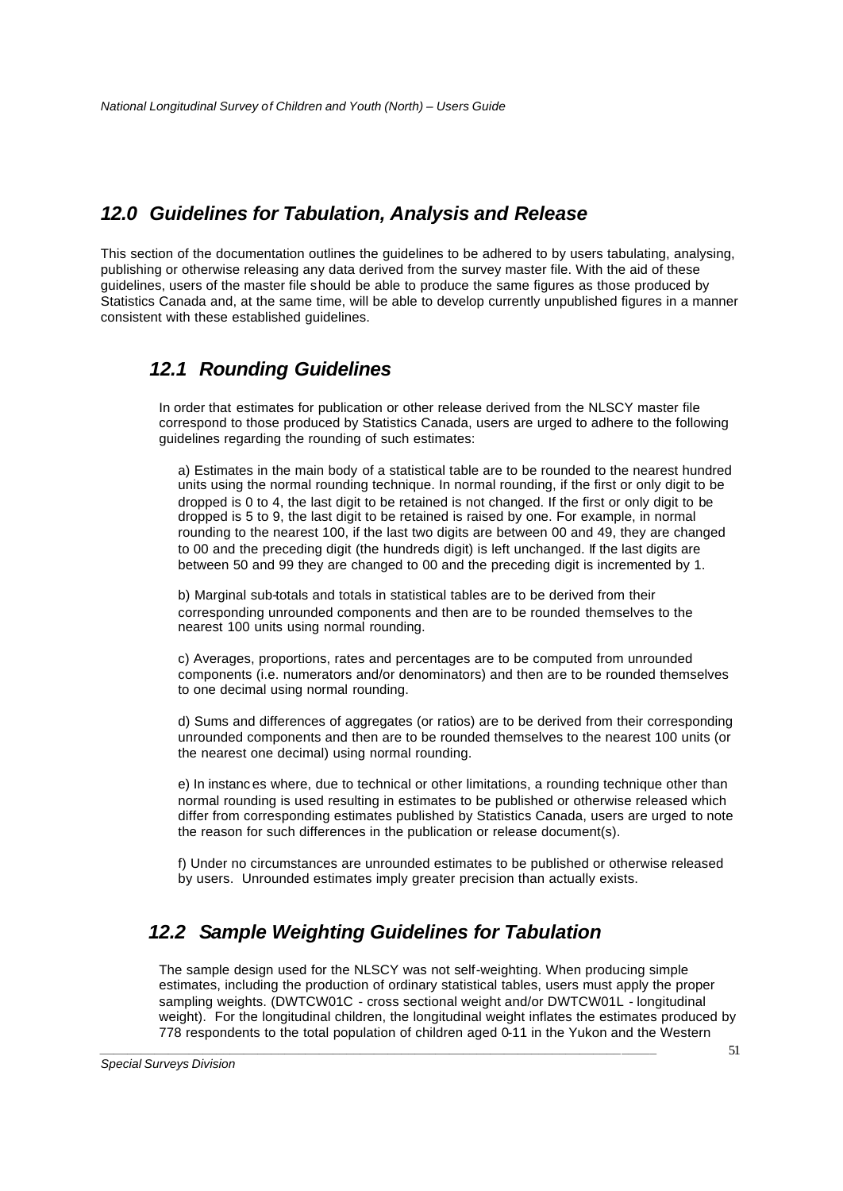## 12.0 Guidelines for Tabulation, Analysis and Release

This section of the documentation outlines the guidelines to be adhered to by users tabulating, analysing, publishing or otherwise releasing any data derived from the survey master file. With the aid of these guidelines, users of the master file should be able to produce the same figures as those produced by Statistics Canada and, at the same time, will be able to develop currently unpublished figures in a manner consistent with these established guidelines.

### 12.1 Rounding Guidelines

In order that estimates for publication or other release derived from the NLSCY master file correspond to those produced by Statistics Canada, users are urged to adhere to the following guidelines regarding the rounding of such estimates:

a) Estimates in the main body of a statistical table are to be rounded to the nearest hundred units using the normal rounding technique. In normal rounding, if the first or only digit to be dropped is 0 to 4, the last digit to be retained is not changed. If the first or only digit to be dropped is 5 to 9, the last digit to be retained is raised by one. For example, in normal rounding to the nearest 100, if the last two digits are between 00 and 49, they are changed to 00 and the preceding digit (the hundreds digit) is left unchanged. If the last digits are between 50 and 99 they are changed to 00 and the preceding digit is incremented by 1.

b) Marginal sub-totals and totals in statistical tables are to be derived from their corresponding unrounded components and then are to be rounded themselves to the nearest 100 units using normal rounding.

c) Averages, proportions, rates and percentages are to be computed from unrounded components (i.e. numerators and/or denominators) and then are to be rounded themselves to one decimal using normal rounding.

d) Sums and differences of aggregates (or ratios) are to be derived from their corresponding unrounded components and then are to be rounded themselves to the nearest 100 units (or the nearest one decimal) using normal rounding.

e) In instances where, due to technical or other limitations, a rounding technique other than normal rounding is used resulting in estimates to be published or otherwise released which differ from corresponding estimates published by Statistics Canada, users are urged to note the reason for such differences in the publication or release document(s).

f) Under no circumstances are unrounded estimates to be published or otherwise released by users. Unrounded estimates imply greater precision than actually exists.

### 12.2 Sample Weighting Guidelines for Tabulation

The sample design used for the NLSCY was not self-weighting. When producing simple estimates, including the production of ordinary statistical tables, users must apply the proper sampling weights. (DWTCW01C - cross sectional weight and/or DWTCW01L - longitudinal weight). For the longitudinal children, the longitudinal weight inflates the estimates produced by 778 respondents to the total population of children aged 0-11 in the Yukon and the Western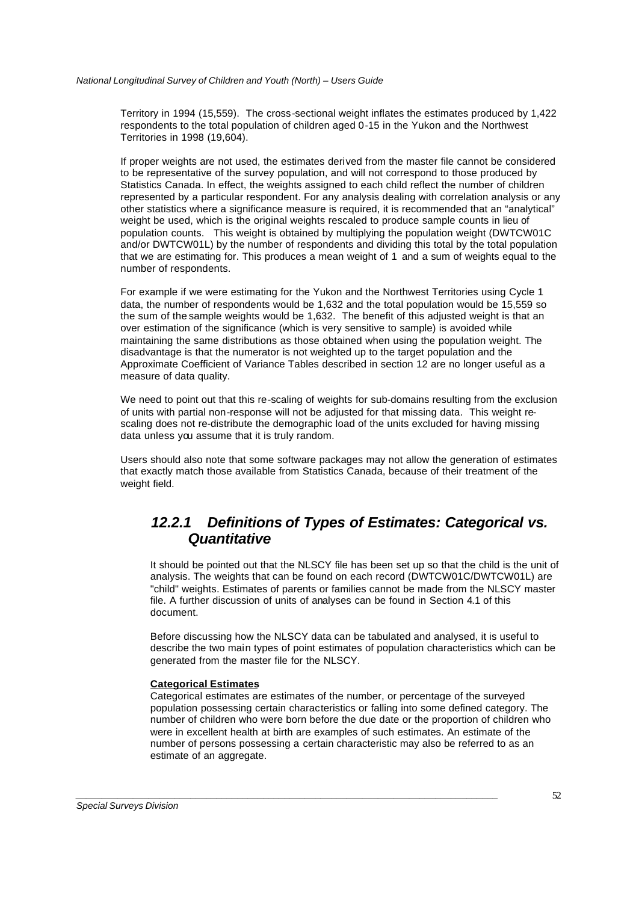Territory in 1994 (15,559). The cross-sectional weight inflates the estimates produced by 1,422 respondents to the total population of children aged 0-15 in the Yukon and the Northwest Territories in 1998 (19,604).

If proper weights are not used, the estimates derived from the master file cannot be considered to be representative of the survey population, and will not correspond to those produced by Statistics Canada. In effect, the weights assigned to each child reflect the number of children represented by a particular respondent. For any analysis dealing with correlation analysis or any other statistics where a significance measure is required, it is recommended that an "analytical" weight be used, which is the original weights rescaled to produce sample counts in lieu of population counts. This weight is obtained by multiplying the population weight (DWTCW01C and/or DWTCW01L) by the number of respondents and dividing this total by the total population that we are estimating for. This produces a mean weight of 1 and a sum of weights equal to the number of respondents.

For example if we were estimating for the Yukon and the Northwest Territories using Cycle 1 data, the number of respondents would be 1,632 and the total population would be 15,559 so the sum of the sample weights would be 1,632. The benefit of this adjusted weight is that an over estimation of the significance (which is very sensitive to sample) is avoided while maintaining the same distributions as those obtained when using the population weight. The disadvantage is that the numerator is not weighted up to the target population and the Approximate Coefficient of Variance Tables described in section 12 are no longer useful as a measure of data quality.

We need to point out that this re-scaling of weights for sub-domains resulting from the exclusion of units with partial non-response will not be adjusted for that missing data. This weight re-scaling does not re-distribute the demographic load of the units excluded for having missing data unless you assume that it is truly random.

Users should also note that some software packages may not allow the generation of estimates that exactly match those available from Statistics Canada, because of their treatment of the weight field.

### *12.2.1 Definitions of Types of Estimates: Categorical vs. Quantitative*

It should be pointed out that the NLSCY file has been set up so that the child is the unit of analysis. The weights that can be found on each record (DWTCW01C/DWTCW01L) are "child" weights. Estimates of parents or families cannot be made from the NLSCY master file. A further discussion of units of analyses can be found in Section 4.1 of this document.

Before discussing how the NLSCY data can be tabulated and analysed, it is useful to describe the two main types of point estimates of population characteristics which can be generated from the master file for the NLSCY.

**Categorical Estimates**

Categorical estimates are estimates of the number, or percentage of the surveyed population possessing certain characteristics or falling into some defined category. The number of children who were born before the due date or the proportion of children who were in excellent health at birth are examples of such estimates. An estimate of the number of persons possessing a certain characteristic may also be referred to as an estimate of an aggregate.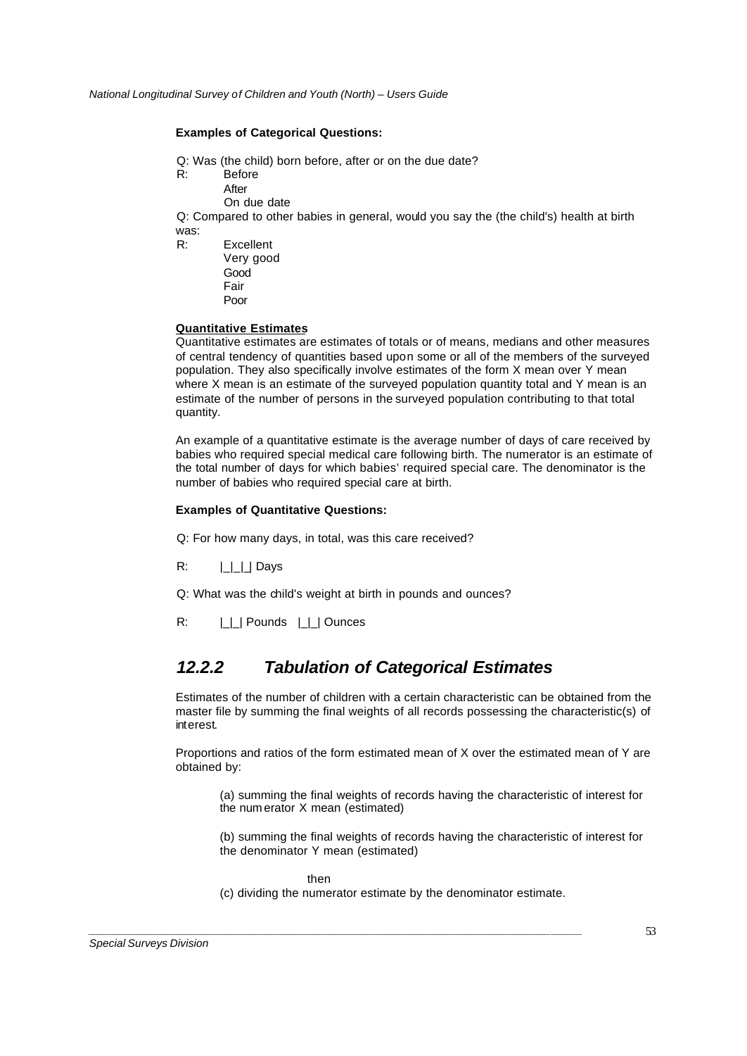**Examples of Categorical Questions:**

Q: Was (the child) born before, after or on the due date?
R: Before
After
On due date

Q: Compared to other babies in general, would you say the (the child's) health at birth was:
R: Excellent
Very good
Good
Fair
Poor

**Quantitative Estimates**

Quantitative estimates are estimates of totals or of means, medians and other measures of central tendency of quantities based upon some or all of the members of the surveyed population. They also specifically involve estimates of the form X mean over Y mean where X mean is an estimate of the surveyed population quantity total and Y mean is an estimate of the number of persons in the surveyed population contributing to that total quantity.

An example of a quantitative estimate is the average number of days of care received by babies who required special medical care following birth. The numerator is an estimate of the total number of days for which babies' required special care. The denominator is the number of babies who required special care at birth.

**Examples of Quantitative Questions:**

Q: For how many days, in total, was this care received?

R: |_|_|_| Days

Q: What was the child's weight at birth in pounds and ounces?

R: |_|_| Pounds |_|_| Ounces

## *12.2.2 Tabulation of Categorical Estimates*

Estimates of the number of children with a certain characteristic can be obtained from the master file by summing the final weights of all records possessing the characteristic(s) of interest.

Proportions and ratios of the form estimated mean of X over the estimated mean of Y are obtained by:

(a) summing the final weights of records having the characteristic of interest for the numerator X mean (estimated)

(b) summing the final weights of records having the characteristic of interest for the denominator Y mean (estimated)

then

(c) dividing the numerator estimate by the denominator estimate.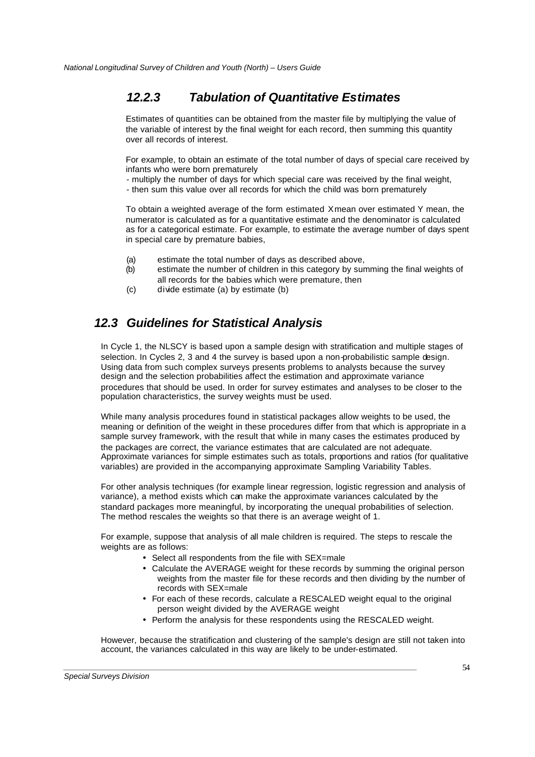### 12.2.3 Tabulation of Quantitative Estimates

Estimates of quantities can be obtained from the master file by multiplying the value of the variable of interest by the final weight for each record, then summing this quantity over all records of interest.

For example, to obtain an estimate of the total number of days of special care received by infants who were born prematurely

- multiply the number of days for which special care was received by the final weight,
- then sum this value over all records for which the child was born prematurely

To obtain a weighted average of the form estimated X mean over estimated Y mean, the numerator is calculated as for a quantitative estimate and the denominator is calculated as for a categorical estimate. For example, to estimate the average number of days spent in special care by premature babies,

(a) estimate the total number of days as described above,
(b) estimate the number of children in this category by summing the final weights of all records for the babies which were premature, then
(c) divide estimate (a) by estimate (b)

## 12.3 Guidelines for Statistical Analysis

In Cycle 1, the NLSCY is based upon a sample design with stratification and multiple stages of selection. In Cycles 2, 3 and 4 the survey is based upon a non-probabilistic sample design. Using data from such complex surveys presents problems to analysts because the survey design and the selection probabilities affect the estimation and approximate variance procedures that should be used. In order for survey estimates and analyses to be closer to the population characteristics, the survey weights must be used.

While many analysis procedures found in statistical packages allow weights to be used, the meaning or definition of the weight in these procedures differ from that which is appropriate in a sample survey framework, with the result that while in many cases the estimates produced by the packages are correct, the variance estimates that are calculated are not adequate. Approximate variances for simple estimates such as totals, proportions and ratios (for qualitative variables) are provided in the accompanying approximate Sampling Variability Tables.

For other analysis techniques (for example linear regression, logistic regression and analysis of variance), a method exists which can make the approximate variances calculated by the standard packages more meaningful, by incorporating the unequal probabilities of selection. The method rescales the weights so that there is an average weight of 1.

For example, suppose that analysis of all male children is required. The steps to rescale the weights are as follows:

- Select all respondents from the file with SEX=male
- Calculate the AVERAGE weight for these records by summing the original person weights from the master file for these records and then dividing by the number of records with SEX=male
- For each of these records, calculate a RESCALED weight equal to the original person weight divided by the AVERAGE weight
- Perform the analysis for these respondents using the RESCALED weight.

However, because the stratification and clustering of the sample's design are still not taken into account, the variances calculated in this way are likely to be under-estimated.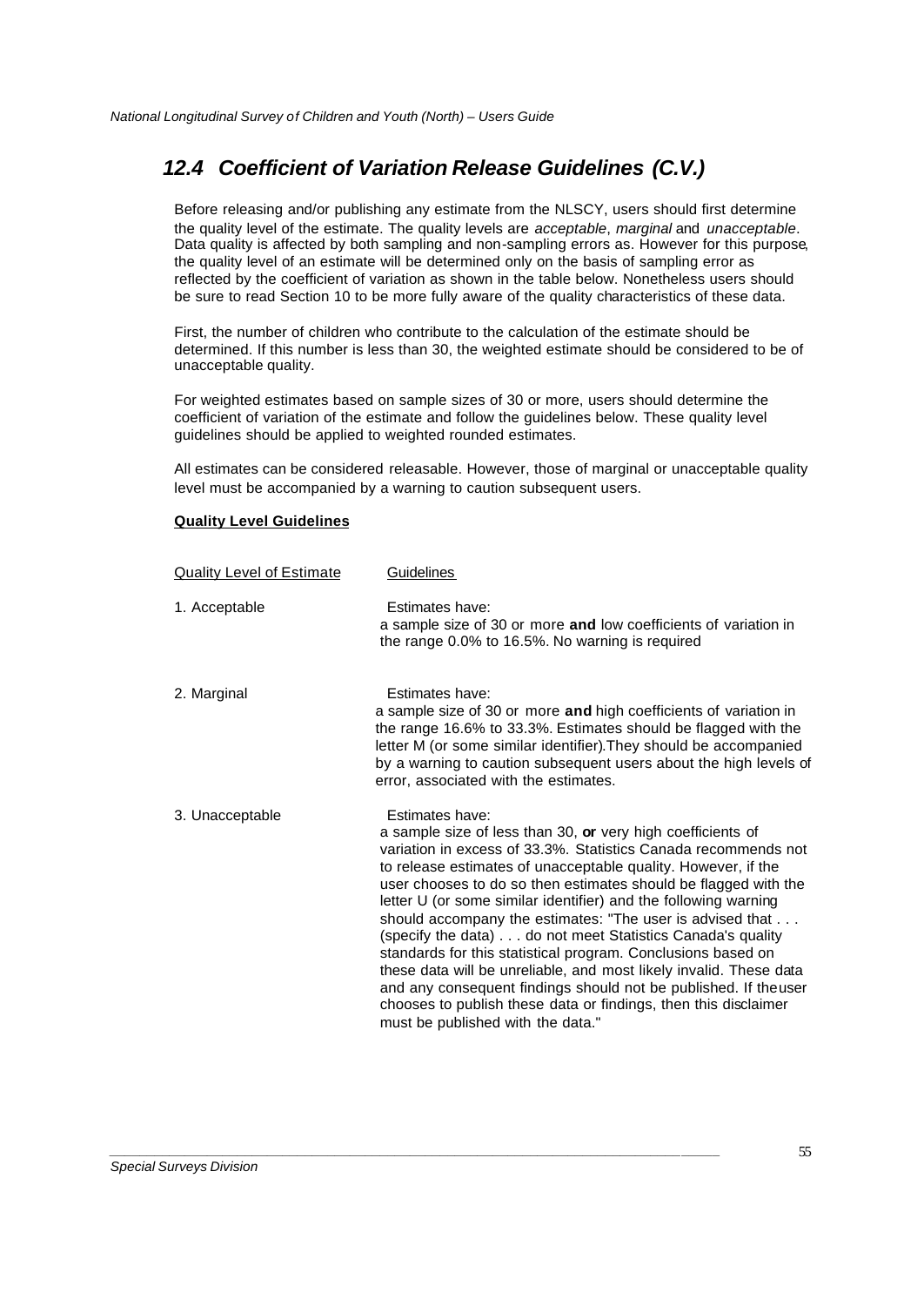## *12.4 Coefficient of Variation Release Guidelines (C.V.)*

Before releasing and/or publishing any estimate from the NLSCY, users should first determine the quality level of the estimate. The quality levels are *acceptable*, *marginal* and *unacceptable*. Data quality is affected by both sampling and non-sampling errors as. However for this purpose, the quality level of an estimate will be determined only on the basis of sampling error as reflected by the coefficient of variation as shown in the table below. Nonetheless users should be sure to read Section 10 to be more fully aware of the quality characteristics of these data.

First, the number of children who contribute to the calculation of the estimate should be determined. If this number is less than 30, the weighted estimate should be considered to be of unacceptable quality.

For weighted estimates based on sample sizes of 30 or more, users should determine the coefficient of variation of the estimate and follow the guidelines below. These quality level guidelines should be applied to weighted rounded estimates.

All estimates can be considered releasable. However, those of marginal or unacceptable quality level must be accompanied by a warning to caution subsequent users.

**Quality Level Guidelines**

| Quality Level of Estimate | Guidelines |
|---|---|
| 1. Acceptable | Estimates have: a sample size of 30 or more **and** low coefficients of variation in the range 0.0% to 16.5%. No warning is required |
| 2. Marginal | Estimates have: a sample size of 30 or more **and** high coefficients of variation in the range 16.6% to 33.3%. Estimates should be flagged with the letter M (or some similar identifier).They should be accompanied by a warning to caution subsequent users about the high levels of error, associated with the estimates. |
| 3. Unacceptable | Estimates have: a sample size of less than 30, **or** very high coefficients of variation in excess of 33.3%. Statistics Canada recommends not to release estimates of unacceptable quality. However, if the user chooses to do so then estimates should be flagged with the letter U (or some similar identifier) and the following warning should accompany the estimates: "The user is advised that . . . (specify the data) . . . do not meet Statistics Canada's quality standards for this statistical program. Conclusions based on these data will be unreliable, and most likely invalid. These data and any consequent findings should not be published. If theuser chooses to publish these data or findings, then this disclaimer must be published with the data." |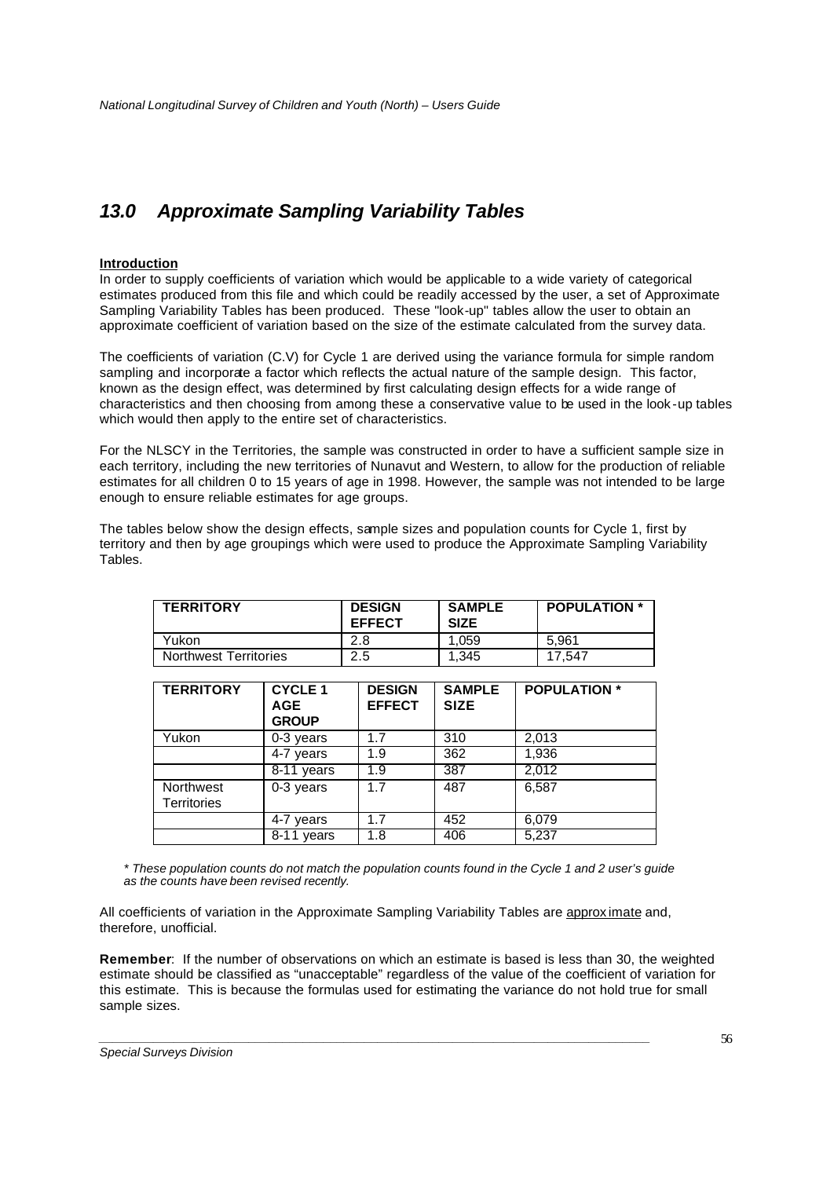# *13.0 Approximate Sampling Variability Tables*

**Introduction**

In order to supply coefficients of variation which would be applicable to a wide variety of categorical estimates produced from this file and which could be readily accessed by the user, a set of Approximate Sampling Variability Tables has been produced. These "look-up" tables allow the user to obtain an approximate coefficient of variation based on the size of the estimate calculated from the survey data.

The coefficients of variation (C.V) for Cycle 1 are derived using the variance formula for simple random sampling and incorporate a factor which reflects the actual nature of the sample design. This factor, known as the design effect, was determined by first calculating design effects for a wide range of characteristics and then choosing from among these a conservative value to be used in the look-up tables which would then apply to the entire set of characteristics.

For the NLSCY in the Territories, the sample was constructed in order to have a sufficient sample size in each territory, including the new territories of Nunavut and Western, to allow for the production of reliable estimates for all children 0 to 15 years of age in 1998. However, the sample was not intended to be large enough to ensure reliable estimates for age groups.

The tables below show the design effects, sample sizes and population counts for Cycle 1, first by territory and then by age groupings which were used to produce the Approximate Sampling Variability Tables.

| TERRITORY | DESIGN EFFECT | SAMPLE SIZE | POPULATION * |
|---|---|---|---|
| Yukon | 2.8 | 1,059 | 5,961 |
| Northwest Territories | 2.5 | 1,345 | 17,547 |

| TERRITORY | CYCLE 1 AGE GROUP | DESIGN EFFECT | SAMPLE SIZE | POPULATION * |
|---|---|---|---|---|
| Yukon | 0-3 years | 1.7 | 310 | 2,013 |
| | 4-7 years | 1.9 | 362 | 1,936 |
| | 8-11 years | 1.9 | 387 | 2,012 |
| Northwest Territories | 0-3 years | 1.7 | 487 | 6,587 |
| | 4-7 years | 1.7 | 452 | 6,079 |
| | 8-11 years | 1.8 | 406 | 5,237 |

*\* These population counts do not match the population counts found in the Cycle 1 and 2 user's guide as the counts have been revised recently.*

All coefficients of variation in the Approximate Sampling Variability Tables are approximate and, therefore, unofficial.

**Remember**: If the number of observations on which an estimate is based is less than 30, the weighted estimate should be classified as "unacceptable" regardless of the value of the coefficient of variation for this estimate. This is because the formulas used for estimating the variance do not hold true for small sample sizes.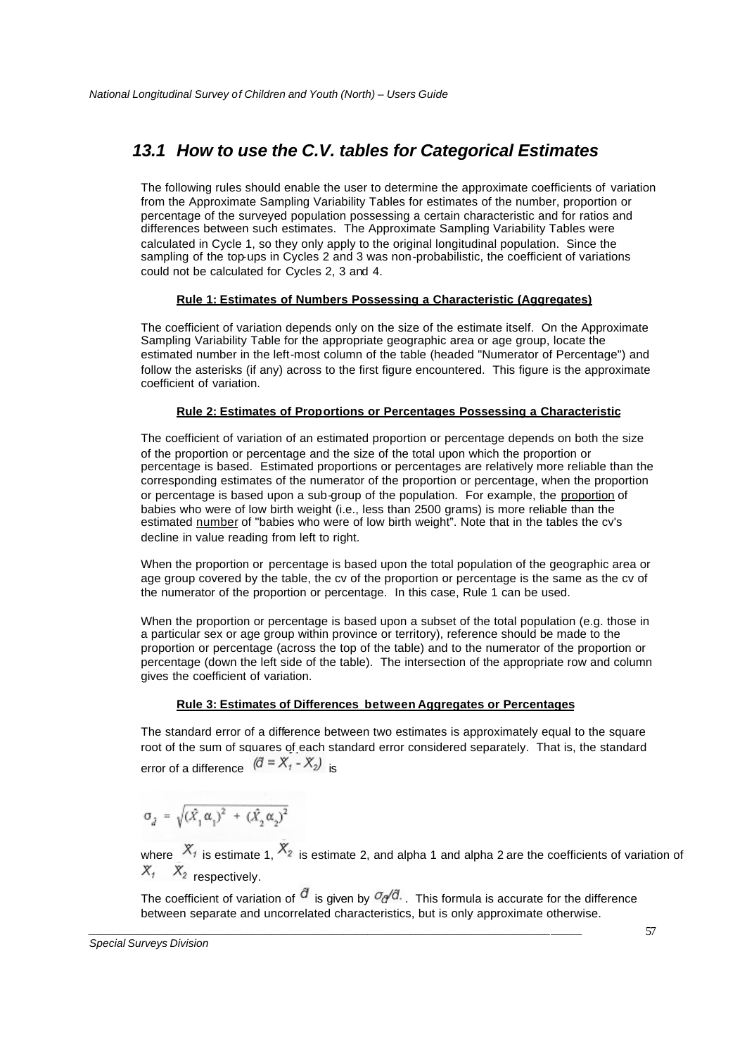## 13.1 How to use the C.V. tables for Categorical Estimates

The following rules should enable the user to determine the approximate coefficients of variation from the Approximate Sampling Variability Tables for estimates of the number, proportion or percentage of the surveyed population possessing a certain characteristic and for ratios and differences between such estimates. The Approximate Sampling Variability Tables were calculated in Cycle 1, so they only apply to the original longitudinal population. Since the sampling of the top-ups in Cycles 2 and 3 was non-probabilistic, the coefficient of variations could not be calculated for Cycles 2, 3 and 4.

**Rule 1: Estimates of Numbers Possessing a Characteristic (Aggregates)**

The coefficient of variation depends only on the size of the estimate itself. On the Approximate Sampling Variability Table for the appropriate geographic area or age group, locate the estimated number in the left-most column of the table (headed "Numerator of Percentage") and follow the asterisks (if any) across to the first figure encountered. This figure is the approximate coefficient of variation.

**Rule 2: Estimates of Proportions or Percentages Possessing a Characteristic**

The coefficient of variation of an estimated proportion or percentage depends on both the size of the proportion or percentage and the size of the total upon which the proportion or percentage is based. Estimated proportions or percentages are relatively more reliable than the corresponding estimates of the numerator of the proportion or percentage, when the proportion or percentage is based upon a sub-group of the population. For example, the proportion of babies who were of low birth weight (i.e., less than 2500 grams) is more reliable than the estimated number of "babies who were of low birth weight". Note that in the tables the cv's decline in value reading from left to right.

When the proportion or percentage is based upon the total population of the geographic area or age group covered by the table, the cv of the proportion or percentage is the same as the cv of the numerator of the proportion or percentage. In this case, Rule 1 can be used.

When the proportion or percentage is based upon a subset of the total population (e.g. those in a particular sex or age group within province or territory), reference should be made to the proportion or percentage (across the top of the table) and to the numerator of the proportion or percentage (down the left side of the table). The intersection of the appropriate row and column gives the coefficient of variation.

**Rule 3: Estimates of Differences between Aggregates or Percentages**

The standard error of a difference between two estimates is approximately equal to the square root of the sum of squares of each standard error considered separately. That is, the standard error of a difference $(\hat{d} = \hat{X}_1 - \hat{X}_2)$ is

$$\sigma_{\hat{d}} = \sqrt{(\hat{X}_1 \alpha_1)^2 + (\hat{X}_2 \alpha_2)^2}$$

where $\hat{X}_1$ is estimate 1, $\hat{X}_2$ is estimate 2, and alpha 1 and alpha 2 are the coefficients of variation of $\hat{X}_1$ $\hat{X}_2$ respectively.

The coefficient of variation of $\hat{d}$ is given by $\sigma_{\hat{d}}/\hat{d}$. This formula is accurate for the difference between separate and uncorrelated characteristics, but is only approximate otherwise.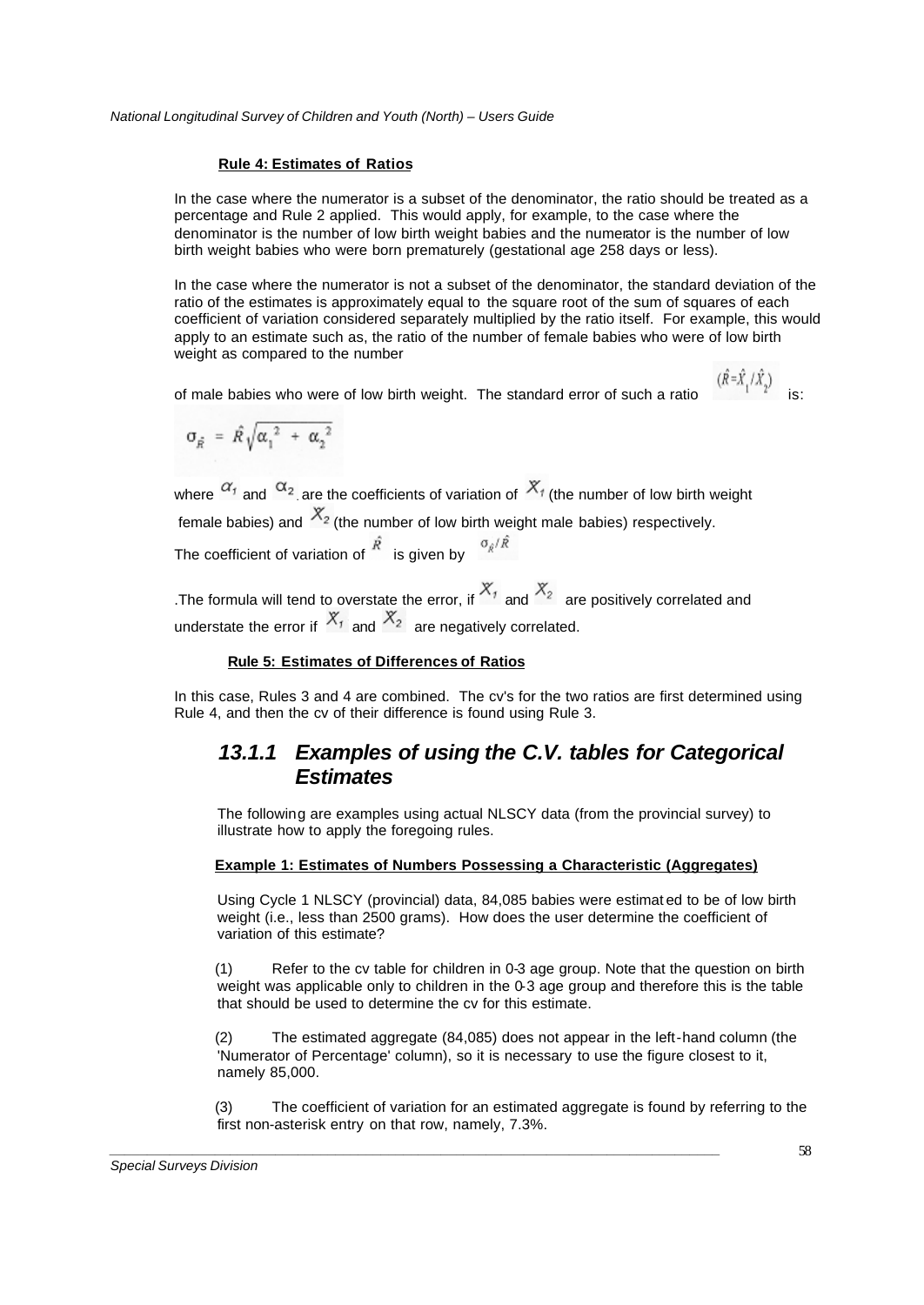**Rule 4: Estimates of Ratios**

In the case where the numerator is a subset of the denominator, the ratio should be treated as a percentage and Rule 2 applied. This would apply, for example, to the case where the denominator is the number of low birth weight babies and the numerator is the number of low birth weight babies who were born prematurely (gestational age 258 days or less).

In the case where the numerator is not a subset of the denominator, the standard deviation of the ratio of the estimates is approximately equal to the square root of the sum of squares of each coefficient of variation considered separately multiplied by the ratio itself. For example, this would apply to an estimate such as, the ratio of the number of female babies who were of low birth weight as compared to the number

of male babies who were of low birth weight. The standard error of such a ratio $(\hat{R}=\hat{X}_1/\hat{X}_2)$ is:

$$\sigma_{\hat{R}} = \hat{R}\sqrt{\alpha_1^{\ 2} + \alpha_2^{\ 2}}$$

where $\alpha_1$ and $\alpha_2$ are the coefficients of variation of $X_1$ (the number of low birth weight female babies) and $X_2$ (the number of low birth weight male babies) respectively.

The coefficient of variation of $\hat{R}$ is given by $\sigma_{\hat{R}}/\hat{R}$

.The formula will tend to overstate the error, if $X_1$ and $X_2$ are positively correlated and understate the error if $X_1$ and $X_2$ are negatively correlated.

**Rule 5: Estimates of Differences of Ratios**

In this case, Rules 3 and 4 are combined. The cv's for the two ratios are first determined using Rule 4, and then the cv of their difference is found using Rule 3.

### 13.1.1 Examples of using the C.V. tables for Categorical Estimates

The following are examples using actual NLSCY data (from the provincial survey) to illustrate how to apply the foregoing rules.

**Example 1: Estimates of Numbers Possessing a Characteristic (Aggregates)**

Using Cycle 1 NLSCY (provincial) data, 84,085 babies were estimated to be of low birth weight (i.e., less than 2500 grams). How does the user determine the coefficient of variation of this estimate?

(1) Refer to the cv table for children in 0-3 age group. Note that the question on birth weight was applicable only to children in the 0-3 age group and therefore this is the table that should be used to determine the cv for this estimate.

(2) The estimated aggregate (84,085) does not appear in the left-hand column (the 'Numerator of Percentage' column), so it is necessary to use the figure closest to it, namely 85,000.

(3) The coefficient of variation for an estimated aggregate is found by referring to the first non-asterisk entry on that row, namely, 7.3%.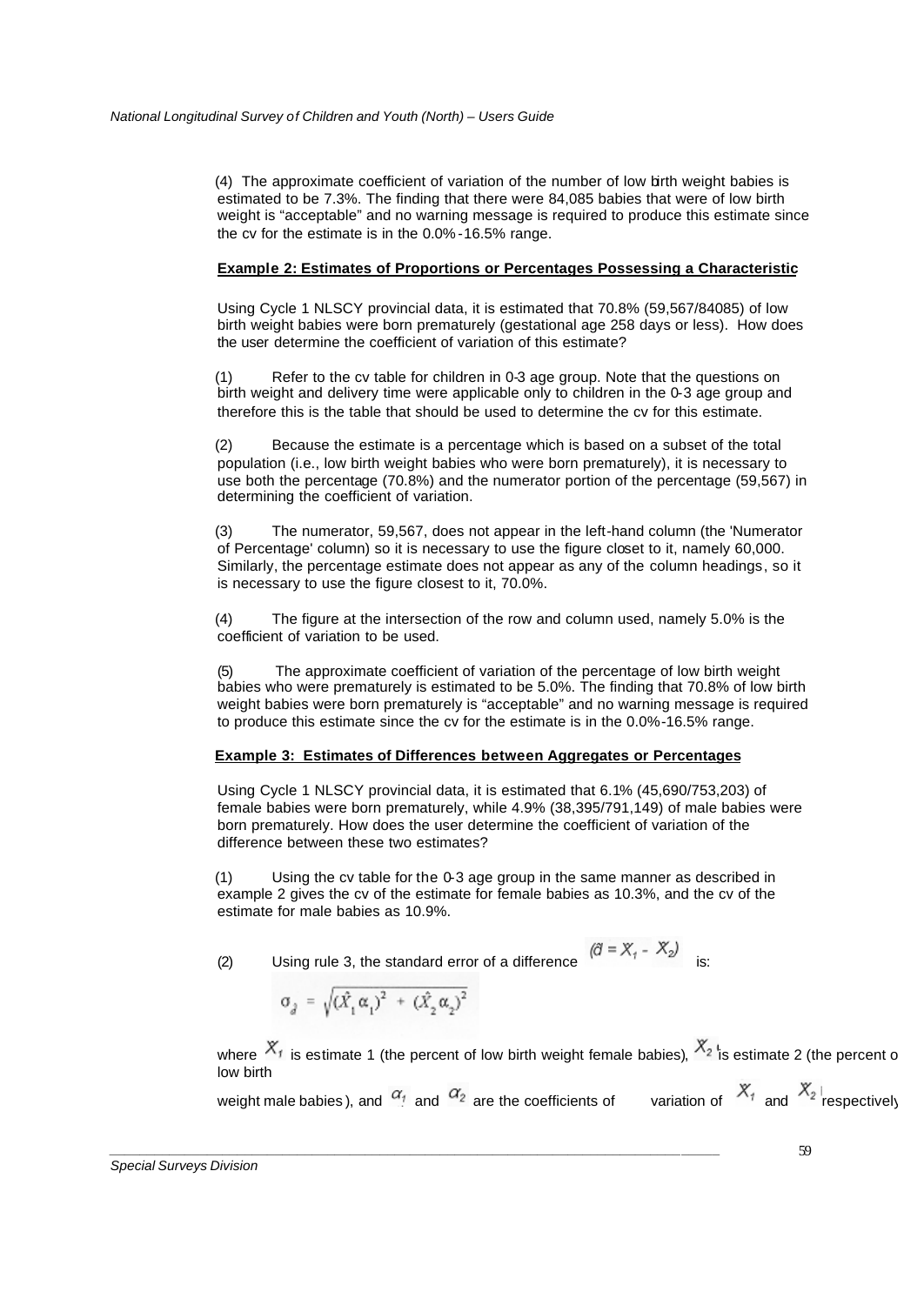(4) The approximate coefficient of variation of the number of low birth weight babies is estimated to be 7.3%. The finding that there were 84,085 babies that were of low birth weight is "acceptable" and no warning message is required to produce this estimate since the cv for the estimate is in the 0.0%-16.5% range.

**Example 2: Estimates of Proportions or Percentages Possessing a Characteristic**

Using Cycle 1 NLSCY provincial data, it is estimated that 70.8% (59,567/84085) of low birth weight babies were born prematurely (gestational age 258 days or less). How does the user determine the coefficient of variation of this estimate?

(1) Refer to the cv table for children in 0-3 age group. Note that the questions on birth weight and delivery time were applicable only to children in the 0-3 age group and therefore this is the table that should be used to determine the cv for this estimate.

(2) Because the estimate is a percentage which is based on a subset of the total population (i.e., low birth weight babies who were born prematurely), it is necessary to use both the percentage (70.8%) and the numerator portion of the percentage (59,567) in determining the coefficient of variation.

(3) The numerator, 59,567, does not appear in the left-hand column (the 'Numerator of Percentage' column) so it is necessary to use the figure closet to it, namely 60,000. Similarly, the percentage estimate does not appear as any of the column headings, so it is necessary to use the figure closest to it, 70.0%.

(4) The figure at the intersection of the row and column used, namely 5.0% is the coefficient of variation to be used.

(5) The approximate coefficient of variation of the percentage of low birth weight babies who were prematurely is estimated to be 5.0%. The finding that 70.8% of low birth weight babies were born prematurely is "acceptable" and no warning message is required to produce this estimate since the cv for the estimate is in the 0.0%-16.5% range.

**Example 3: Estimates of Differences between Aggregates or Percentages**

Using Cycle 1 NLSCY provincial data, it is estimated that 6.1% (45,690/753,203) of female babies were born prematurely, while 4.9% (38,395/791,149) of male babies were born prematurely. How does the user determine the coefficient of variation of the difference between these two estimates?

(1) Using the cv table for the 0-3 age group in the same manner as described in example 2 gives the cv of the estimate for female babies as 10.3%, and the cv of the estimate for male babies as 10.9%.

(2) Using rule 3, the standard error of a difference $(\hat{d} = \hat{X}_1 - \hat{X}_2)$ is:

$$\sigma_{\hat{d}} = \sqrt{(\hat{X}_1 \alpha_1)^2 + (\hat{X}_2 \alpha_2)^2}$$

where $\hat{X}_1$ is estimate 1 (the percent of low birth weight female babies), $\hat{X}_2$ is estimate 2 (the percent of low birth weight male babies), and $\alpha_1$ and $\alpha_2$ are the coefficients of variation of $\hat{X}_1$ and $\hat{X}_2$ respectively.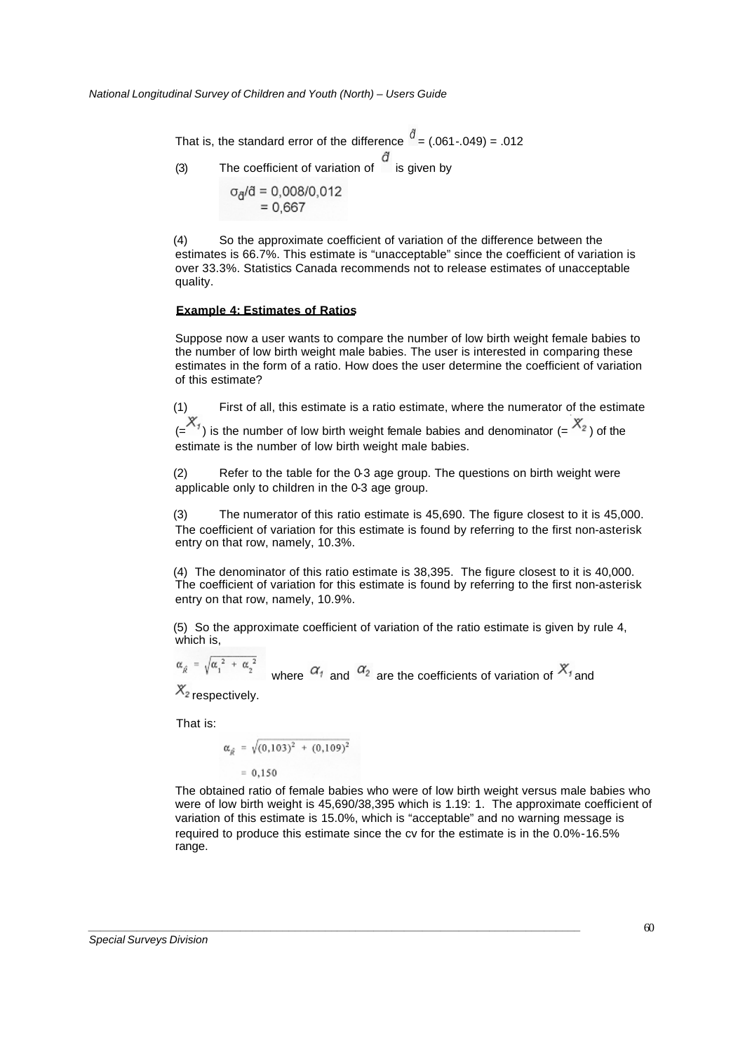That is, the standard error of the difference $\hat{d}$ = (.061-.049) = .012

(3) The coefficient of variation of $\hat{d}$ is given by

$$\sigma_{\hat{d}}/\hat{d} = 0{,}008/0{,}012$$
$$= 0{,}667$$

(4) So the approximate coefficient of variation of the difference between the estimates is 66.7%. This estimate is "unacceptable" since the coefficient of variation is over 33.3%. Statistics Canada recommends not to release estimates of unacceptable quality.

**Example 4: Estimates of Ratios**

Suppose now a user wants to compare the number of low birth weight female babies to the number of low birth weight male babies. The user is interested in comparing these estimates in the form of a ratio. How does the user determine the coefficient of variation of this estimate?

(1) First of all, this estimate is a ratio estimate, where the numerator of the estimate (= $\hat{X}_1$) is the number of low birth weight female babies and denominator (= $\hat{X}_2$) of the estimate is the number of low birth weight male babies.

(2) Refer to the table for the 0-3 age group. The questions on birth weight were applicable only to children in the 0-3 age group.

(3) The numerator of this ratio estimate is 45,690. The figure closest to it is 45,000. The coefficient of variation for this estimate is found by referring to the first non-asterisk entry on that row, namely, 10.3%.

(4) The denominator of this ratio estimate is 38,395. The figure closest to it is 40,000. The coefficient of variation for this estimate is found by referring to the first non-asterisk entry on that row, namely, 10.9%.

(5) So the approximate coefficient of variation of the ratio estimate is given by rule 4, which is,

$\alpha_{\hat{R}} = \sqrt{\alpha_1^2 + \alpha_2^2}$ where $\alpha_1$ and $\alpha_2$ are the coefficients of variation of $\hat{X}_1$ and $\hat{X}_2$ respectively.

That is:

$$\alpha_{\hat{R}} = \sqrt{(0{,}103)^2 + (0{,}109)^2}$$
$$= 0{,}150$$

The obtained ratio of female babies who were of low birth weight versus male babies who were of low birth weight is 45,690/38,395 which is 1.19: 1. The approximate coefficient of variation of this estimate is 15.0%, which is "acceptable" and no warning message is required to produce this estimate since the cv for the estimate is in the 0.0%-16.5% range.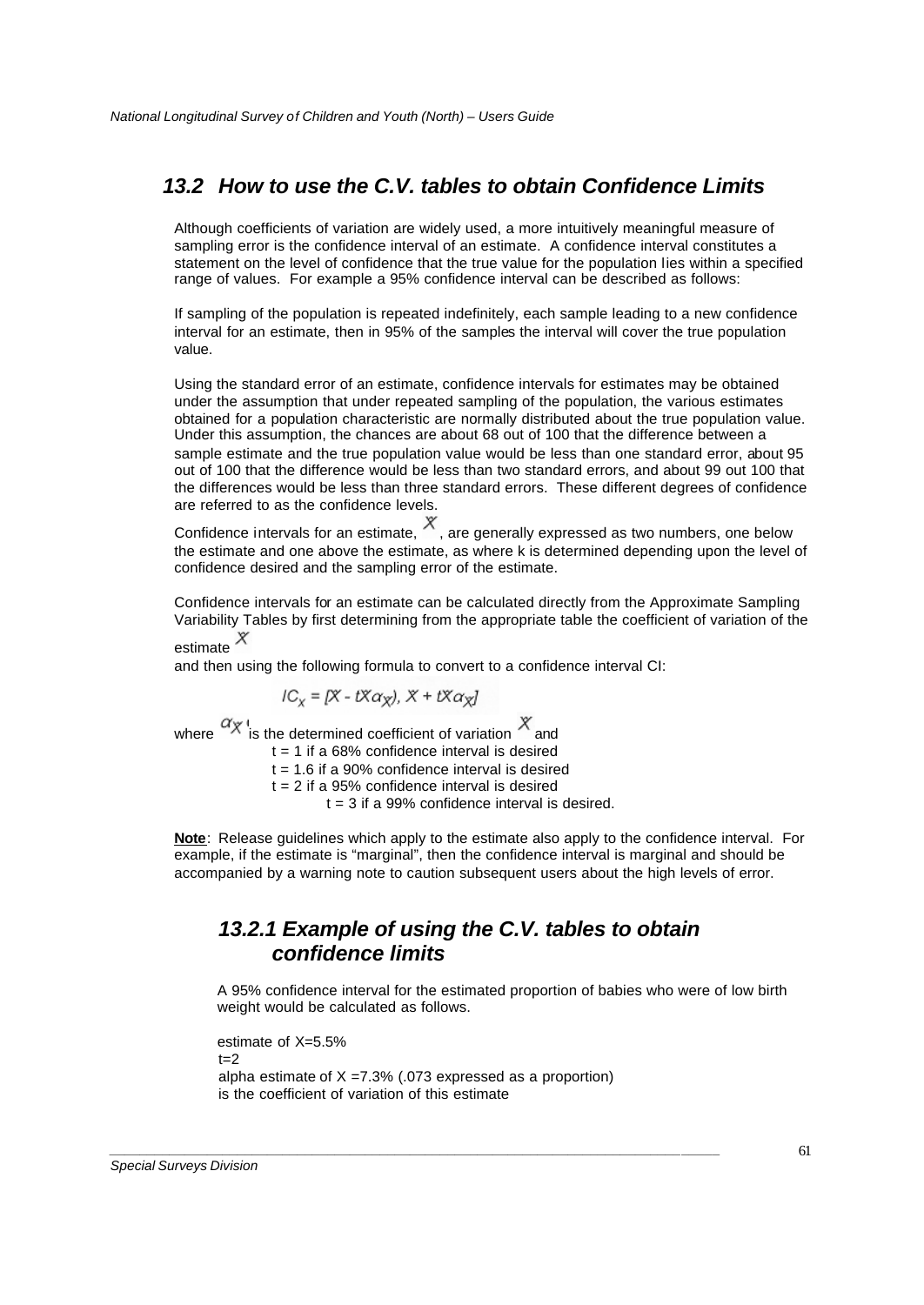## 13.2 How to use the C.V. tables to obtain Confidence Limits

Although coefficients of variation are widely used, a more intuitively meaningful measure of sampling error is the confidence interval of an estimate. A confidence interval constitutes a statement on the level of confidence that the true value for the population lies within a specified range of values. For example a 95% confidence interval can be described as follows:

If sampling of the population is repeated indefinitely, each sample leading to a new confidence interval for an estimate, then in 95% of the samples the interval will cover the true population value.

Using the standard error of an estimate, confidence intervals for estimates may be obtained under the assumption that under repeated sampling of the population, the various estimates obtained for a population characteristic are normally distributed about the true population value. Under this assumption, the chances are about 68 out of 100 that the difference between a sample estimate and the true population value would be less than one standard error, about 95 out of 100 that the difference would be less than two standard errors, and about 99 out 100 that the differences would be less than three standard errors. These different degrees of confidence are referred to as the confidence levels.

Confidence intervals for an estimate, $\hat{X}$, are generally expressed as two numbers, one below the estimate and one above the estimate, as where k is determined depending upon the level of confidence desired and the sampling error of the estimate.

Confidence intervals for an estimate can be calculated directly from the Approximate Sampling Variability Tables by first determining from the appropriate table the coefficient of variation of the estimate $\hat{X}$

and then using the following formula to convert to a confidence interval CI:

$$IC_{\hat{X}} = [\hat{X} - t\hat{X}\alpha_{\hat{X}}), \hat{X} + t\hat{X}\alpha_{\hat{X}}]$$

where $\alpha_{\hat{X}}$ is the determined coefficient of variation $\hat{X}$ and

- t = 1 if a 68% confidence interval is desired
- t = 1.6 if a 90% confidence interval is desired
- t = 2 if a 95% confidence interval is desired
- t = 3 if a 99% confidence interval is desired.

**Note**: Release guidelines which apply to the estimate also apply to the confidence interval. For example, if the estimate is "marginal", then the confidence interval is marginal and should be accompanied by a warning note to caution subsequent users about the high levels of error.

### 13.2.1 Example of using the C.V. tables to obtain confidence limits

A 95% confidence interval for the estimated proportion of babies who were of low birth weight would be calculated as follows.

estimate of X=5.5%
t=2
alpha estimate of X =7.3% (.073 expressed as a proportion)
is the coefficient of variation of this estimate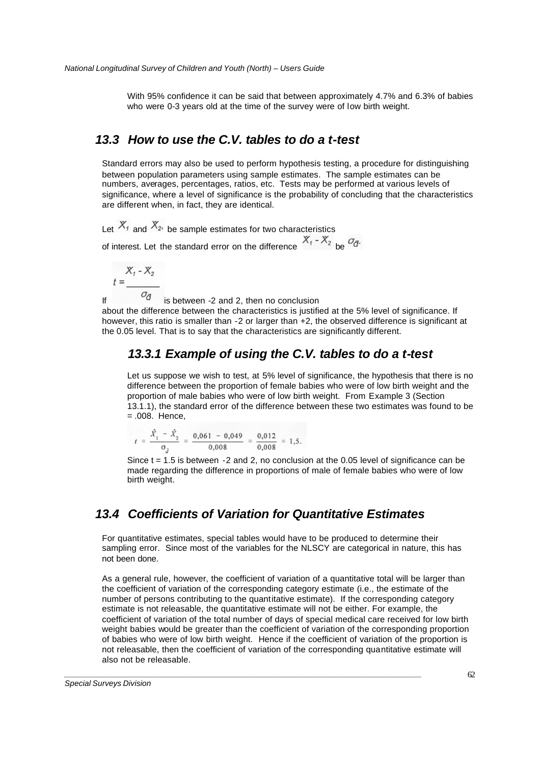With 95% confidence it can be said that between approximately 4.7% and 6.3% of babies who were 0-3 years old at the time of the survey were of low birth weight.

## 13.3 How to use the C.V. tables to do a t-test

Standard errors may also be used to perform hypothesis testing, a procedure for distinguishing between population parameters using sample estimates. The sample estimates can be numbers, averages, percentages, ratios, etc. Tests may be performed at various levels of significance, where a level of significance is the probability of concluding that the characteristics are different when, in fact, they are identical.

Let $X_1$ and $X_2$, be sample estimates for two characteristics of interest. Let the standard error on the difference $X_1 - X_2$ be $\sigma_d$.

If $t = \dfrac{X_1 - X_2}{\sigma_d}$ is between -2 and 2, then no conclusion about the difference between the characteristics is justified at the 5% level of significance. If however, this ratio is smaller than -2 or larger than +2, the observed difference is significant at the 0.05 level. That is to say that the characteristics are significantly different.

### 13.3.1 Example of using the C.V. tables to do a t-test

Let us suppose we wish to test, at 5% level of significance, the hypothesis that there is no difference between the proportion of female babies who were of low birth weight and the proportion of male babies who were of low birth weight. From Example 3 (Section 13.1.1), the standard error of the difference between these two estimates was found to be = .008. Hence,

$$t = \frac{\hat{X}_1 - \hat{X}_2}{\sigma_d} = \frac{0{,}061 - 0{,}049}{0{,}008} = \frac{0{,}012}{0{,}008} = 1{,}5.$$

Since t = 1.5 is between -2 and 2, no conclusion at the 0.05 level of significance can be made regarding the difference in proportions of male of female babies who were of low birth weight.

## 13.4 Coefficients of Variation for Quantitative Estimates

For quantitative estimates, special tables would have to be produced to determine their sampling error. Since most of the variables for the NLSCY are categorical in nature, this has not been done.

As a general rule, however, the coefficient of variation of a quantitative total will be larger than the coefficient of variation of the corresponding category estimate (i.e., the estimate of the number of persons contributing to the quantitative estimate). If the corresponding category estimate is not releasable, the quantitative estimate will not be either. For example, the coefficient of variation of the total number of days of special medical care received for low birth weight babies would be greater than the coefficient of variation of the corresponding proportion of babies who were of low birth weight. Hence if the coefficient of variation of the proportion is not releasable, then the coefficient of variation of the corresponding quantitative estimate will also not be releasable.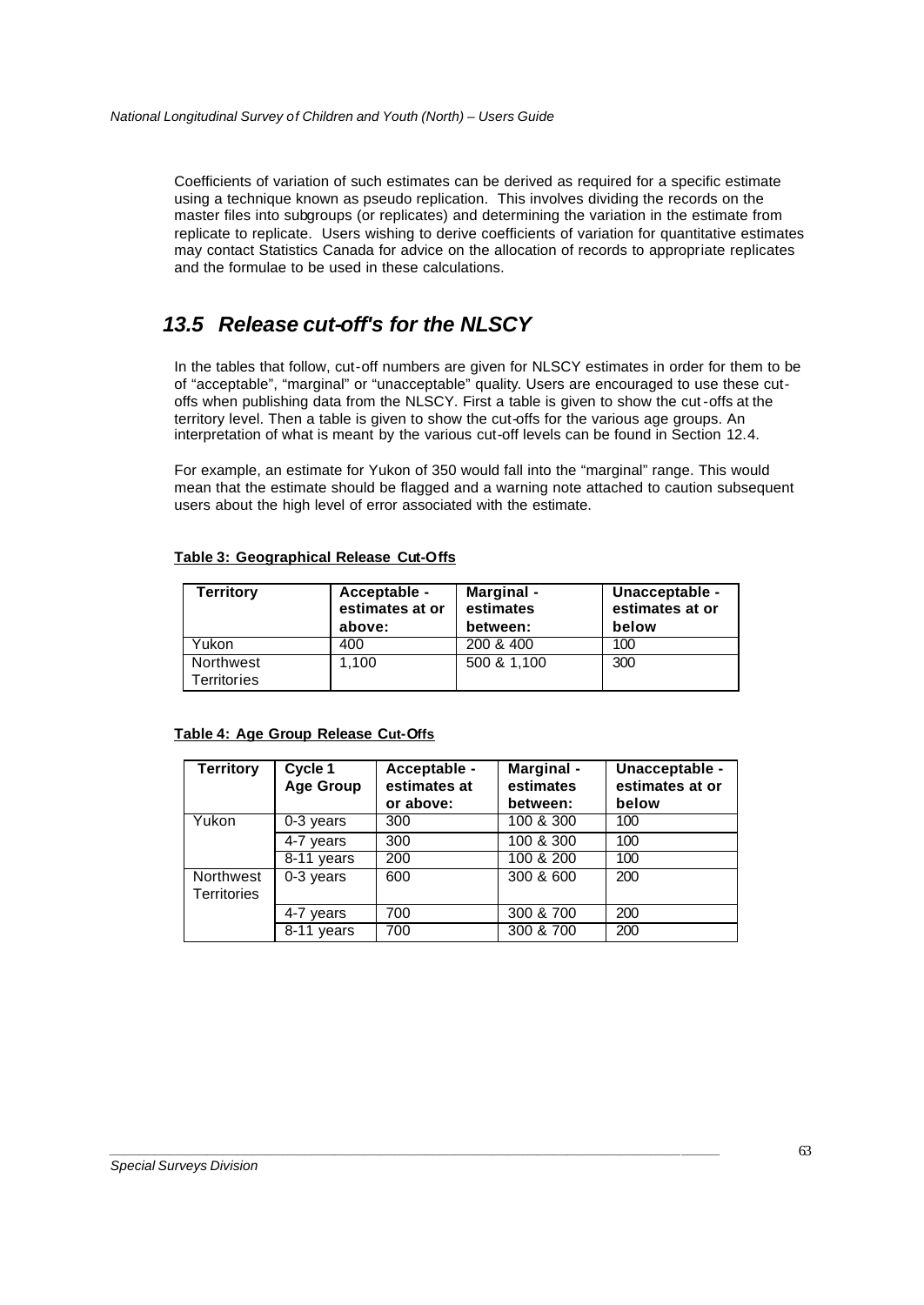Coefficients of variation of such estimates can be derived as required for a specific estimate using a technique known as pseudo replication. This involves dividing the records on the master files into subgroups (or replicates) and determining the variation in the estimate from replicate to replicate. Users wishing to derive coefficients of variation for quantitative estimates may contact Statistics Canada for advice on the allocation of records to appropriate replicates and the formulae to be used in these calculations.

## *13.5 Release cut-off's for the NLSCY*

In the tables that follow, cut-off numbers are given for NLSCY estimates in order for them to be of "acceptable", "marginal" or "unacceptable" quality. Users are encouraged to use these cut-offs when publishing data from the NLSCY. First a table is given to show the cut-offs at the territory level. Then a table is given to show the cut-offs for the various age groups. An interpretation of what is meant by the various cut-off levels can be found in Section 12.4.

For example, an estimate for Yukon of 350 would fall into the "marginal" range. This would mean that the estimate should be flagged and a warning note attached to caution subsequent users about the high level of error associated with the estimate.

**Table 3: Geographical Release Cut-Offs**

| Territory | Acceptable - estimates at or above: | Marginal - estimates between: | Unacceptable - estimates at or below |
|---|---|---|---|
| Yukon | 400 | 200 & 400 | 100 |
| Northwest Territories | 1,100 | 500 & 1,100 | 300 |

**Table 4: Age Group Release Cut-Offs**

| Territory | Cycle 1 Age Group | Acceptable - estimates at or above: | Marginal - estimates between: | Unacceptable - estimates at or below |
|---|---|---|---|---|
| Yukon | 0-3 years | 300 | 100 & 300 | 100 |
| | 4-7 years | 300 | 100 & 300 | 100 |
| | 8-11 years | 200 | 100 & 200 | 100 |
| Northwest Territories | 0-3 years | 600 | 300 & 600 | 200 |
| | 4-7 years | 700 | 300 & 700 | 200 |
| | 8-11 years | 700 | 300 & 700 | 200 |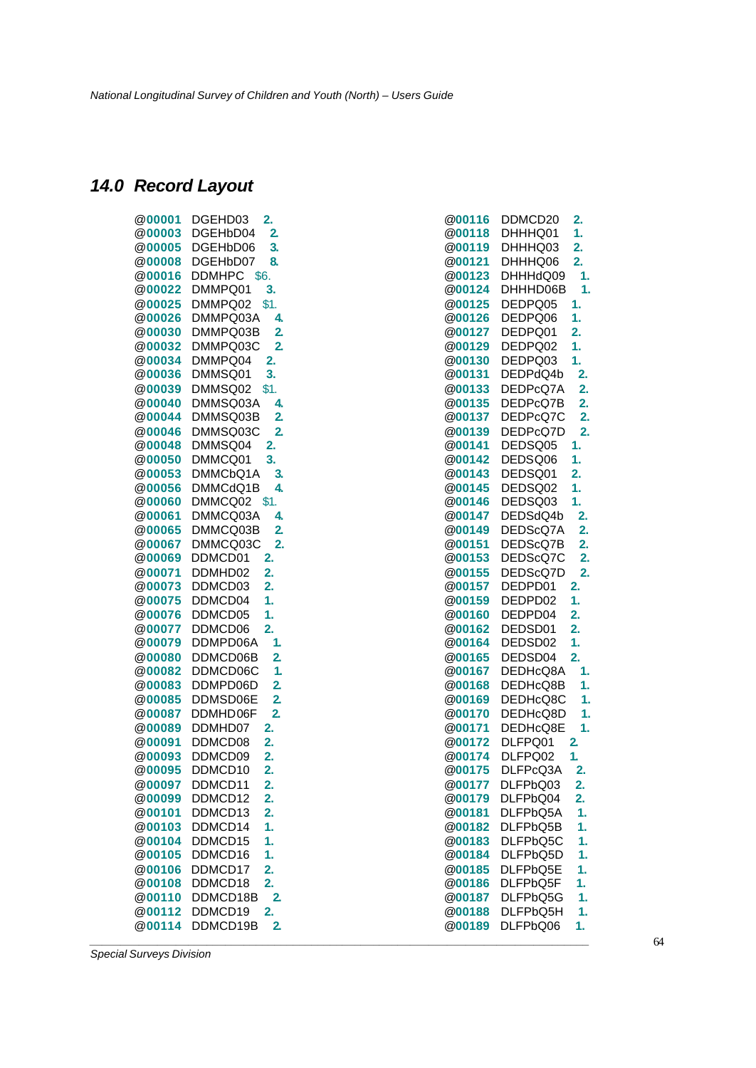## 14.0 Record Layout

```
@00001 DGEHD03 2.
@00003 DGEHbD04 2.
@00005 DGEHbD06 3.
@00008 DGEHbD07 8.
@00016 DDMHPC $6.
@00022 DMMPQ01 3.
@00025 DMMPQ02 $1.
@00026 DMMPQ03A 4.
@00030 DMMPQ03B 2.
@00032 DMMPQ03C 2.
@00034 DMMPQ04 2.
@00036 DMMSQ01 3.
@00039 DMMSQ02 $1.
@00040 DMMSQ03A 4.
@00044 DMMSQ03B 2.
@00046 DMMSQ03C 2.
@00048 DMMSQ04 2.
@00050 DMMCQ01 3.
@00053 DMMCbQ1A 3.
@00056 DMMCdQ1B 4.
@00060 DMMCQ02 $1.
@00061 DMMCQ03A 4.
@00065 DMMCQ03B 2.
@00067 DMMCQ03C 2.
@00069 DDMCD01 2.
@00071 DDMHD02 2.
@00073 DDMCD03 2.
@00075 DDMCD04 1.
@00076 DDMCD05 1.
@00077 DDMCD06 2.
@00079 DDMPD06A 1.
@00080 DDMCD06B 2.
@00082 DDMCD06C 1.
@00083 DDMPD06D 2.
@00085 DDMSD06E 2.
@00087 DDMHD06F 2.
@00089 DDMHD07 2.
@00091 DDMCD08 2.
@00093 DDMCD09 2.
@00095 DDMCD10 2.
@00097 DDMCD11 2.
@00099 DDMCD12 2.
@00101 DDMCD13 2.
@00103 DDMCD14 1.
@00104 DDMCD15 1.
@00105 DDMCD16 1.
@00106 DDMCD17 2.
@00108 DDMCD18 2.
@00110 DDMCD18B 2.
@00112 DDMCD19 2.
@00114 DDMCD19B 2.
@00116 DDMCD20 2.
@00118 DHHHQ01 1.
@00119 DHHHQ03 2.
@00121 DHHHQ06 2.
@00123 DHHHdQ09 1.
@00124 DHHHD06B 1.
@00125 DEDPQ05 1.
@00126 DEDPQ06 1.
@00127 DEDPQ01 2.
@00129 DEDPQ02 1.
@00130 DEDPQ03 1.
@00131 DEDPdQ4b 2.
@00133 DEDPcQ7A 2.
@00135 DEDPcQ7B 2.
@00137 DEDPcQ7C 2.
@00139 DEDPcQ7D 2.
@00141 DEDSQ05 1.
@00142 DEDSQ06 1.
@00143 DEDSQ01 2.
@00145 DEDSQ02 1.
@00146 DEDSQ03 1.
@00147 DEDSdQ4b 2.
@00149 DEDScQ7A 2.
@00151 DEDScQ7B 2.
@00153 DEDScQ7C 2.
@00155 DEDScQ7D 2.
@00157 DEDPD01 2.
@00159 DEDPD02 1.
@00160 DEDPD04 2.
@00162 DEDSD01 2.
@00164 DEDSD02 1.
@00165 DEDSD04 2.
@00167 DEDHcQ8A 1.
@00168 DEDHcQ8B 1.
@00169 DEDHcQ8C 1.
@00170 DEDHcQ8D 1.
@00171 DEDHcQ8E 1.
@00172 DLFPQ01 2.
@00174 DLFPQ02 1.
@00175 DLFPcQ3A 2.
@00177 DLFPbQ03 2.
@00179 DLFPbQ04 2.
@00181 DLFPbQ5A 1.
@00182 DLFPbQ5B 1.
@00183 DLFPbQ5C 1.
@00184 DLFPbQ5D 1.
@00185 DLFPbQ5E 1.
@00186 DLFPbQ5F 1.
@00187 DLFPbQ5G 1.
@00188 DLFPbQ5H 1.
@00189 DLFPbQ06 1.
```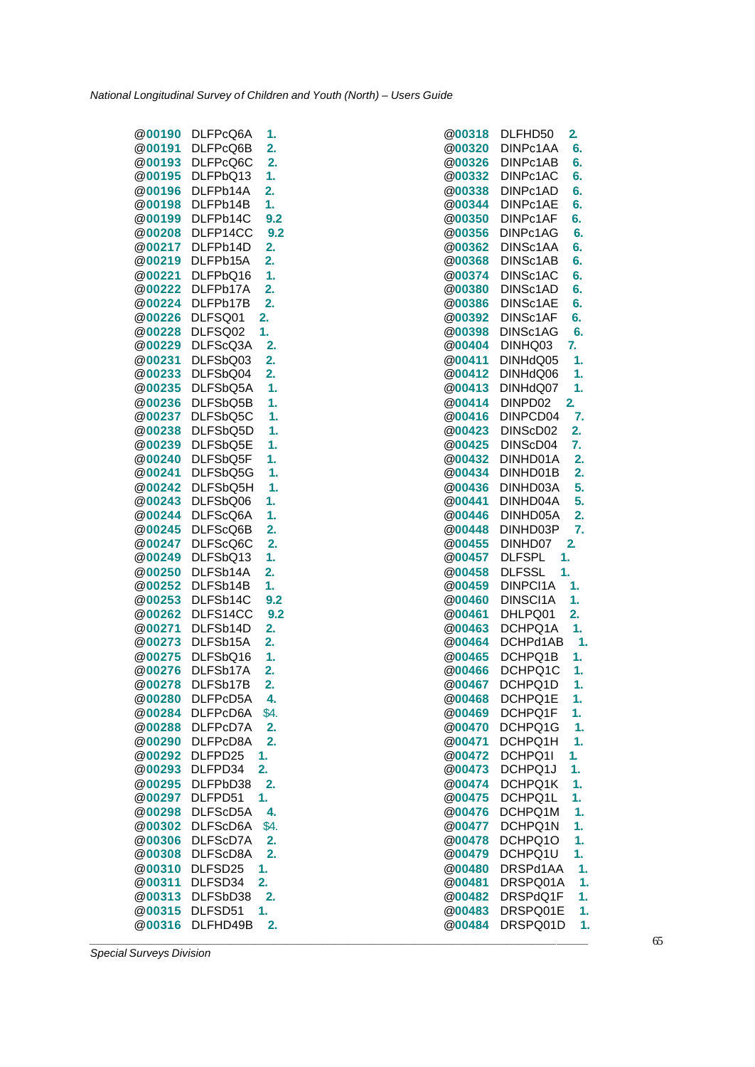```
@00190 DLFPcQ6A 1.
@00191 DLFPcQ6B 2.
@00193 DLFPcQ6C 2.
@00195 DLFPbQ13 1.
@00196 DLFPb14A 2.
@00198 DLFPb14B 1.
@00199 DLFPb14C 9.2
@00208 DLFP14CC 9.2
@00217 DLFPb14D 2.
@00219 DLFPb15A 2.
@00221 DLFPbQ16 1.
@00222 DLFPb17A 2.
@00224 DLFPb17B 2.
@00226 DLFSQ01 2.
@00228 DLFSQ02 1.
@00229 DLFScQ3A 2.
@00231 DLFSbQ03 2.
@00233 DLFSbQ04 2.
@00235 DLFSbQ5A 1.
@00236 DLFSbQ5B 1.
@00237 DLFSbQ5C 1.
@00238 DLFSbQ5D 1.
@00239 DLFSbQ5E 1.
@00240 DLFSbQ5F 1.
@00241 DLFSbQ5G 1.
@00242 DLFSbQ5H 1.
@00243 DLFSbQ06 1.
@00244 DLFScQ6A 1.
@00245 DLFScQ6B 2.
@00247 DLFScQ6C 2.
@00249 DLFSbQ13 1.
@00250 DLFSb14A 2.
@00252 DLFSb14B 1.
@00253 DLFSb14C 9.2
@00262 DLFS14CC 9.2
@00271 DLFSb14D 2.
@00273 DLFSb15A 2.
@00275 DLFSbQ16 1.
@00276 DLFSb17A 2.
@00278 DLFSb17B 2.
@00280 DLFPcD5A 4.
@00284 DLFPcD6A $4.
@00288 DLFPcD7A 2.
@00290 DLFPcD8A 2.
@00292 DLFPD25 1.
@00293 DLFPD34 2.
@00295 DLFPbD38 2.
@00297 DLFPD51 1.
@00298 DLFScD5A 4.
@00302 DLFScD6A $4.
@00306 DLFScD7A 2.
@00308 DLFScD8A 2.
@00310 DLFSD25 1.
@00311 DLFSD34 2.
@00313 DLFSbD38 2.
@00315 DLFSD51 1.
@00316 DLFHD49B 2.
@00318 DLFHD50 2.
@00320 DINPc1AA 6.
@00326 DINPc1AB 6.
@00332 DINPc1AC 6.
@00338 DINPc1AD 6.
@00344 DINPc1AE 6.
@00350 DINPc1AF 6.
@00356 DINPc1AG 6.
@00362 DINSc1AA 6.
@00368 DINSc1AB 6.
@00374 DINSc1AC 6.
@00380 DINSc1AD 6.
@00386 DINSc1AE 6.
@00392 DINSc1AF 6.
@00398 DINSc1AG 6.
@00404 DINHQ03 7.
@00411 DINHdQ05 1.
@00412 DINHdQ06 1.
@00413 DINHdQ07 1.
@00414 DINPD02 2.
@00416 DINPCD04 7.
@00423 DINScD02 2.
@00425 DINScD04 7.
@00432 DINHD01A 2.
@00434 DINHD01B 2.
@00436 DINHD03A 5.
@00441 DINHD04A 5.
@00446 DINHD05A 2.
@00448 DINHD03P 7.
@00455 DINHD07 2.
@00457 DLFSPL 1.
@00458 DLFSSL 1.
@00459 DINPCI1A 1.
@00460 DINSCI1A 1.
@00461 DHLPQ01 2.
@00463 DCHPQ1A 1.
@00464 DCHPd1AB 1.
@00465 DCHPQ1B 1.
@00466 DCHPQ1C 1.
@00467 DCHPQ1D 1.
@00468 DCHPQ1E 1.
@00469 DCHPQ1F 1.
@00470 DCHPQ1G 1.
@00471 DCHPQ1H 1.
@00472 DCHPQ1I 1.
@00473 DCHPQ1J 1.
@00474 DCHPQ1K 1.
@00475 DCHPQ1L 1.
@00476 DCHPQ1M 1.
@00477 DCHPQ1N 1.
@00478 DCHPQ1O 1.
@00479 DCHPQ1U 1.
@00480 DRSPd1AA 1.
@00481 DRSPQ01A 1.
@00482 DRSPdQ1F 1.
@00483 DRSPQ01E 1.
@00484 DRSPQ01D 1.
```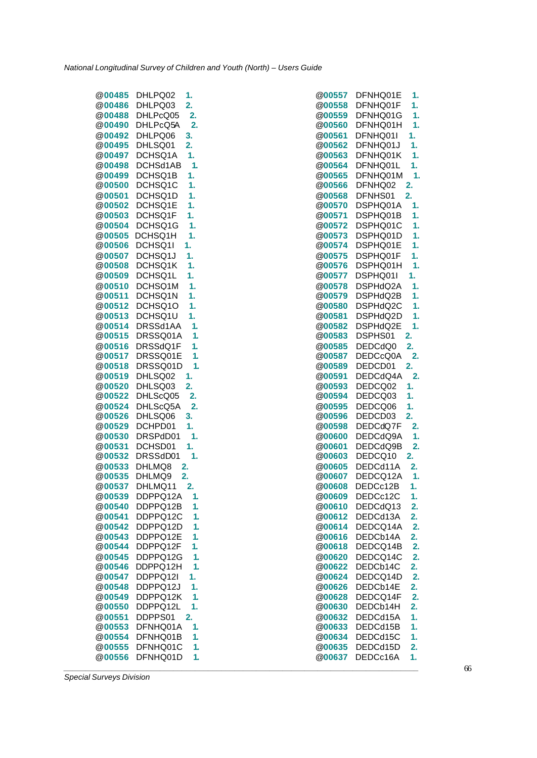```
@00485 DHLPQ02 1.
@00486 DHLPQ03 2.
@00488 DHLPcQ05 2.
@00490 DHLPcQ5A 2.
@00492 DHLPQ06 3.
@00495 DHLSQ01 2.
@00497 DCHSQ1A 1.
@00498 DCHSd1AB 1.
@00499 DCHSQ1B 1.
@00500 DCHSQ1C 1.
@00501 DCHSQ1D 1.
@00502 DCHSQ1E 1.
@00503 DCHSQ1F 1.
@00504 DCHSQ1G 1.
@00505 DCHSQ1H 1.
@00506 DCHSQ1I 1.
@00507 DCHSQ1J 1.
@00508 DCHSQ1K 1.
@00509 DCHSQ1L 1.
@00510 DCHSQ1M 1.
@00511 DCHSQ1N 1.
@00512 DCHSQ1O 1.
@00513 DCHSQ1U 1.
@00514 DRSSd1AA 1.
@00515 DRSSQ01A 1.
@00516 DRSSdQ1F 1.
@00517 DRSSQ01E 1.
@00518 DRSSQ01D 1.
@00519 DHLSQ02 1.
@00520 DHLSQ03 2.
@00522 DHLScQ05 2.
@00524 DHLScQ5A 2.
@00526 DHLSQ06 3.
@00529 DCHPD01 1.
@00530 DRSPdD01 1.
@00531 DCHSD01 1.
@00532 DRSSdD01 1.
@00533 DHLMQ8 2.
@00535 DHLMQ9 2.
@00537 DHLMQ11 2.
@00539 DDPPQ12A 1.
@00540 DDPPQ12B 1.
@00541 DDPPQ12C 1.
@00542 DDPPQ12D 1.
@00543 DDPPQ12E 1.
@00544 DDPPQ12F 1.
@00545 DDPPQ12G 1.
@00546 DDPPQ12H 1.
@00547 DDPPQ12I 1.
@00548 DDPPQ12J 1.
@00549 DDPPQ12K 1.
@00550 DDPPQ12L 1.
@00551 DDPPS01 2.
@00553 DFNHQ01A 1.
@00554 DFNHQ01B 1.
@00555 DFNHQ01C 1.
@00556 DFNHQ01D 1.
@00557 DFNHQ01E 1.
@00558 DFNHQ01F 1.
@00559 DFNHQ01G 1.
@00560 DFNHQ01H 1.
@00561 DFNHQ01I 1.
@00562 DFNHQ01J 1.
@00563 DFNHQ01K 1.
@00564 DFNHQ01L 1.
@00565 DFNHQ01M 1.
@00566 DFNHQ02 2.
@00568 DFNHS01 2.
@00570 DSPHQ01A 1.
@00571 DSPHQ01B 1.
@00572 DSPHQ01C 1.
@00573 DSPHQ01D 1.
@00574 DSPHQ01E 1.
@00575 DSPHQ01F 1.
@00576 DSPHQ01H 1.
@00577 DSPHQ01I 1.
@00578 DSPHdQ2A 1.
@00579 DSPHdQ2B 1.
@00580 DSPHdQ2C 1.
@00581 DSPHdQ2D 1.
@00582 DSPHdQ2E 1.
@00583 DSPHS01 2.
@00585 DEDCdQ0 2.
@00587 DEDCcQ0A 2.
@00589 DEDCD01 2.
@00591 DEDCdQ4A 2.
@00593 DEDCQ02 1.
@00594 DEDCQ03 1.
@00595 DEDCQ06 1.
@00596 DEDCD03 2.
@00598 DEDCdQ7F 2.
@00600 DEDCdQ9A 1.
@00601 DEDCdQ9B 2.
@00603 DEDCQ10 2.
@00605 DEDCd11A 2.
@00607 DEDCQ12A 1.
@00608 DEDCc12B 1.
@00609 DEDCc12C 1.
@00610 DEDCdQ13 2.
@00612 DEDCd13A 2.
@00614 DEDCQ14A 2.
@00616 DEDCb14A 2.
@00618 DEDCQ14B 2.
@00620 DEDCQ14C 2.
@00622 DEDCb14C 2.
@00624 DEDCQ14D 2.
@00626 DEDCb14E 2.
@00628 DEDCQ14F 2.
@00630 DEDCb14H 2.
@00632 DEDCd15A 1.
@00633 DEDCd15B 1.
@00634 DEDCd15C 1.
@00635 DEDCd15D 2.
@00637 DEDCc16A 1.
```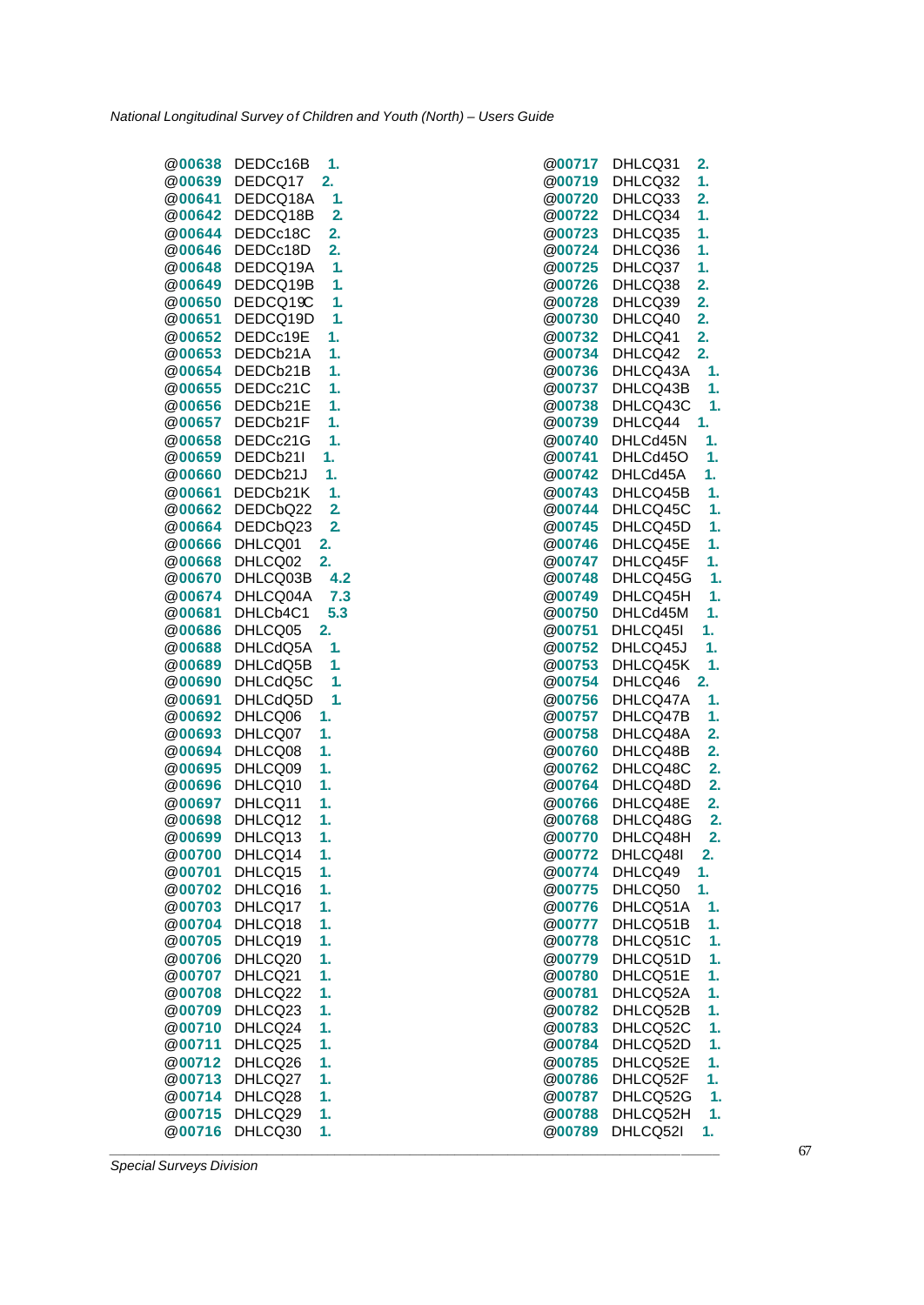```
@00638 DEDCc16B 1.
@00639 DEDCQ17 2.
@00641 DEDCQ18A 1.
@00642 DEDCQ18B 2.
@00644 DEDCc18C 2.
@00646 DEDCc18D 2.
@00648 DEDCQ19A 1.
@00649 DEDCQ19B 1.
@00650 DEDCQ19C 1.
@00651 DEDCQ19D 1.
@00652 DEDCc19E 1.
@00653 DEDCb21A 1.
@00654 DEDCb21B 1.
@00655 DEDCc21C 1.
@00656 DEDCb21E 1.
@00657 DEDCb21F 1.
@00658 DEDCc21G 1.
@00659 DEDCb21I 1.
@00660 DEDCb21J 1.
@00661 DEDCb21K 1.
@00662 DEDCbQ22 2.
@00664 DEDCbQ23 2.
@00666 DHLCQ01 2.
@00668 DHLCQ02 2.
@00670 DHLCQ03B 4.2
@00674 DHLCQ04A 7.3
@00681 DHLCb4C1 5.3
@00686 DHLCQ05 2.
@00688 DHLCdQ5A 1.
@00689 DHLCdQ5B 1.
@00690 DHLCdQ5C 1.
@00691 DHLCdQ5D 1.
@00692 DHLCQ06 1.
@00693 DHLCQ07 1.
@00694 DHLCQ08 1.
@00695 DHLCQ09 1.
@00696 DHLCQ10 1.
@00697 DHLCQ11 1.
@00698 DHLCQ12 1.
@00699 DHLCQ13 1.
@00700 DHLCQ14 1.
@00701 DHLCQ15 1.
@00702 DHLCQ16 1.
@00703 DHLCQ17 1.
@00704 DHLCQ18 1.
@00705 DHLCQ19 1.
@00706 DHLCQ20 1.
@00707 DHLCQ21 1.
@00708 DHLCQ22 1.
@00709 DHLCQ23 1.
@00710 DHLCQ24 1.
@00711 DHLCQ25 1.
@00712 DHLCQ26 1.
@00713 DHLCQ27 1.
@00714 DHLCQ28 1.
@00715 DHLCQ29 1.
@00716 DHLCQ30 1.
@00717 DHLCQ31 2.
@00719 DHLCQ32 1.
@00720 DHLCQ33 2.
@00722 DHLCQ34 1.
@00723 DHLCQ35 1.
@00724 DHLCQ36 1.
@00725 DHLCQ37 1.
@00726 DHLCQ38 2.
@00728 DHLCQ39 2.
@00730 DHLCQ40 2.
@00732 DHLCQ41 2.
@00734 DHLCQ42 2.
@00736 DHLCQ43A 1.
@00737 DHLCQ43B 1.
@00738 DHLCQ43C 1.
@00739 DHLCQ44 1.
@00740 DHLCd45N 1.
@00741 DHLCd45O 1.
@00742 DHLCd45A 1.
@00743 DHLCQ45B 1.
@00744 DHLCQ45C 1.
@00745 DHLCQ45D 1.
@00746 DHLCQ45E 1.
@00747 DHLCQ45F 1.
@00748 DHLCQ45G 1.
@00749 DHLCQ45H 1.
@00750 DHLCd45M 1.
@00751 DHLCQ45I 1.
@00752 DHLCQ45J 1.
@00753 DHLCQ45K 1.
@00754 DHLCQ46 2.
@00756 DHLCQ47A 1.
@00757 DHLCQ47B 1.
@00758 DHLCQ48A 2.
@00760 DHLCQ48B 2.
@00762 DHLCQ48C 2.
@00764 DHLCQ48D 2.
@00766 DHLCQ48E 2.
@00768 DHLCQ48G 2.
@00770 DHLCQ48H 2.
@00772 DHLCQ48I 2.
@00774 DHLCQ49 1.
@00775 DHLCQ50 1.
@00776 DHLCQ51A 1.
@00777 DHLCQ51B 1.
@00778 DHLCQ51C 1.
@00779 DHLCQ51D 1.
@00780 DHLCQ51E 1.
@00781 DHLCQ52A 1.
@00782 DHLCQ52B 1.
@00783 DHLCQ52C 1.
@00784 DHLCQ52D 1.
@00785 DHLCQ52E 1.
@00786 DHLCQ52F 1.
@00787 DHLCQ52G 1.
@00788 DHLCQ52H 1.
@00789 DHLCQ52I 1.
```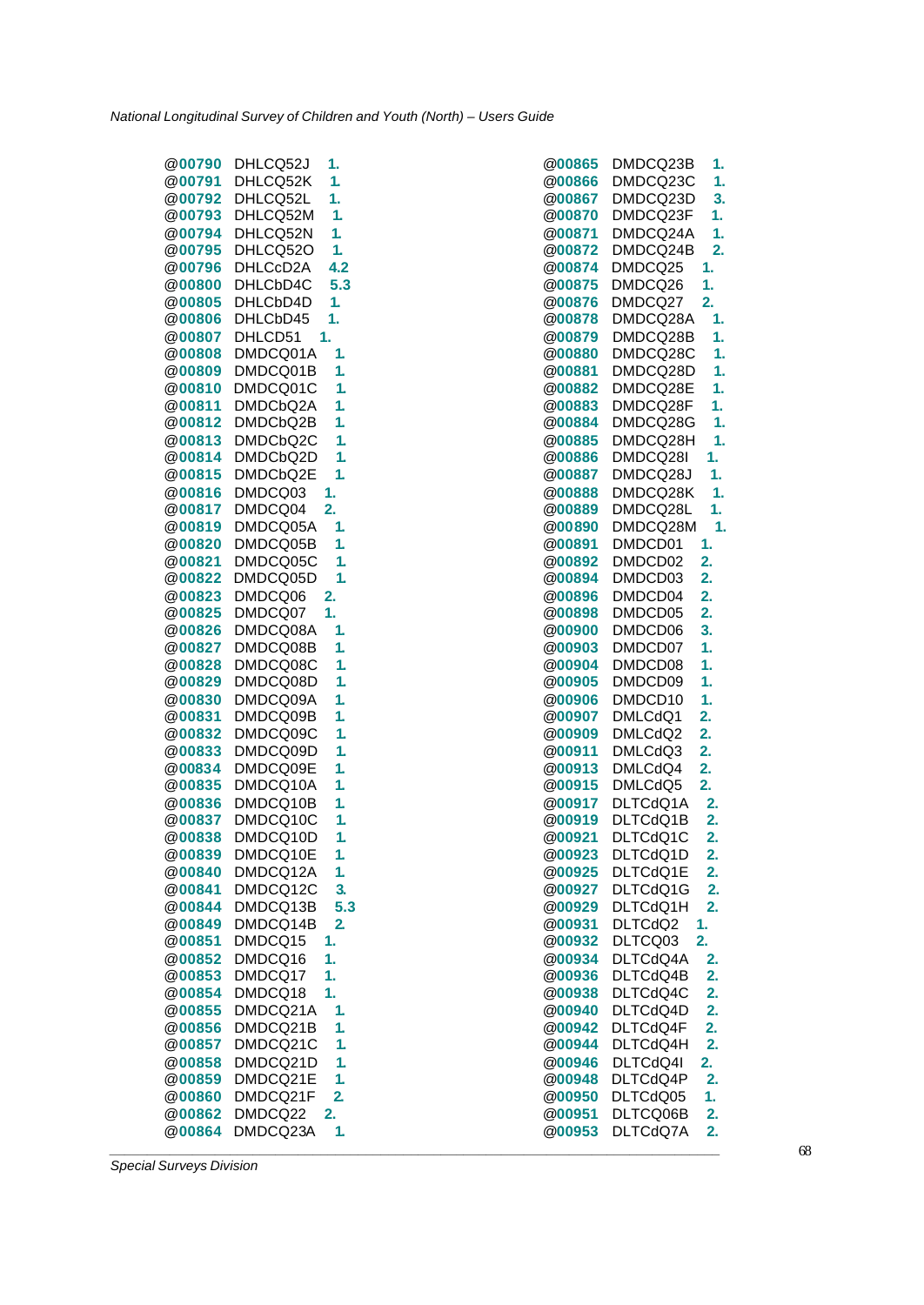```
@00790 DHLCQ52J 1.
@00791 DHLCQ52K 1.
@00792 DHLCQ52L 1.
@00793 DHLCQ52M 1.
@00794 DHLCQ52N 1.
@00795 DHLCQ52O 1.
@00796 DHLCcD2A 4.2
@00800 DHLCbD4C 5.3
@00805 DHLCbD4D 1.
@00806 DHLCbD45 1.
@00807 DHLCD51 1.
@00808 DMDCQ01A 1.
@00809 DMDCQ01B 1.
@00810 DMDCQ01C 1.
@00811 DMDCbQ2A 1.
@00812 DMDCbQ2B 1.
@00813 DMDCbQ2C 1.
@00814 DMDCbQ2D 1.
@00815 DMDCbQ2E 1.
@00816 DMDCQ03 1.
@00817 DMDCQ04 2.
@00819 DMDCQ05A 1.
@00820 DMDCQ05B 1.
@00821 DMDCQ05C 1.
@00822 DMDCQ05D 1.
@00823 DMDCQ06 2.
@00825 DMDCQ07 1.
@00826 DMDCQ08A 1.
@00827 DMDCQ08B 1.
@00828 DMDCQ08C 1.
@00829 DMDCQ08D 1.
@00830 DMDCQ09A 1.
@00831 DMDCQ09B 1.
@00832 DMDCQ09C 1.
@00833 DMDCQ09D 1.
@00834 DMDCQ09E 1.
@00835 DMDCQ10A 1.
@00836 DMDCQ10B 1.
@00837 DMDCQ10C 1.
@00838 DMDCQ10D 1.
@00839 DMDCQ10E 1.
@00840 DMDCQ12A 1.
@00841 DMDCQ12C 3.
@00844 DMDCQ13B 5.3
@00849 DMDCQ14B 2.
@00851 DMDCQ15 1.
@00852 DMDCQ16 1.
@00853 DMDCQ17 1.
@00854 DMDCQ18 1.
@00855 DMDCQ21A 1.
@00856 DMDCQ21B 1.
@00857 DMDCQ21C 1.
@00858 DMDCQ21D 1.
@00859 DMDCQ21E 1.
@00860 DMDCQ21F 2.
@00862 DMDCQ22 2.
@00864 DMDCQ23A 1.
@00865 DMDCQ23B 1.
@00866 DMDCQ23C 1.
@00867 DMDCQ23D 3.
@00870 DMDCQ23F 1.
@00871 DMDCQ24A 1.
@00872 DMDCQ24B 2.
@00874 DMDCQ25 1.
@00875 DMDCQ26 1.
@00876 DMDCQ27 2.
@00878 DMDCQ28A 1.
@00879 DMDCQ28B 1.
@00880 DMDCQ28C 1.
@00881 DMDCQ28D 1.
@00882 DMDCQ28E 1.
@00883 DMDCQ28F 1.
@00884 DMDCQ28G 1.
@00885 DMDCQ28H 1.
@00886 DMDCQ28I 1.
@00887 DMDCQ28J 1.
@00888 DMDCQ28K 1.
@00889 DMDCQ28L 1.
@00890 DMDCQ28M 1.
@00891 DMDCD01 1.
@00892 DMDCD02 2.
@00894 DMDCD03 2.
@00896 DMDCD04 2.
@00898 DMDCD05 2.
@00900 DMDCD06 3.
@00903 DMDCD07 1.
@00904 DMDCD08 1.
@00905 DMDCD09 1.
@00906 DMDCD10 1.
@00907 DMLCdQ1 2.
@00909 DMLCdQ2 2.
@00911 DMLCdQ3 2.
@00913 DMLCdQ4 2.
@00915 DMLCdQ5 2.
@00917 DLTCdQ1A 2.
@00919 DLTCdQ1B 2.
@00921 DLTCdQ1C 2.
@00923 DLTCdQ1D 2.
@00925 DLTCdQ1E 2.
@00927 DLTCdQ1G 2.
@00929 DLTCdQ1H 2.
@00931 DLTCdQ2 1.
@00932 DLTCQ03 2.
@00934 DLTCdQ4A 2.
@00936 DLTCdQ4B 2.
@00938 DLTCdQ4C 2.
@00940 DLTCdQ4D 2.
@00942 DLTCdQ4F 2.
@00944 DLTCdQ4H 2.
@00946 DLTCdQ4I 2.
@00948 DLTCdQ4P 2.
@00950 DLTCdQ05 1.
@00951 DLTCQ06B 2.
@00953 DLTCdQ7A 2.
```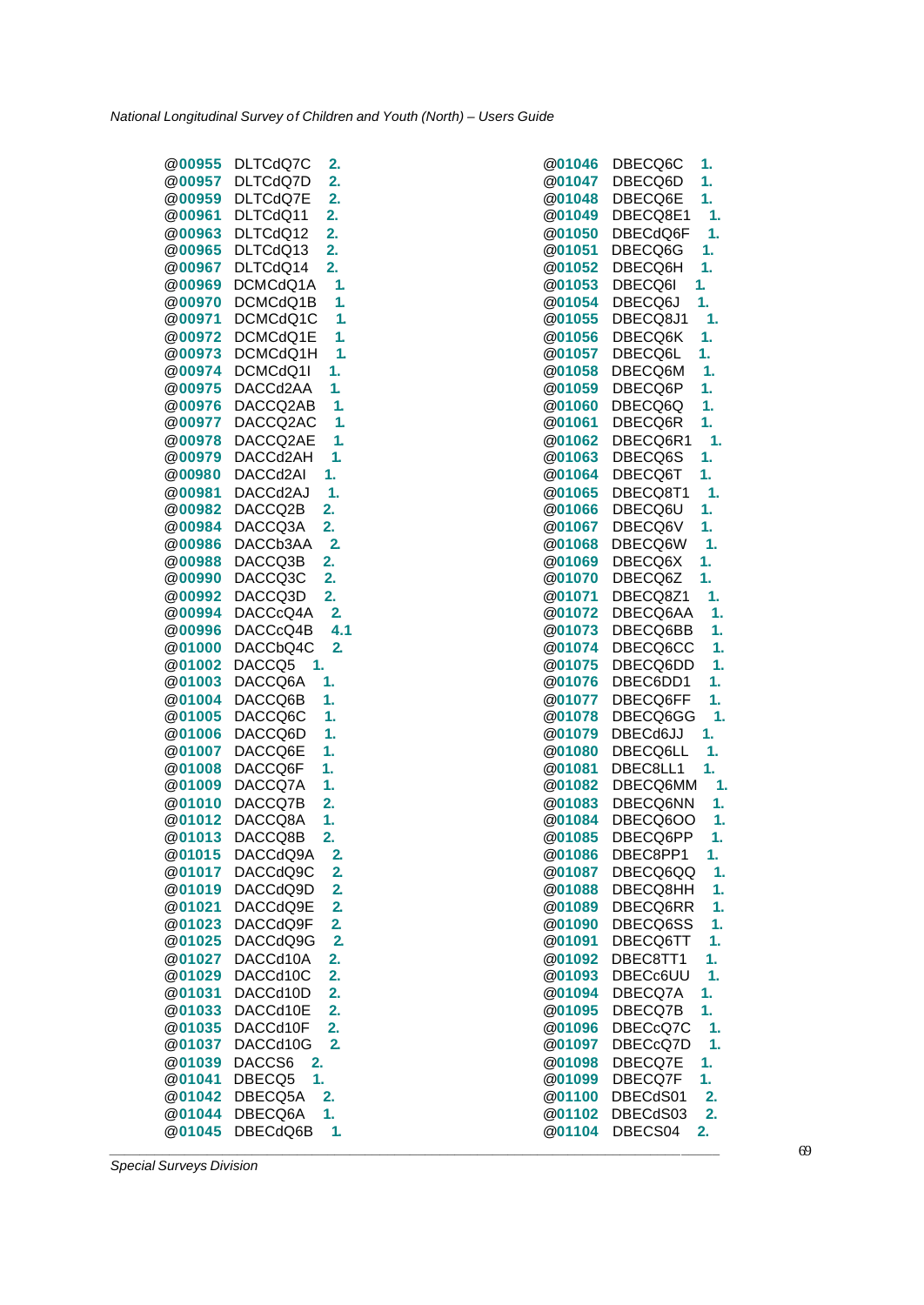```
@00955 DLTCdQ7C 2.
@00957 DLTCdQ7D 2.
@00959 DLTCdQ7E 2.
@00961 DLTCdQ11 2.
@00963 DLTCdQ12 2.
@00965 DLTCdQ13 2.
@00967 DLTCdQ14 2.
@00969 DCMCdQ1A 1.
@00970 DCMCdQ1B 1.
@00971 DCMCdQ1C 1.
@00972 DCMCdQ1E 1.
@00973 DCMCdQ1H 1.
@00974 DCMCdQ1I 1.
@00975 DACCd2AA 1.
@00976 DACCQ2AB 1.
@00977 DACCQ2AC 1.
@00978 DACCQ2AE 1.
@00979 DACCd2AH 1.
@00980 DACCd2AI 1.
@00981 DACCd2AJ 1.
@00982 DACCQ2B 2.
@00984 DACCQ3A 2.
@00986 DACCb3AA 2.
@00988 DACCQ3B 2.
@00990 DACCQ3C 2.
@00992 DACCQ3D 2.
@00994 DACCcQ4A 2.
@00996 DACCcQ4B 4.1
@01000 DACCbQ4C 2.
@01002 DACCQ5 1.
@01003 DACCQ6A 1.
@01004 DACCQ6B 1.
@01005 DACCQ6C 1.
@01006 DACCQ6D 1.
@01007 DACCQ6E 1.
@01008 DACCQ6F 1.
@01009 DACCQ7A 1.
@01010 DACCQ7B 2.
@01012 DACCQ8A 1.
@01013 DACCQ8B 2.
@01015 DACCdQ9A 2.
@01017 DACCdQ9C 2.
@01019 DACCdQ9D 2.
@01021 DACCdQ9E 2.
@01023 DACCdQ9F 2.
@01025 DACCdQ9G 2.
@01027 DACCd10A 2.
@01029 DACCd10C 2.
@01031 DACCd10D 2.
@01033 DACCd10E 2.
@01035 DACCd10F 2.
@01037 DACCd10G 2.
@01039 DACCS6 2.
@01041 DBECQ5 1.
@01042 DBECQ5A 2.
@01044 DBECQ6A 1.
@01045 DBECdQ6B 1.
@01046 DBECQ6C 1.
@01047 DBECQ6D 1.
@01048 DBECQ6E 1.
@01049 DBECQ8E1 1.
@01050 DBECdQ6F 1.
@01051 DBECQ6G 1.
@01052 DBECQ6H 1.
@01053 DBECQ6I 1.
@01054 DBECQ6J 1.
@01055 DBECQ8J1 1.
@01056 DBECQ6K 1.
@01057 DBECQ6L 1.
@01058 DBECQ6M 1.
@01059 DBECQ6P 1.
@01060 DBECQ6Q 1.
@01061 DBECQ6R 1.
@01062 DBECQ6R1 1.
@01063 DBECQ6S 1.
@01064 DBECQ6T 1.
@01065 DBECQ8T1 1.
@01066 DBECQ6U 1.
@01067 DBECQ6V 1.
@01068 DBECQ6W 1.
@01069 DBECQ6X 1.
@01070 DBECQ6Z 1.
@01071 DBECQ8Z1 1.
@01072 DBECQ6AA 1.
@01073 DBECQ6BB 1.
@01074 DBECQ6CC 1.
@01075 DBECQ6DD 1.
@01076 DBEC6DD1 1.
@01077 DBECQ6FF 1.
@01078 DBECQ6GG 1.
@01079 DBECd6JJ 1.
@01080 DBECQ6LL 1.
@01081 DBEC8LL1 1.
@01082 DBECQ6MM 1.
@01083 DBECQ6NN 1.
@01084 DBECQ6OO 1.
@01085 DBECQ6PP 1.
@01086 DBEC8PP1 1.
@01087 DBECQ6QQ 1.
@01088 DBECQ8HH 1.
@01089 DBECQ6RR 1.
@01090 DBECQ6SS 1.
@01091 DBECQ6TT 1.
@01092 DBEC8TT1 1.
@01093 DBECc6UU 1.
@01094 DBECQ7A 1.
@01095 DBECQ7B 1.
@01096 DBECcQ7C 1.
@01097 DBECcQ7D 1.
@01098 DBECQ7E 1.
@01099 DBECQ7F 1.
@01100 DBECdS01 2.
@01102 DBECdS03 2.
@01104 DBECS04 2.
```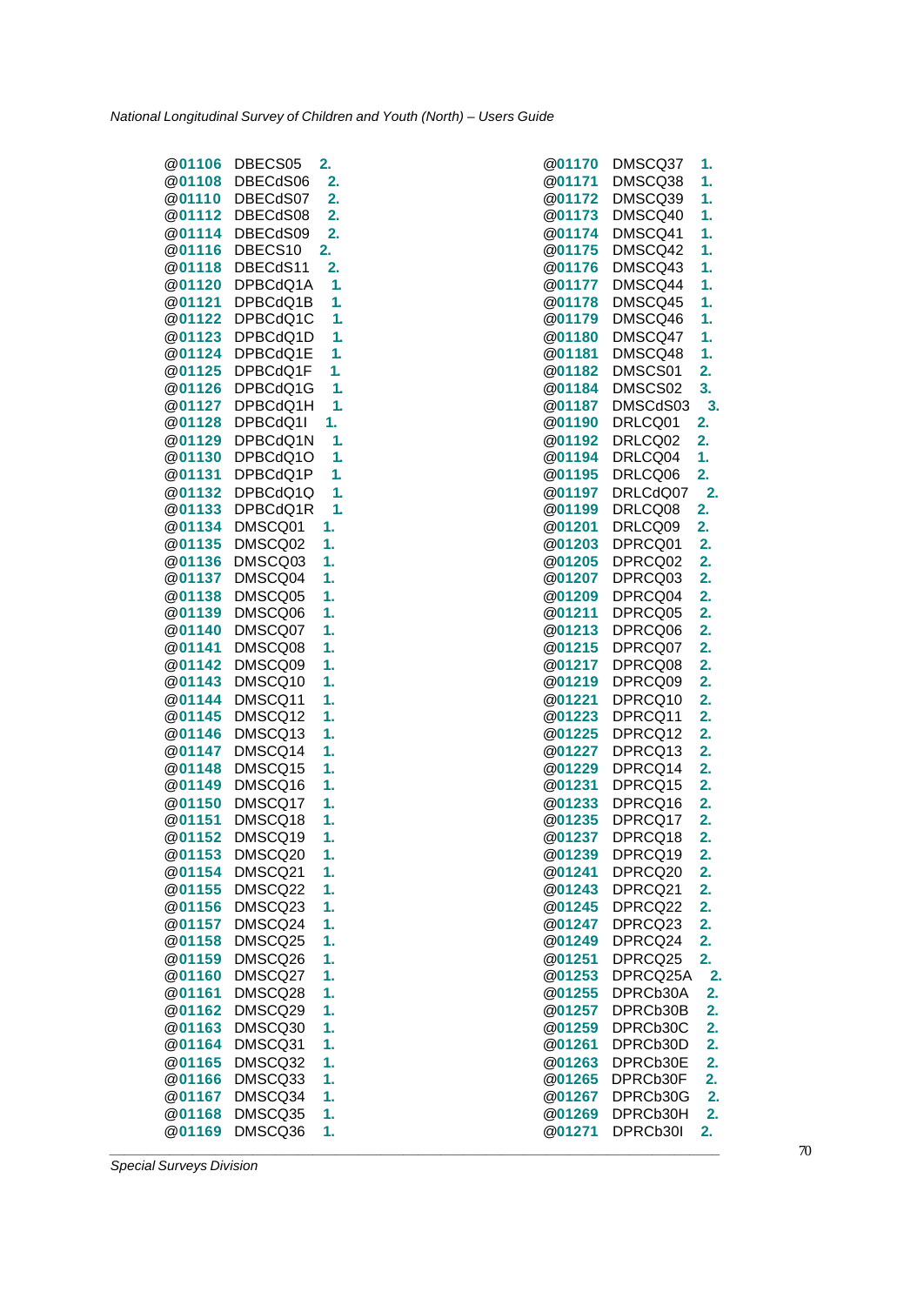```
@01106 DBECS05 2.
@01108 DBECdS06 2.
@01110 DBECdS07 2.
@01112 DBECdS08 2.
@01114 DBECdS09 2.
@01116 DBECS10 2.
@01118 DBECdS11 2.
@01120 DPBCdQ1A 1.
@01121 DPBCdQ1B 1.
@01122 DPBCdQ1C 1.
@01123 DPBCdQ1D 1.
@01124 DPBCdQ1E 1.
@01125 DPBCdQ1F 1.
@01126 DPBCdQ1G 1.
@01127 DPBCdQ1H 1.
@01128 DPBCdQ1I 1.
@01129 DPBCdQ1N 1.
@01130 DPBCdQ1O 1.
@01131 DPBCdQ1P 1.
@01132 DPBCdQ1Q 1.
@01133 DPBCdQ1R 1.
@01134 DMSCQ01 1.
@01135 DMSCQ02 1.
@01136 DMSCQ03 1.
@01137 DMSCQ04 1.
@01138 DMSCQ05 1.
@01139 DMSCQ06 1.
@01140 DMSCQ07 1.
@01141 DMSCQ08 1.
@01142 DMSCQ09 1.
@01143 DMSCQ10 1.
@01144 DMSCQ11 1.
@01145 DMSCQ12 1.
@01146 DMSCQ13 1.
@01147 DMSCQ14 1.
@01148 DMSCQ15 1.
@01149 DMSCQ16 1.
@01150 DMSCQ17 1.
@01151 DMSCQ18 1.
@01152 DMSCQ19 1.
@01153 DMSCQ20 1.
@01154 DMSCQ21 1.
@01155 DMSCQ22 1.
@01156 DMSCQ23 1.
@01157 DMSCQ24 1.
@01158 DMSCQ25 1.
@01159 DMSCQ26 1.
@01160 DMSCQ27 1.
@01161 DMSCQ28 1.
@01162 DMSCQ29 1.
@01163 DMSCQ30 1.
@01164 DMSCQ31 1.
@01165 DMSCQ32 1.
@01166 DMSCQ33 1.
@01167 DMSCQ34 1.
@01168 DMSCQ35 1.
@01169 DMSCQ36 1.
@01170 DMSCQ37 1.
@01171 DMSCQ38 1.
@01172 DMSCQ39 1.
@01173 DMSCQ40 1.
@01174 DMSCQ41 1.
@01175 DMSCQ42 1.
@01176 DMSCQ43 1.
@01177 DMSCQ44 1.
@01178 DMSCQ45 1.
@01179 DMSCQ46 1.
@01180 DMSCQ47 1.
@01181 DMSCQ48 1.
@01182 DMSCS01 2.
@01184 DMSCS02 3.
@01187 DMSCdS03 3.
@01190 DRLCQ01 2.
@01192 DRLCQ02 2.
@01194 DRLCQ04 1.
@01195 DRLCQ06 2.
@01197 DRLCdQ07 2.
@01199 DRLCQ08 2.
@01201 DRLCQ09 2.
@01203 DPRCQ01 2.
@01205 DPRCQ02 2.
@01207 DPRCQ03 2.
@01209 DPRCQ04 2.
@01211 DPRCQ05 2.
@01213 DPRCQ06 2.
@01215 DPRCQ07 2.
@01217 DPRCQ08 2.
@01219 DPRCQ09 2.
@01221 DPRCQ10 2.
@01223 DPRCQ11 2.
@01225 DPRCQ12 2.
@01227 DPRCQ13 2.
@01229 DPRCQ14 2.
@01231 DPRCQ15 2.
@01233 DPRCQ16 2.
@01235 DPRCQ17 2.
@01237 DPRCQ18 2.
@01239 DPRCQ19 2.
@01241 DPRCQ20 2.
@01243 DPRCQ21 2.
@01245 DPRCQ22 2.
@01247 DPRCQ23 2.
@01249 DPRCQ24 2.
@01251 DPRCQ25 2.
@01253 DPRCQ25A 2.
@01255 DPRCb30A 2.
@01257 DPRCb30B 2.
@01259 DPRCb30C 2.
@01261 DPRCb30D 2.
@01263 DPRCb30E 2.
@01265 DPRCb30F 2.
@01267 DPRCb30G 2.
@01269 DPRCb30H 2.
@01271 DPRCb30I 2.
```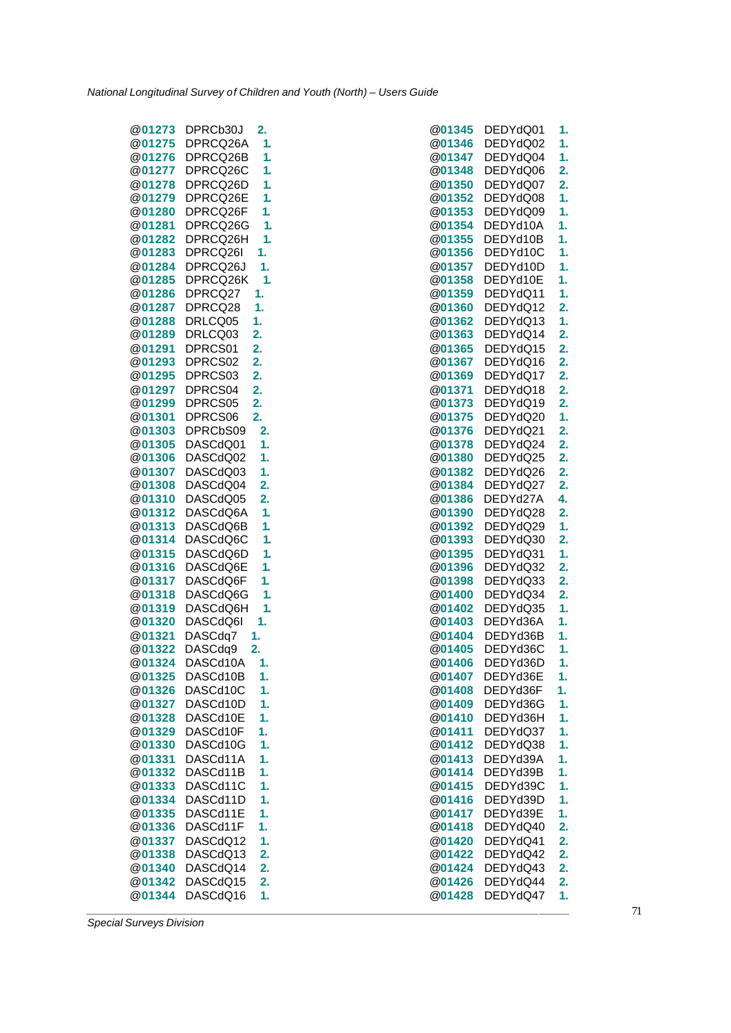```
@01273 DPRCb30J 2.
@01275 DPRCQ26A 1.
@01276 DPRCQ26B 1.
@01277 DPRCQ26C 1.
@01278 DPRCQ26D 1.
@01279 DPRCQ26E 1.
@01280 DPRCQ26F 1.
@01281 DPRCQ26G 1.
@01282 DPRCQ26H 1.
@01283 DPRCQ26I 1.
@01284 DPRCQ26J 1.
@01285 DPRCQ26K 1.
@01286 DPRCQ27 1.
@01287 DPRCQ28 1.
@01288 DRLCQ05 1.
@01289 DRLCQ03 2.
@01291 DPRCS01 2.
@01293 DPRCS02 2.
@01295 DPRCS03 2.
@01297 DPRCS04 2.
@01299 DPRCS05 2.
@01301 DPRCS06 2.
@01303 DPRCbS09 2.
@01305 DASCdQ01 1.
@01306 DASCdQ02 1.
@01307 DASCdQ03 1.
@01308 DASCdQ04 2.
@01310 DASCdQ05 2.
@01312 DASCdQ6A 1.
@01313 DASCdQ6B 1.
@01314 DASCdQ6C 1.
@01315 DASCdQ6D 1.
@01316 DASCdQ6E 1.
@01317 DASCdQ6F 1.
@01318 DASCdQ6G 1.
@01319 DASCdQ6H 1.
@01320 DASCdQ6I 1.
@01321 DASCdq7 1.
@01322 DASCdq9 2.
@01324 DASCd10A 1.
@01325 DASCd10B 1.
@01326 DASCd10C 1.
@01327 DASCd10D 1.
@01328 DASCd10E 1.
@01329 DASCd10F 1.
@01330 DASCd10G 1.
@01331 DASCd11A 1.
@01332 DASCd11B 1.
@01333 DASCd11C 1.
@01334 DASCd11D 1.
@01335 DASCd11E 1.
@01336 DASCd11F 1.
@01337 DASCdQ12 1.
@01338 DASCdQ13 2.
@01340 DASCdQ14 2.
@01342 DASCdQ15 2.
@01344 DASCdQ16 1.
@01345 DEDYdQ01 1.
@01346 DEDYdQ02 1.
@01347 DEDYdQ04 1.
@01348 DEDYdQ06 2.
@01350 DEDYdQ07 2.
@01352 DEDYdQ08 1.
@01353 DEDYdQ09 1.
@01354 DEDYd10A 1.
@01355 DEDYd10B 1.
@01356 DEDYd10C 1.
@01357 DEDYd10D 1.
@01358 DEDYd10E 1.
@01359 DEDYdQ11 1.
@01360 DEDYdQ12 2.
@01362 DEDYdQ13 1.
@01363 DEDYdQ14 2.
@01365 DEDYdQ15 2.
@01367 DEDYdQ16 2.
@01369 DEDYdQ17 2.
@01371 DEDYdQ18 2.
@01373 DEDYdQ19 2.
@01375 DEDYdQ20 1.
@01376 DEDYdQ21 2.
@01378 DEDYdQ24 2.
@01380 DEDYdQ25 2.
@01382 DEDYdQ26 2.
@01384 DEDYdQ27 2.
@01386 DEDYd27A 4.
@01390 DEDYdQ28 2.
@01392 DEDYdQ29 1.
@01393 DEDYdQ30 2.
@01395 DEDYdQ31 1.
@01396 DEDYdQ32 2.
@01398 DEDYdQ33 2.
@01400 DEDYdQ34 2.
@01402 DEDYdQ35 1.
@01403 DEDYd36A 1.
@01404 DEDYd36B 1.
@01405 DEDYd36C 1.
@01406 DEDYd36D 1.
@01407 DEDYd36E 1.
@01408 DEDYd36F 1.
@01409 DEDYd36G 1.
@01410 DEDYd36H 1.
@01411 DEDYdQ37 1.
@01412 DEDYdQ38 1.
@01413 DEDYd39A 1.
@01414 DEDYd39B 1.
@01415 DEDYd39C 1.
@01416 DEDYd39D 1.
@01417 DEDYd39E 1.
@01418 DEDYdQ40 2.
@01420 DEDYdQ41 2.
@01422 DEDYdQ42 2.
@01424 DEDYdQ43 2.
@01426 DEDYdQ44 2.
@01428 DEDYdQ47 1.
```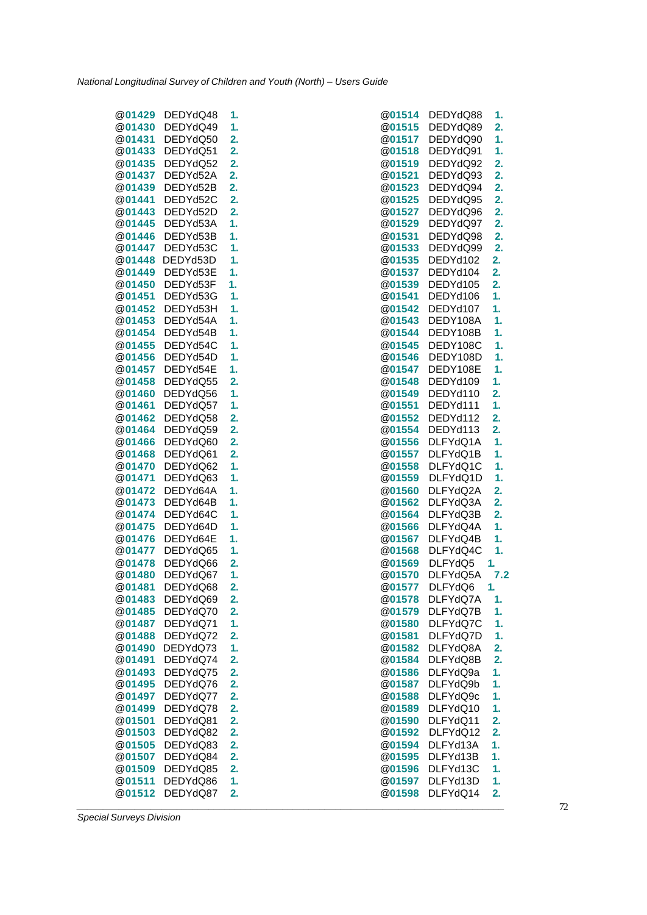```
@01429  DEDYdQ48    1.
@01430  DEDYdQ49    1.
@01431  DEDYdQ50    2.
@01433  DEDYdQ51    2.
@01435  DEDYdQ52    2.
@01437  DEDYd52A    2.
@01439  DEDYd52B    2.
@01441  DEDYd52C    2.
@01443  DEDYd52D    2.
@01445  DEDYd53A    1.
@01446  DEDYd53B    1.
@01447  DEDYd53C    1.
@01448  DEDYd53D    1.
@01449  DEDYd53E    1.
@01450  DEDYd53F    1.
@01451  DEDYd53G    1.
@01452  DEDYd53H    1.
@01453  DEDYd54A    1.
@01454  DEDYd54B    1.
@01455  DEDYd54C    1.
@01456  DEDYd54D    1.
@01457  DEDYd54E    1.
@01458  DEDYdQ55    2.
@01460  DEDYdQ56    1.
@01461  DEDYdQ57    1.
@01462  DEDYdQ58    2.
@01464  DEDYdQ59    2.
@01466  DEDYdQ60    2.
@01468  DEDYdQ61    2.
@01470  DEDYdQ62    1.
@01471  DEDYdQ63    1.
@01472  DEDYd64A    1.
@01473  DEDYd64B    1.
@01474  DEDYd64C    1.
@01475  DEDYd64D    1.
@01476  DEDYd64E    1.
@01477  DEDYdQ65    1.
@01478  DEDYdQ66    2.
@01480  DEDYdQ67    1.
@01481  DEDYdQ68    2.
@01483  DEDYdQ69    2.
@01485  DEDYdQ70    2.
@01487  DEDYdQ71    1.
@01488  DEDYdQ72    2.
@01490  DEDYdQ73    1.
@01491  DEDYdQ74    2.
@01493  DEDYdQ75    2.
@01495  DEDYdQ76    2.
@01497  DEDYdQ77    2.
@01499  DEDYdQ78    2.
@01501  DEDYdQ81    2.
@01503  DEDYdQ82    2.
@01505  DEDYdQ83    2.
@01507  DEDYdQ84    2.
@01509  DEDYdQ85    2.
@01511  DEDYdQ86    1.
@01512  DEDYdQ87    2.
@01514  DEDYdQ88    1.
@01515  DEDYdQ89    2.
@01517  DEDYdQ90    1.
@01518  DEDYdQ91    1.
@01519  DEDYdQ92    2.
@01521  DEDYdQ93    2.
@01523  DEDYdQ94    2.
@01525  DEDYdQ95    2.
@01527  DEDYdQ96    2.
@01529  DEDYdQ97    2.
@01531  DEDYdQ98    2.
@01533  DEDYdQ99    2.
@01535  DEDYd102    2.
@01537  DEDYd104    2.
@01539  DEDYd105    2.
@01541  DEDYd106    1.
@01542  DEDYd107    1.
@01543  DEDY108A    1.
@01544  DEDY108B    1.
@01545  DEDY108C    1.
@01546  DEDY108D    1.
@01547  DEDY108E    1.
@01548  DEDYd109    1.
@01549  DEDYd110    2.
@01551  DEDYd111    1.
@01552  DEDYd112    2.
@01554  DEDYd113    2.
@01556  DLFYdQ1A    1.
@01557  DLFYdQ1B    1.
@01558  DLFYdQ1C    1.
@01559  DLFYdQ1D    1.
@01560  DLFYdQ2A    2.
@01562  DLFYdQ3A    2.
@01564  DLFYdQ3B    2.
@01566  DLFYdQ4A    1.
@01567  DLFYdQ4B    1.
@01568  DLFYdQ4C    1.
@01569  DLFYdQ5     1.
@01570  DLFYdQ5A    7.2
@01577  DLFYdQ6     1.
@01578  DLFYdQ7A    1.
@01579  DLFYdQ7B    1.
@01580  DLFYdQ7C    1.
@01581  DLFYdQ7D    1.
@01582  DLFYdQ8A    2.
@01584  DLFYdQ8B    2.
@01586  DLFYdQ9a    1.
@01587  DLFYdQ9b    1.
@01588  DLFYdQ9c    1.
@01589  DLFYdQ10    1.
@01590  DLFYdQ11    2.
@01592  DLFYdQ12    2.
@01594  DLFYd13A    1.
@01595  DLFYd13B    1.
@01596  DLFYd13C    1.
@01597  DLFYd13D    1.
@01598  DLFYdQ14    2.
```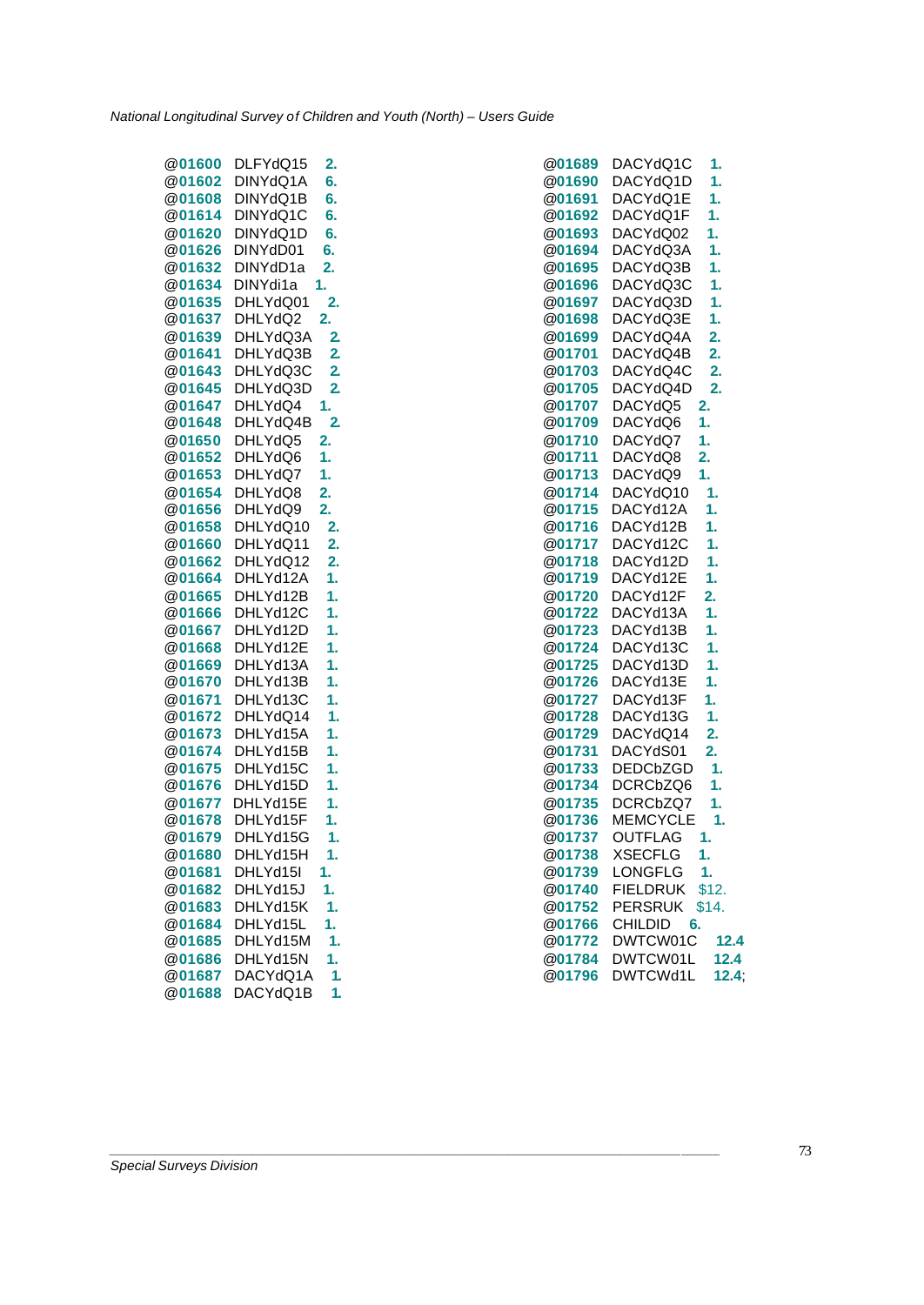```
@01600 DLFYdQ15 2.
@01602 DINYdQ1A 6.
@01608 DINYdQ1B 6.
@01614 DINYdQ1C 6.
@01620 DINYdQ1D 6.
@01626 DINYdD01 6.
@01632 DINYdD1a 2.
@01634 DINYdi1a 1.
@01635 DHLYdQ01 2.
@01637 DHLYdQ2 2.
@01639 DHLYdQ3A 2.
@01641 DHLYdQ3B 2.
@01643 DHLYdQ3C 2.
@01645 DHLYdQ3D 2.
@01647 DHLYdQ4 1.
@01648 DHLYdQ4B 2.
@01650 DHLYdQ5 2.
@01652 DHLYdQ6 1.
@01653 DHLYdQ7 1.
@01654 DHLYdQ8 2.
@01656 DHLYdQ9 2.
@01658 DHLYdQ10 2.
@01660 DHLYdQ11 2.
@01662 DHLYdQ12 2.
@01664 DHLYd12A 1.
@01665 DHLYd12B 1.
@01666 DHLYd12C 1.
@01667 DHLYd12D 1.
@01668 DHLYd12E 1.
@01669 DHLYd13A 1.
@01670 DHLYd13B 1.
@01671 DHLYd13C 1.
@01672 DHLYdQ14 1.
@01673 DHLYd15A 1.
@01674 DHLYd15B 1.
@01675 DHLYd15C 1.
@01676 DHLYd15D 1.
@01677 DHLYd15E 1.
@01678 DHLYd15F 1.
@01679 DHLYd15G 1.
@01680 DHLYd15H 1.
@01681 DHLYd15I 1.
@01682 DHLYd15J 1.
@01683 DHLYd15K 1.
@01684 DHLYd15L 1.
@01685 DHLYd15M 1.
@01686 DHLYd15N 1.
@01687 DACYdQ1A 1.
@01688 DACYdQ1B 1.
@01689 DACYdQ1C 1.
@01690 DACYdQ1D 1.
@01691 DACYdQ1E 1.
@01692 DACYdQ1F 1.
@01693 DACYdQ02 1.
@01694 DACYdQ3A 1.
@01695 DACYdQ3B 1.
@01696 DACYdQ3C 1.
@01697 DACYdQ3D 1.
@01698 DACYdQ3E 1.
@01699 DACYdQ4A 2.
@01701 DACYdQ4B 2.
@01703 DACYdQ4C 2.
@01705 DACYdQ4D 2.
@01707 DACYdQ5 2.
@01709 DACYdQ6 1.
@01710 DACYdQ7 1.
@01711 DACYdQ8 2.
@01713 DACYdQ9 1.
@01714 DACYdQ10 1.
@01715 DACYd12A 1.
@01716 DACYd12B 1.
@01717 DACYd12C 1.
@01718 DACYd12D 1.
@01719 DACYd12E 1.
@01720 DACYd12F 2.
@01722 DACYd13A 1.
@01723 DACYd13B 1.
@01724 DACYd13C 1.
@01725 DACYd13D 1.
@01726 DACYd13E 1.
@01727 DACYd13F 1.
@01728 DACYd13G 1.
@01729 DACYdQ14 2.
@01731 DACYdS01 2.
@01733 DEDCbZGD 1.
@01734 DCRCbZQ6 1.
@01735 DCRCbZQ7 1.
@01736 MEMCYCLE 1.
@01737 OUTFLAG 1.
@01738 XSECFLG 1.
@01739 LONGFLG 1.
@01740 FIELDRUK $12.
@01752 PERSRUK $14.
@01766 CHILDID 6.
@01772 DWTCW01C 12.4
@01784 DWTCW01L 12.4
@01796 DWTCWd1L 12.4;
```